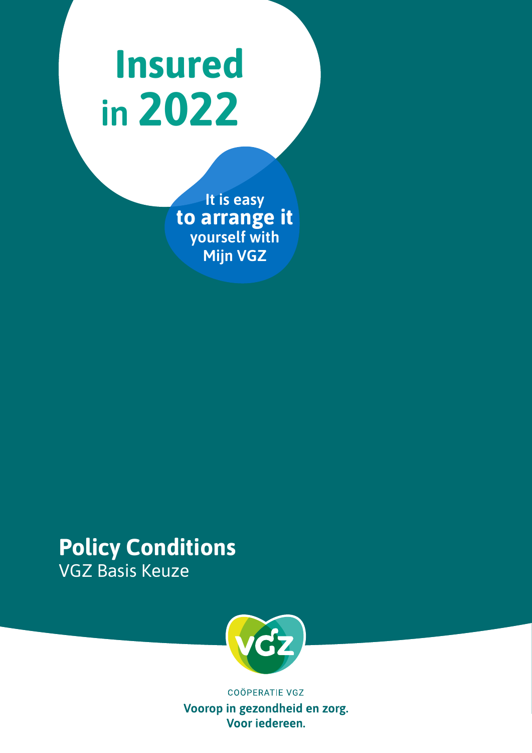# Insured in 2022

It is easy **to arrange it** yourself with Mijn VGZ

## Policy Conditions

VGZ Basis Keuze

COÖPERATIE VGZ

**Voorop in gezondheid en zorg. Voor iedereen.**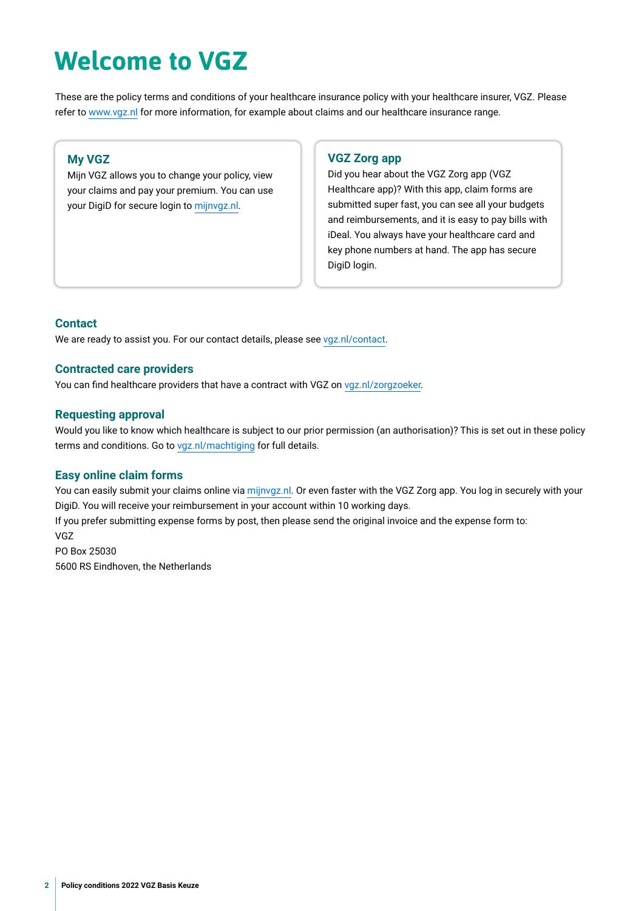# Welcome to VGZ

These are the policy terms and conditions of your healthcare insurance policy with your healthcare insurer, VGZ. Please refer to www.vgz.nl for more information, for example about claims and our healthcare insurance range.

### My VGZ

Mijn VGZ allows you to change your policy, view your claims and pay your premium. You can use your DigiD for secure login to mijnvgz.nl.

### VGZ Zorg app

Did you hear about the VGZ Zorg app (VGZ Healthcare app)? With this app, claim forms are submitted super fast, you can see all your budgets and reimbursements, and it is easy to pay bills with iDeal. You always have your healthcare card and key phone numbers at hand. The app has secure DigiD login.

### Contact

We are ready to assist you. For our contact details, please see vgz.nl/contact.

### Contracted care providers

You can find healthcare providers that have a contract with VGZ on vgz.nl/zorgzoeker.

### Requesting approval

Would you like to know which healthcare is subject to our prior permission (an authorisation)? This is set out in these policy terms and conditions. Go to vgz.nl/machtiging for full details.

### Easy online claim forms

You can easily submit your claims online via mijnvgz.nl. Or even faster with the VGZ Zorg app. You log in securely with your DigiD. You will receive your reimbursement in your account within 10 working days.

If you prefer submitting expense forms by post, then please send the original invoice and the expense form to:

VGZ
PO Box 25030
5600 RS Eindhoven, the Netherlands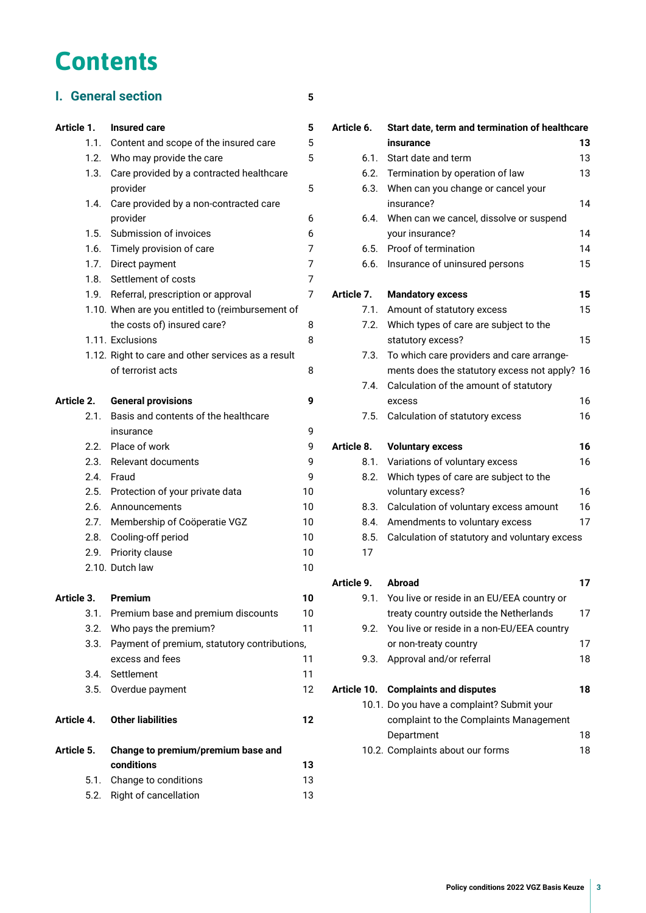# Contents

## I. General section 5

| | | |
|---|---|---|
| **Article 1.** | **Insured care** | **5** |
| 1.1. | Content and scope of the insured care | 5 |
| 1.2. | Who may provide the care | 5 |
| 1.3. | Care provided by a contracted healthcare provider | 5 |
| 1.4. | Care provided by a non-contracted care provider | 6 |
| 1.5. | Submission of invoices | 6 |
| 1.6. | Timely provision of care | 7 |
| 1.7. | Direct payment | 7 |
| 1.8. | Settlement of costs | 7 |
| 1.9. | Referral, prescription or approval | 7 |
| 1.10. | When are you entitled to (reimbursement of the costs of) insured care? | 8 |
| 1.11. | Exclusions | 8 |
| 1.12. | Right to care and other services as a result of terrorist acts | 8 |
| **Article 2.** | **General provisions** | **9** |
| 2.1. | Basis and contents of the healthcare insurance | 9 |
| 2.2. | Place of work | 9 |
| 2.3. | Relevant documents | 9 |
| 2.4. | Fraud | 9 |
| 2.5. | Protection of your private data | 10 |
| 2.6. | Announcements | 10 |
| 2.7. | Membership of Coöperatie VGZ | 10 |
| 2.8. | Cooling-off period | 10 |
| 2.9. | Priority clause | 10 |
| 2.10. | Dutch law | 10 |
| **Article 3.** | **Premium** | **10** |
| 3.1. | Premium base and premium discounts | 10 |
| 3.2. | Who pays the premium? | 11 |
| 3.3. | Payment of premium, statutory contributions, excess and fees | 11 |
| 3.4. | Settlement | 11 |
| 3.5. | Overdue payment | 12 |
| **Article 4.** | **Other liabilities** | **12** |
| **Article 5.** | **Change to premium/premium base and conditions** | **13** |
| 5.1. | Change to conditions | 13 |
| 5.2. | Right of cancellation | 13 |
| **Article 6.** | **Start date, term and termination of healthcare insurance** | **13** |
| 6.1. | Start date and term | 13 |
| 6.2. | Termination by operation of law | 13 |
| 6.3. | When can you change or cancel your insurance? | 14 |
| 6.4. | When can we cancel, dissolve or suspend your insurance? | 14 |
| 6.5. | Proof of termination | 14 |
| 6.6. | Insurance of uninsured persons | 15 |
| **Article 7.** | **Mandatory excess** | **15** |
| 7.1. | Amount of statutory excess | 15 |
| 7.2. | Which types of care are subject to the statutory excess? | 15 |
| 7.3. | To which care providers and care arrangements does the statutory excess not apply? | 16 |
| 7.4. | Calculation of the amount of statutory excess | 16 |
| 7.5. | Calculation of statutory excess | 16 |
| **Article 8.** | **Voluntary excess** | **16** |
| 8.1. | Variations of voluntary excess | 16 |
| 8.2. | Which types of care are subject to the voluntary excess? | 16 |
| 8.3. | Calculation of voluntary excess amount | 16 |
| 8.4. | Amendments to voluntary excess | 17 |
| 8.5. | Calculation of statutory and voluntary excess | 17 |
| **Article 9.** | **Abroad** | **17** |
| 9.1. | You live or reside in an EU/EEA country or treaty country outside the Netherlands | 17 |
| 9.2. | You live or reside in a non-EU/EEA country or non-treaty country | 17 |
| 9.3. | Approval and/or referral | 18 |
| **Article 10.** | **Complaints and disputes** | **18** |
| 10.1. | Do you have a complaint? Submit your complaint to the Complaints Management Department | 18 |
| 10.2. | Complaints about our forms | 18 |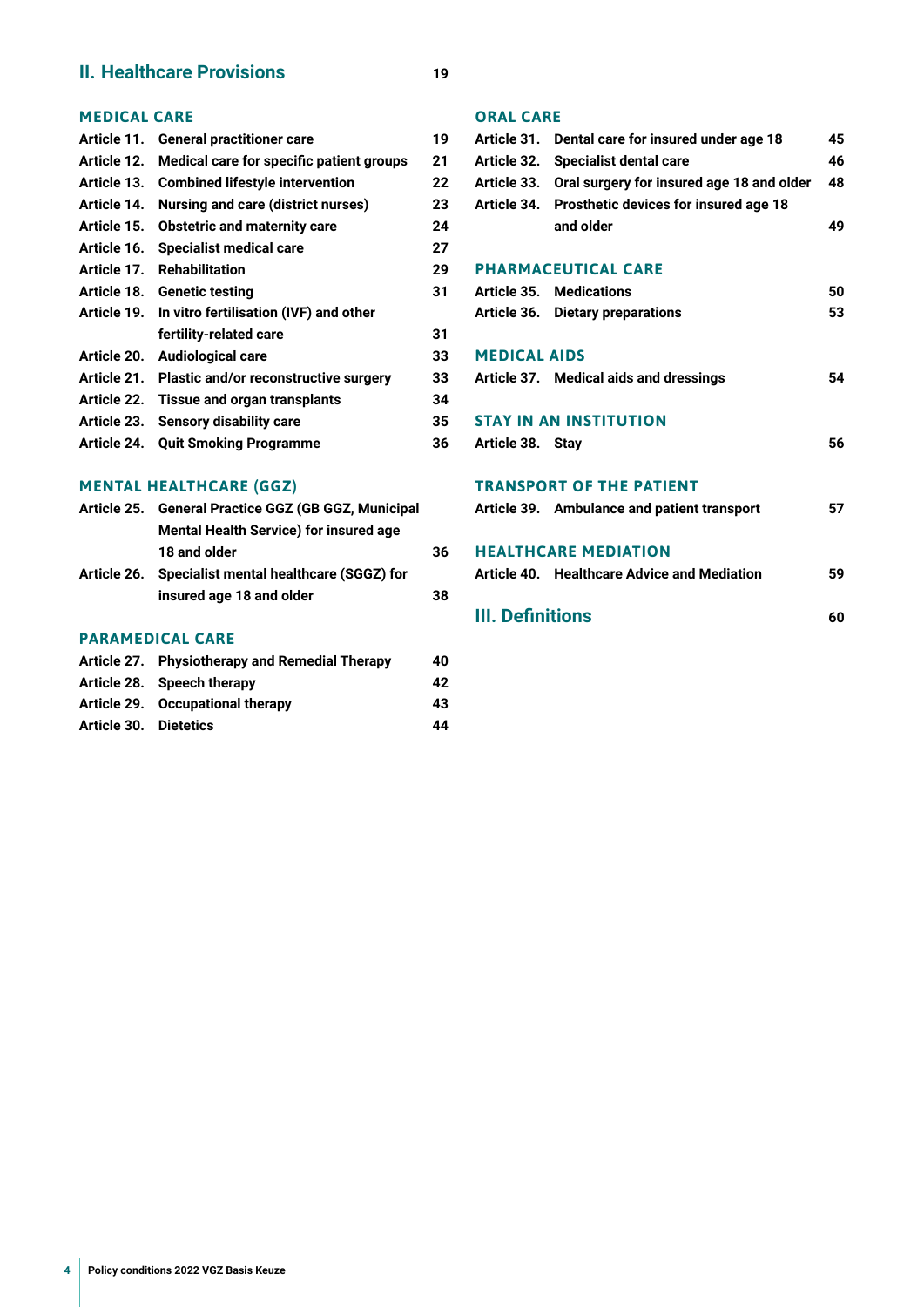## II. Healthcare Provisions 19

### MEDICAL CARE

| | | |
|---|---|---|
| Article 11. | General practitioner care | 19 |
| Article 12. | Medical care for specific patient groups | 21 |
| Article 13. | Combined lifestyle intervention | 22 |
| Article 14. | Nursing and care (district nurses) | 23 |
| Article 15. | Obstetric and maternity care | 24 |
| Article 16. | Specialist medical care | 27 |
| Article 17. | Rehabilitation | 29 |
| Article 18. | Genetic testing | 31 |
| Article 19. | In vitro fertilisation (IVF) and other fertility-related care | 31 |
| Article 20. | Audiological care | 33 |
| Article 21. | Plastic and/or reconstructive surgery | 33 |
| Article 22. | Tissue and organ transplants | 34 |
| Article 23. | Sensory disability care | 35 |
| Article 24. | Quit Smoking Programme | 36 |

### MENTAL HEALTHCARE (GGZ)

| | | |
|---|---|---|
| Article 25. | General Practice GGZ (GB GGZ, Municipal Mental Health Service) for insured age 18 and older | 36 |
| Article 26. | Specialist mental healthcare (SGGZ) for insured age 18 and older | 38 |

### PARAMEDICAL CARE

| | | |
|---|---|---|
| Article 27. | Physiotherapy and Remedial Therapy | 40 |
| Article 28. | Speech therapy | 42 |
| Article 29. | Occupational therapy | 43 |
| Article 30. | Dietetics | 44 |

### ORAL CARE

| | | |
|---|---|---|
| Article 31. | Dental care for insured under age 18 | 45 |
| Article 32. | Specialist dental care | 46 |
| Article 33. | Oral surgery for insured age 18 and older | 48 |
| Article 34. | Prosthetic devices for insured age 18 and older | 49 |

### PHARMACEUTICAL CARE

| | | |
|---|---|---|
| Article 35. | Medications | 50 |
| Article 36. | Dietary preparations | 53 |

### MEDICAL AIDS

| | | |
|---|---|---|
| Article 37. | Medical aids and dressings | 54 |

### STAY IN AN INSTITUTION

| | | |
|---|---|---|
| Article 38. | Stay | 56 |

### TRANSPORT OF THE PATIENT

| | | |
|---|---|---|
| Article 39. | Ambulance and patient transport | 57 |

### HEALTHCARE MEDIATION

| | | |
|---|---|---|
| Article 40. | Healthcare Advice and Mediation | 59 |

## III. Definitions 60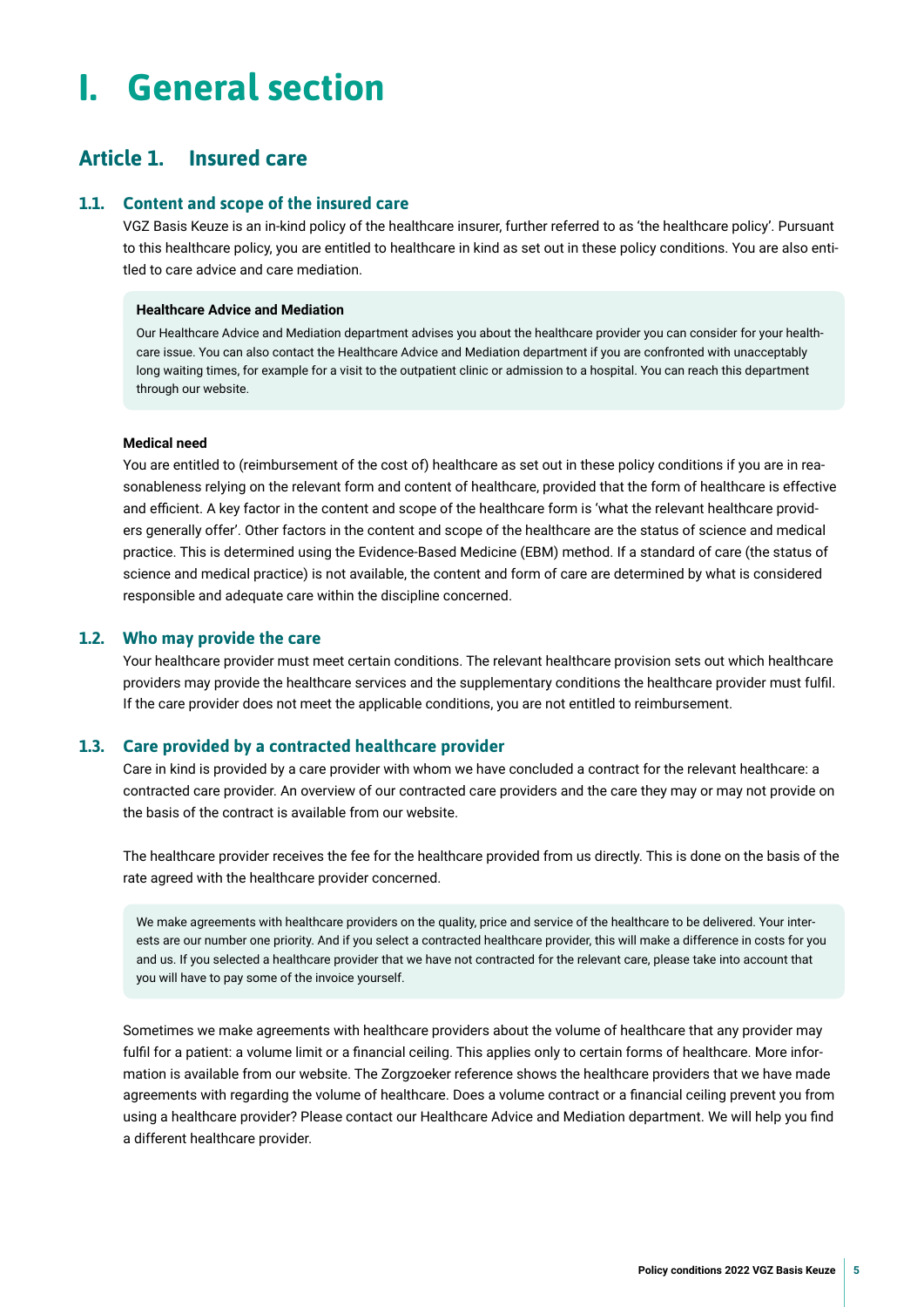# I. General section

## Article 1. Insured care

### 1.1. Content and scope of the insured care

VGZ Basis Keuze is an in-kind policy of the healthcare insurer, further referred to as 'the healthcare policy'. Pursuant to this healthcare policy, you are entitled to healthcare in kind as set out in these policy conditions. You are also entitled to care advice and care mediation.

**Healthcare Advice and Mediation**

Our Healthcare Advice and Mediation department advises you about the healthcare provider you can consider for your healthcare issue. You can also contact the Healthcare Advice and Mediation department if you are confronted with unacceptably long waiting times, for example for a visit to the outpatient clinic or admission to a hospital. You can reach this department through our website.

**Medical need**

You are entitled to (reimbursement of the cost of) healthcare as set out in these policy conditions if you are in reasonableness relying on the relevant form and content of healthcare, provided that the form of healthcare is effective and efficient. A key factor in the content and scope of the healthcare form is 'what the relevant healthcare providers generally offer'. Other factors in the content and scope of the healthcare are the status of science and medical practice. This is determined using the Evidence-Based Medicine (EBM) method. If a standard of care (the status of science and medical practice) is not available, the content and form of care are determined by what is considered responsible and adequate care within the discipline concerned.

### 1.2. Who may provide the care

Your healthcare provider must meet certain conditions. The relevant healthcare provision sets out which healthcare providers may provide the healthcare services and the supplementary conditions the healthcare provider must fulfil. If the care provider does not meet the applicable conditions, you are not entitled to reimbursement.

### 1.3. Care provided by a contracted healthcare provider

Care in kind is provided by a care provider with whom we have concluded a contract for the relevant healthcare: a contracted care provider. An overview of our contracted care providers and the care they may or may not provide on the basis of the contract is available from our website.

The healthcare provider receives the fee for the healthcare provided from us directly. This is done on the basis of the rate agreed with the healthcare provider concerned.

We make agreements with healthcare providers on the quality, price and service of the healthcare to be delivered. Your interests are our number one priority. And if you select a contracted healthcare provider, this will make a difference in costs for you and us. If you selected a healthcare provider that we have not contracted for the relevant care, please take into account that you will have to pay some of the invoice yourself.

Sometimes we make agreements with healthcare providers about the volume of healthcare that any provider may fulfil for a patient: a volume limit or a financial ceiling. This applies only to certain forms of healthcare. More information is available from our website. The Zorgzoeker reference shows the healthcare providers that we have made agreements with regarding the volume of healthcare. Does a volume contract or a financial ceiling prevent you from using a healthcare provider? Please contact our Healthcare Advice and Mediation department. We will help you find a different healthcare provider.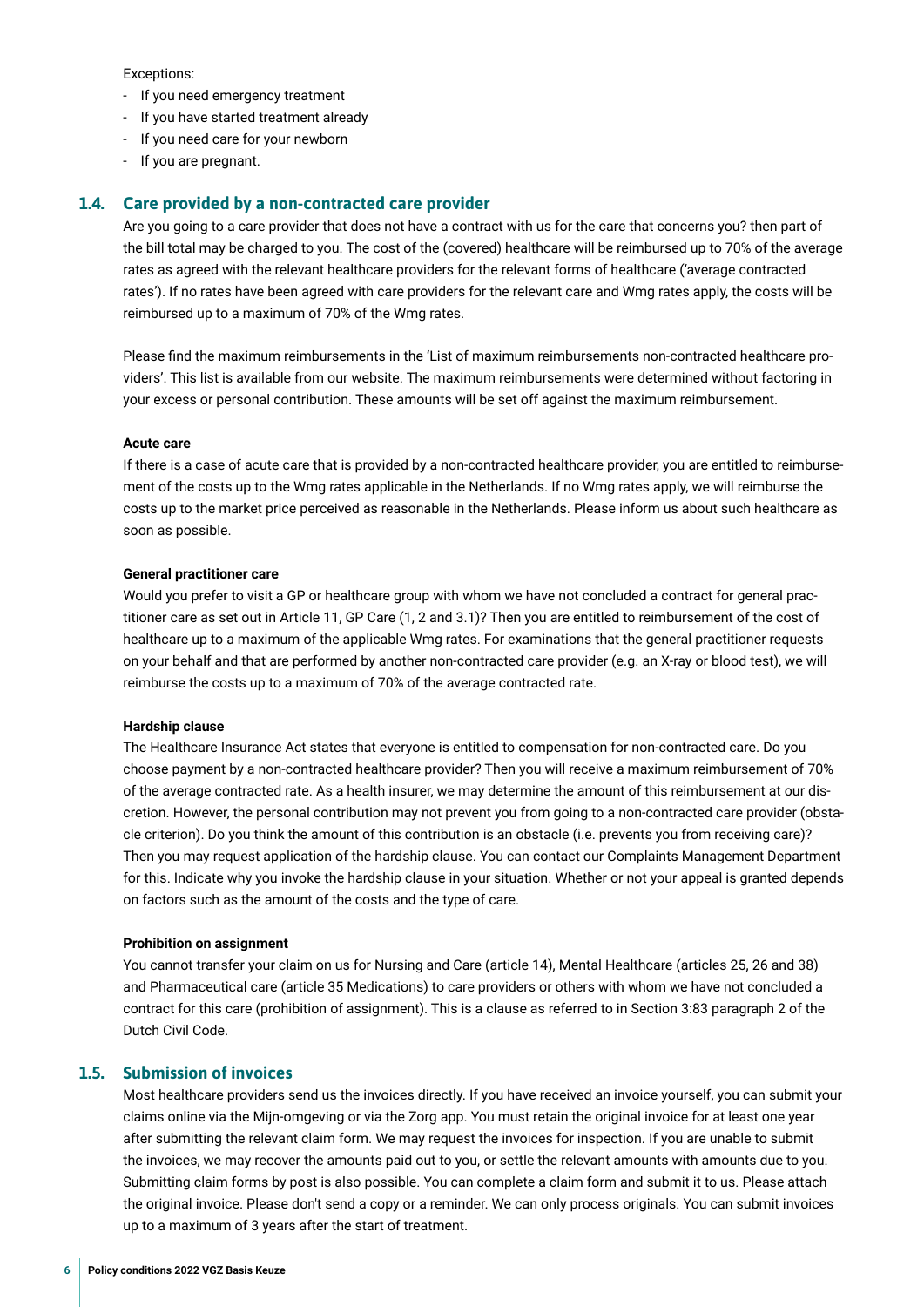Exceptions:

- If you need emergency treatment
- If you have started treatment already
- If you need care for your newborn
- If you are pregnant.

## 1.4. Care provided by a non-contracted care provider

Are you going to a care provider that does not have a contract with us for the care that concerns you? then part of the bill total may be charged to you. The cost of the (covered) healthcare will be reimbursed up to 70% of the average rates as agreed with the relevant healthcare providers for the relevant forms of healthcare ('average contracted rates'). If no rates have been agreed with care providers for the relevant care and Wmg rates apply, the costs will be reimbursed up to a maximum of 70% of the Wmg rates.

Please find the maximum reimbursements in the 'List of maximum reimbursements non-contracted healthcare providers'. This list is available from our website. The maximum reimbursements were determined without factoring in your excess or personal contribution. These amounts will be set off against the maximum reimbursement.

**Acute care**

If there is a case of acute care that is provided by a non-contracted healthcare provider, you are entitled to reimbursement of the costs up to the Wmg rates applicable in the Netherlands. If no Wmg rates apply, we will reimburse the costs up to the market price perceived as reasonable in the Netherlands. Please inform us about such healthcare as soon as possible.

**General practitioner care**

Would you prefer to visit a GP or healthcare group with whom we have not concluded a contract for general practitioner care as set out in Article 11, GP Care (1, 2 and 3.1)? Then you are entitled to reimbursement of the cost of healthcare up to a maximum of the applicable Wmg rates. For examinations that the general practitioner requests on your behalf and that are performed by another non-contracted care provider (e.g. an X-ray or blood test), we will reimburse the costs up to a maximum of 70% of the average contracted rate.

**Hardship clause**

The Healthcare Insurance Act states that everyone is entitled to compensation for non-contracted care. Do you choose payment by a non-contracted healthcare provider? Then you will receive a maximum reimbursement of 70% of the average contracted rate. As a health insurer, we may determine the amount of this reimbursement at our discretion. However, the personal contribution may not prevent you from going to a non-contracted care provider (obstacle criterion). Do you think the amount of this contribution is an obstacle (i.e. prevents you from receiving care)? Then you may request application of the hardship clause. You can contact our Complaints Management Department for this. Indicate why you invoke the hardship clause in your situation. Whether or not your appeal is granted depends on factors such as the amount of the costs and the type of care.

**Prohibition on assignment**

You cannot transfer your claim on us for Nursing and Care (article 14), Mental Healthcare (articles 25, 26 and 38) and Pharmaceutical care (article 35 Medications) to care providers or others with whom we have not concluded a contract for this care (prohibition of assignment). This is a clause as referred to in Section 3:83 paragraph 2 of the Dutch Civil Code.

## 1.5. Submission of invoices

Most healthcare providers send us the invoices directly. If you have received an invoice yourself, you can submit your claims online via the Mijn-omgeving or via the Zorg app. You must retain the original invoice for at least one year after submitting the relevant claim form. We may request the invoices for inspection. If you are unable to submit the invoices, we may recover the amounts paid out to you, or settle the relevant amounts with amounts due to you. Submitting claim forms by post is also possible. You can complete a claim form and submit it to us. Please attach the original invoice. Please don't send a copy or a reminder. We can only process originals. You can submit invoices up to a maximum of 3 years after the start of treatment.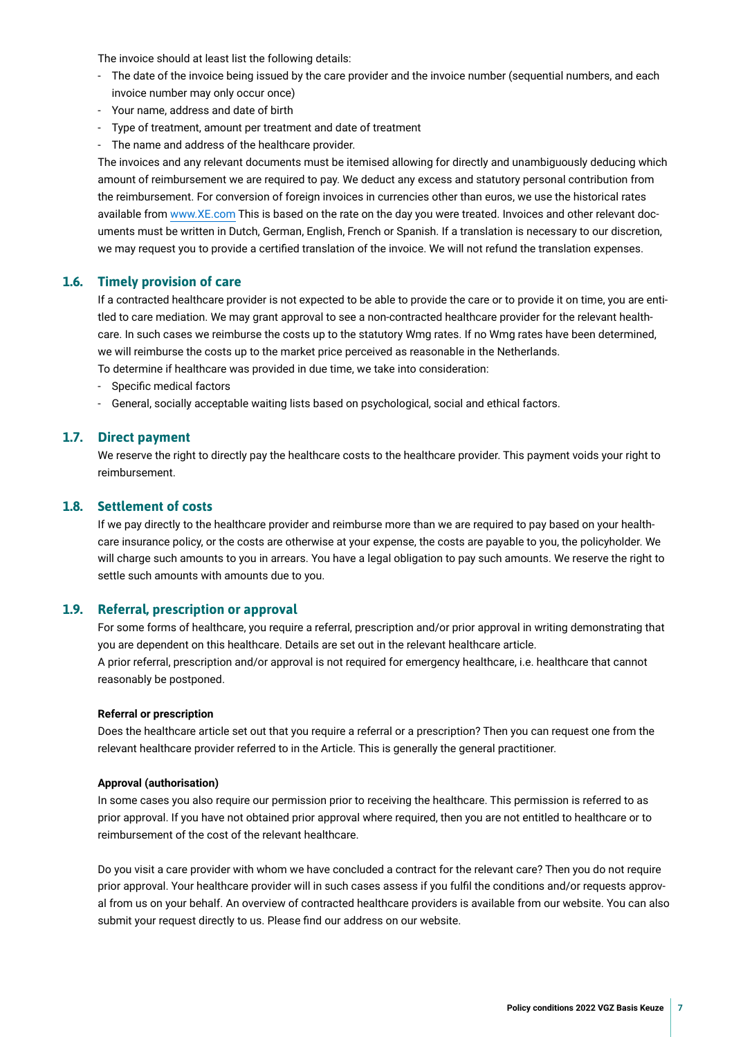The invoice should at least list the following details:

- The date of the invoice being issued by the care provider and the invoice number (sequential numbers, and each invoice number may only occur once)
- Your name, address and date of birth
- Type of treatment, amount per treatment and date of treatment
- The name and address of the healthcare provider.

The invoices and any relevant documents must be itemised allowing for directly and unambiguously deducing which amount of reimbursement we are required to pay. We deduct any excess and statutory personal contribution from the reimbursement. For conversion of foreign invoices in currencies other than euros, we use the historical rates available from www.XE.com This is based on the rate on the day you were treated. Invoices and other relevant documents must be written in Dutch, German, English, French or Spanish. If a translation is necessary to our discretion, we may request you to provide a certified translation of the invoice. We will not refund the translation expenses.

## 1.6. Timely provision of care

If a contracted healthcare provider is not expected to be able to provide the care or to provide it on time, you are entitled to care mediation. We may grant approval to see a non-contracted healthcare provider for the relevant healthcare. In such cases we reimburse the costs up to the statutory Wmg rates. If no Wmg rates have been determined, we will reimburse the costs up to the market price perceived as reasonable in the Netherlands.

To determine if healthcare was provided in due time, we take into consideration:

- Specific medical factors
- General, socially acceptable waiting lists based on psychological, social and ethical factors.

## 1.7. Direct payment

We reserve the right to directly pay the healthcare costs to the healthcare provider. This payment voids your right to reimbursement.

## 1.8. Settlement of costs

If we pay directly to the healthcare provider and reimburse more than we are required to pay based on your healthcare insurance policy, or the costs are otherwise at your expense, the costs are payable to you, the policyholder. We will charge such amounts to you in arrears. You have a legal obligation to pay such amounts. We reserve the right to settle such amounts with amounts due to you.

## 1.9. Referral, prescription or approval

For some forms of healthcare, you require a referral, prescription and/or prior approval in writing demonstrating that you are dependent on this healthcare. Details are set out in the relevant healthcare article.

A prior referral, prescription and/or approval is not required for emergency healthcare, i.e. healthcare that cannot reasonably be postponed.

**Referral or prescription**

Does the healthcare article set out that you require a referral or a prescription? Then you can request one from the relevant healthcare provider referred to in the Article. This is generally the general practitioner.

**Approval (authorisation)**

In some cases you also require our permission prior to receiving the healthcare. This permission is referred to as prior approval. If you have not obtained prior approval where required, then you are not entitled to healthcare or to reimbursement of the cost of the relevant healthcare.

Do you visit a care provider with whom we have concluded a contract for the relevant care? Then you do not require prior approval. Your healthcare provider will in such cases assess if you fulfil the conditions and/or requests approval from us on your behalf. An overview of contracted healthcare providers is available from our website. You can also submit your request directly to us. Please find our address on our website.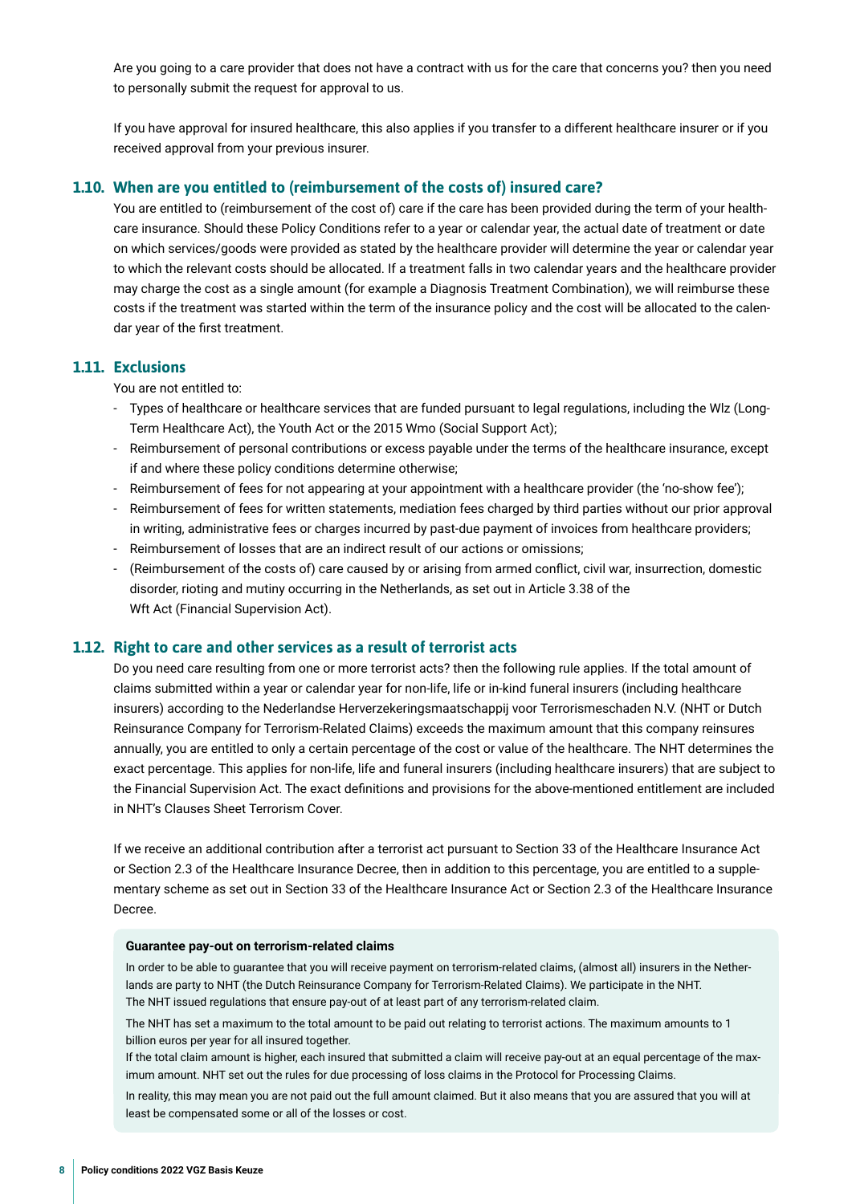Are you going to a care provider that does not have a contract with us for the care that concerns you? then you need to personally submit the request for approval to us.

If you have approval for insured healthcare, this also applies if you transfer to a different healthcare insurer or if you received approval from your previous insurer.

## 1.10. When are you entitled to (reimbursement of the costs of) insured care?

You are entitled to (reimbursement of the cost of) care if the care has been provided during the term of your healthcare insurance. Should these Policy Conditions refer to a year or calendar year, the actual date of treatment or date on which services/goods were provided as stated by the healthcare provider will determine the year or calendar year to which the relevant costs should be allocated. If a treatment falls in two calendar years and the healthcare provider may charge the cost as a single amount (for example a Diagnosis Treatment Combination), we will reimburse these costs if the treatment was started within the term of the insurance policy and the cost will be allocated to the calendar year of the first treatment.

## 1.11. Exclusions

You are not entitled to:

- Types of healthcare or healthcare services that are funded pursuant to legal regulations, including the Wlz (Long-Term Healthcare Act), the Youth Act or the 2015 Wmo (Social Support Act);
- Reimbursement of personal contributions or excess payable under the terms of the healthcare insurance, except if and where these policy conditions determine otherwise;
- Reimbursement of fees for not appearing at your appointment with a healthcare provider (the 'no-show fee');
- Reimbursement of fees for written statements, mediation fees charged by third parties without our prior approval in writing, administrative fees or charges incurred by past-due payment of invoices from healthcare providers;
- Reimbursement of losses that are an indirect result of our actions or omissions;
- (Reimbursement of the costs of) care caused by or arising from armed conflict, civil war, insurrection, domestic disorder, rioting and mutiny occurring in the Netherlands, as set out in Article 3.38 of the Wft Act (Financial Supervision Act).

## 1.12. Right to care and other services as a result of terrorist acts

Do you need care resulting from one or more terrorist acts? then the following rule applies. If the total amount of claims submitted within a year or calendar year for non-life, life or in-kind funeral insurers (including healthcare insurers) according to the Nederlandse Herverzekeringsmaatschappij voor Terrorismeschaden N.V. (NHT or Dutch Reinsurance Company for Terrorism-Related Claims) exceeds the maximum amount that this company reinsures annually, you are entitled to only a certain percentage of the cost or value of the healthcare. The NHT determines the exact percentage. This applies for non-life, life and funeral insurers (including healthcare insurers) that are subject to the Financial Supervision Act. The exact definitions and provisions for the above-mentioned entitlement are included in NHT's Clauses Sheet Terrorism Cover.

If we receive an additional contribution after a terrorist act pursuant to Section 33 of the Healthcare Insurance Act or Section 2.3 of the Healthcare Insurance Decree, then in addition to this percentage, you are entitled to a supplementary scheme as set out in Section 33 of the Healthcare Insurance Act or Section 2.3 of the Healthcare Insurance Decree.

**Guarantee pay-out on terrorism-related claims**

In order to be able to guarantee that you will receive payment on terrorism-related claims, (almost all) insurers in the Netherlands are party to NHT (the Dutch Reinsurance Company for Terrorism-Related Claims). We participate in the NHT. The NHT issued regulations that ensure pay-out of at least part of any terrorism-related claim.

The NHT has set a maximum to the total amount to be paid out relating to terrorist actions. The maximum amounts to 1 billion euros per year for all insured together.
If the total claim amount is higher, each insured that submitted a claim will receive pay-out at an equal percentage of the maximum amount. NHT set out the rules for due processing of loss claims in the Protocol for Processing Claims.

In reality, this may mean you are not paid out the full amount claimed. But it also means that you are assured that you will at least be compensated some or all of the losses or cost.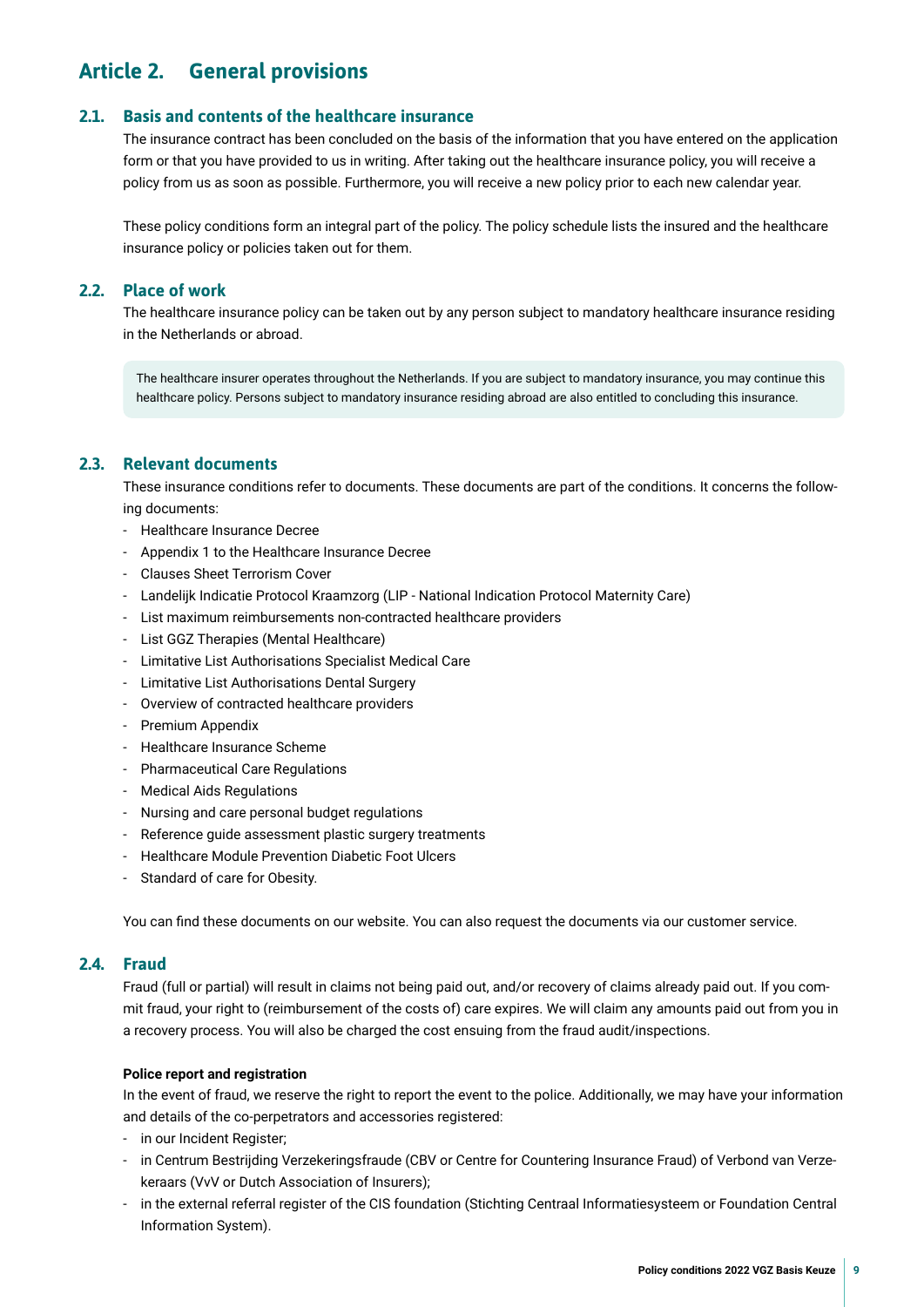# Article 2. General provisions

## 2.1. Basis and contents of the healthcare insurance

The insurance contract has been concluded on the basis of the information that you have entered on the application form or that you have provided to us in writing. After taking out the healthcare insurance policy, you will receive a policy from us as soon as possible. Furthermore, you will receive a new policy prior to each new calendar year.

These policy conditions form an integral part of the policy. The policy schedule lists the insured and the healthcare insurance policy or policies taken out for them.

## 2.2. Place of work

The healthcare insurance policy can be taken out by any person subject to mandatory healthcare insurance residing in the Netherlands or abroad.

> The healthcare insurer operates throughout the Netherlands. If you are subject to mandatory insurance, you may continue this healthcare policy. Persons subject to mandatory insurance residing abroad are also entitled to concluding this insurance.

## 2.3. Relevant documents

These insurance conditions refer to documents. These documents are part of the conditions. It concerns the following documents:

- Healthcare Insurance Decree
- Appendix 1 to the Healthcare Insurance Decree
- Clauses Sheet Terrorism Cover
- Landelijk Indicatie Protocol Kraamzorg (LIP - National Indication Protocol Maternity Care)
- List maximum reimbursements non-contracted healthcare providers
- List GGZ Therapies (Mental Healthcare)
- Limitative List Authorisations Specialist Medical Care
- Limitative List Authorisations Dental Surgery
- Overview of contracted healthcare providers
- Premium Appendix
- Healthcare Insurance Scheme
- Pharmaceutical Care Regulations
- Medical Aids Regulations
- Nursing and care personal budget regulations
- Reference guide assessment plastic surgery treatments
- Healthcare Module Prevention Diabetic Foot Ulcers
- Standard of care for Obesity.

You can find these documents on our website. You can also request the documents via our customer service.

## 2.4. Fraud

Fraud (full or partial) will result in claims not being paid out, and/or recovery of claims already paid out. If you commit fraud, your right to (reimbursement of the costs of) care expires. We will claim any amounts paid out from you in a recovery process. You will also be charged the cost ensuing from the fraud audit/inspections.

**Police report and registration**

In the event of fraud, we reserve the right to report the event to the police. Additionally, we may have your information and details of the co-perpetrators and accessories registered:

- in our Incident Register;
- in Centrum Bestrijding Verzekeringsfraude (CBV or Centre for Countering Insurance Fraud) of Verbond van Verzekeraars (VvV or Dutch Association of Insurers);
- in the external referral register of the CIS foundation (Stichting Centraal Informatiesysteem or Foundation Central Information System).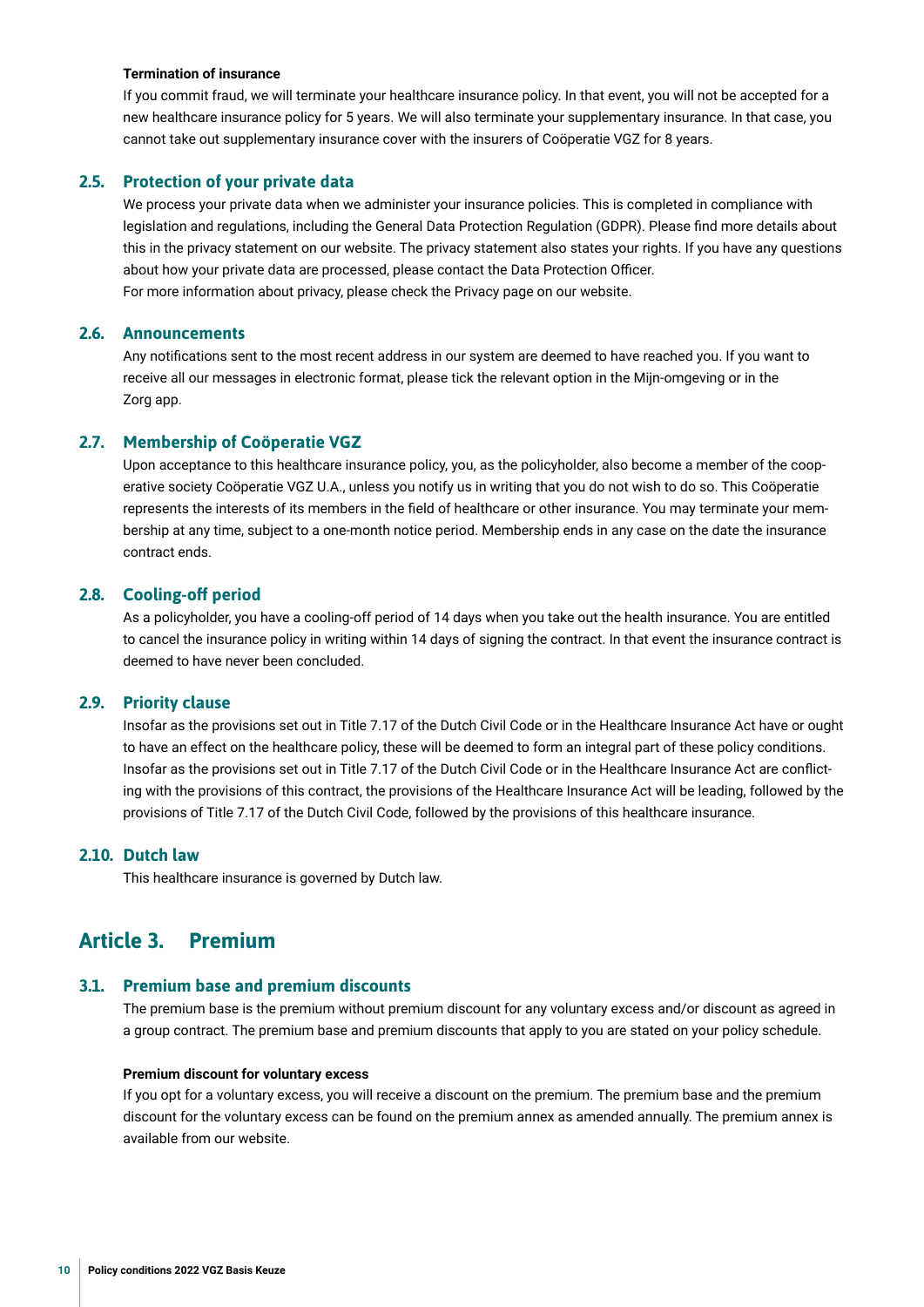#### Termination of insurance

If you commit fraud, we will terminate your healthcare insurance policy. In that event, you will not be accepted for a new healthcare insurance policy for 5 years. We will also terminate your supplementary insurance. In that case, you cannot take out supplementary insurance cover with the insurers of Coöperatie VGZ for 8 years.

### 2.5. Protection of your private data

We process your private data when we administer your insurance policies. This is completed in compliance with legislation and regulations, including the General Data Protection Regulation (GDPR). Please find more details about this in the privacy statement on our website. The privacy statement also states your rights. If you have any questions about how your private data are processed, please contact the Data Protection Officer.
For more information about privacy, please check the Privacy page on our website.

### 2.6. Announcements

Any notifications sent to the most recent address in our system are deemed to have reached you. If you want to receive all our messages in electronic format, please tick the relevant option in the Mijn-omgeving or in the Zorg app.

### 2.7. Membership of Coöperatie VGZ

Upon acceptance to this healthcare insurance policy, you, as the policyholder, also become a member of the cooperative society Coöperatie VGZ U.A., unless you notify us in writing that you do not wish to do so. This Coöperatie represents the interests of its members in the field of healthcare or other insurance. You may terminate your membership at any time, subject to a one-month notice period. Membership ends in any case on the date the insurance contract ends.

### 2.8. Cooling-off period

As a policyholder, you have a cooling-off period of 14 days when you take out the health insurance. You are entitled to cancel the insurance policy in writing within 14 days of signing the contract. In that event the insurance contract is deemed to have never been concluded.

### 2.9. Priority clause

Insofar as the provisions set out in Title 7.17 of the Dutch Civil Code or in the Healthcare Insurance Act have or ought to have an effect on the healthcare policy, these will be deemed to form an integral part of these policy conditions. Insofar as the provisions set out in Title 7.17 of the Dutch Civil Code or in the Healthcare Insurance Act are conflicting with the provisions of this contract, the provisions of the Healthcare Insurance Act will be leading, followed by the provisions of Title 7.17 of the Dutch Civil Code, followed by the provisions of this healthcare insurance.

### 2.10. Dutch law

This healthcare insurance is governed by Dutch law.

## Article 3. Premium

### 3.1. Premium base and premium discounts

The premium base is the premium without premium discount for any voluntary excess and/or discount as agreed in a group contract. The premium base and premium discounts that apply to you are stated on your policy schedule.

#### Premium discount for voluntary excess

If you opt for a voluntary excess, you will receive a discount on the premium. The premium base and the premium discount for the voluntary excess can be found on the premium annex as amended annually. The premium annex is available from our website.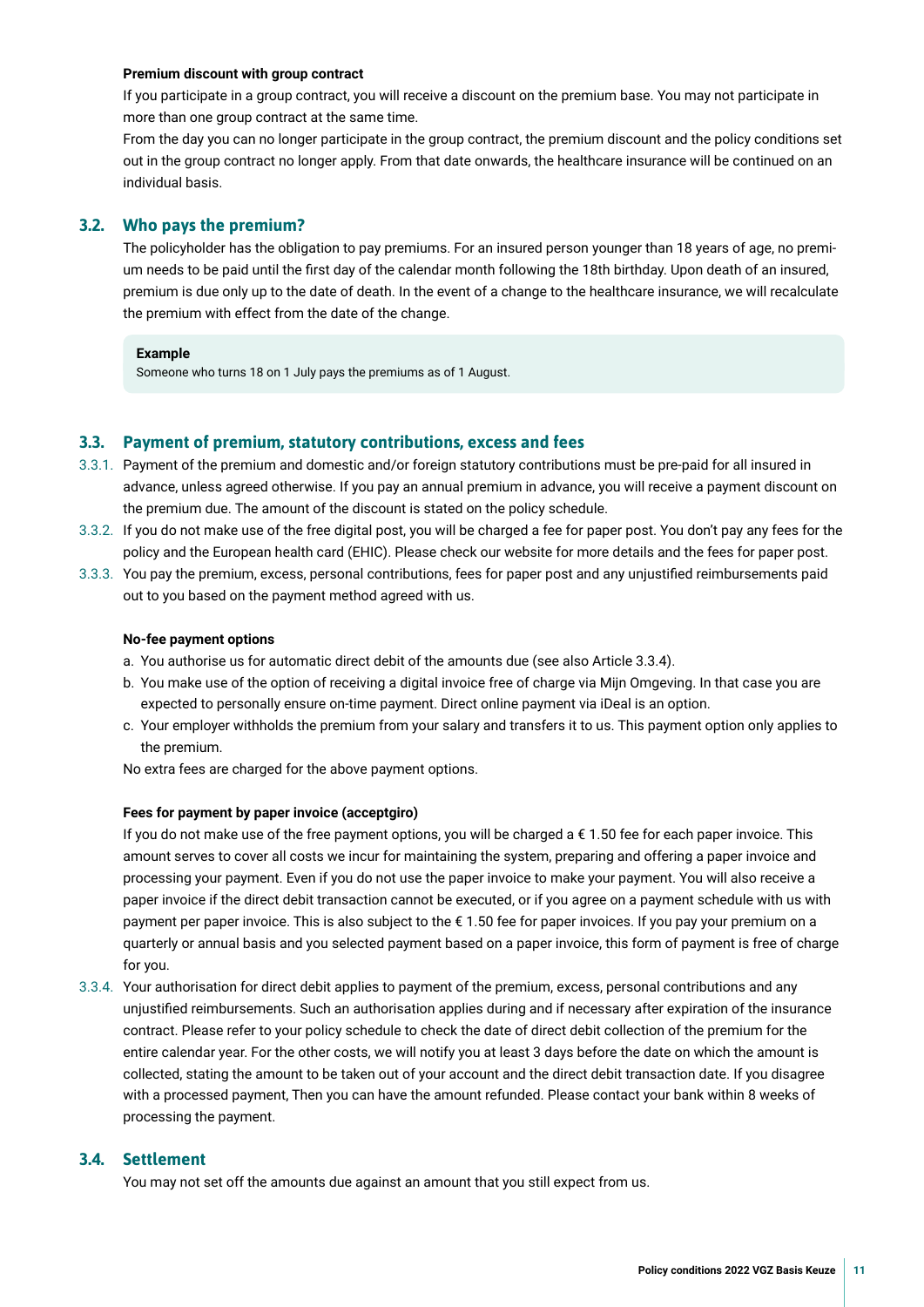**Premium discount with group contract**

If you participate in a group contract, you will receive a discount on the premium base. You may not participate in more than one group contract at the same time.

From the day you can no longer participate in the group contract, the premium discount and the policy conditions set out in the group contract no longer apply. From that date onwards, the healthcare insurance will be continued on an individual basis.

## 3.2. Who pays the premium?

The policyholder has the obligation to pay premiums. For an insured person younger than 18 years of age, no premium needs to be paid until the first day of the calendar month following the 18th birthday. Upon death of an insured, premium is due only up to the date of death. In the event of a change to the healthcare insurance, we will recalculate the premium with effect from the date of the change.

> **Example**
> Someone who turns 18 on 1 July pays the premiums as of 1 August.

## 3.3. Payment of premium, statutory contributions, excess and fees

3.3.1. Payment of the premium and domestic and/or foreign statutory contributions must be pre-paid for all insured in advance, unless agreed otherwise. If you pay an annual premium in advance, you will receive a payment discount on the premium due. The amount of the discount is stated on the policy schedule.

3.3.2. If you do not make use of the free digital post, you will be charged a fee for paper post. You don't pay any fees for the policy and the European health card (EHIC). Please check our website for more details and the fees for paper post.

3.3.3. You pay the premium, excess, personal contributions, fees for paper post and any unjustified reimbursements paid out to you based on the payment method agreed with us.

**No-fee payment options**

a. You authorise us for automatic direct debit of the amounts due (see also Article 3.3.4).
b. You make use of the option of receiving a digital invoice free of charge via Mijn Omgeving. In that case you are expected to personally ensure on-time payment. Direct online payment via iDeal is an option.
c. Your employer withholds the premium from your salary and transfers it to us. This payment option only applies to the premium.

No extra fees are charged for the above payment options.

**Fees for payment by paper invoice (acceptgiro)**

If you do not make use of the free payment options, you will be charged a € 1.50 fee for each paper invoice. This amount serves to cover all costs we incur for maintaining the system, preparing and offering a paper invoice and processing your payment. Even if you do not use the paper invoice to make your payment. You will also receive a paper invoice if the direct debit transaction cannot be executed, or if you agree on a payment schedule with us with payment per paper invoice. This is also subject to the € 1.50 fee for paper invoices. If you pay your premium on a quarterly or annual basis and you selected payment based on a paper invoice, this form of payment is free of charge for you.

3.3.4. Your authorisation for direct debit applies to payment of the premium, excess, personal contributions and any unjustified reimbursements. Such an authorisation applies during and if necessary after expiration of the insurance contract. Please refer to your policy schedule to check the date of direct debit collection of the premium for the entire calendar year. For the other costs, we will notify you at least 3 days before the date on which the amount is collected, stating the amount to be taken out of your account and the direct debit transaction date. If you disagree with a processed payment, Then you can have the amount refunded. Please contact your bank within 8 weeks of processing the payment.

## 3.4. Settlement

You may not set off the amounts due against an amount that you still expect from us.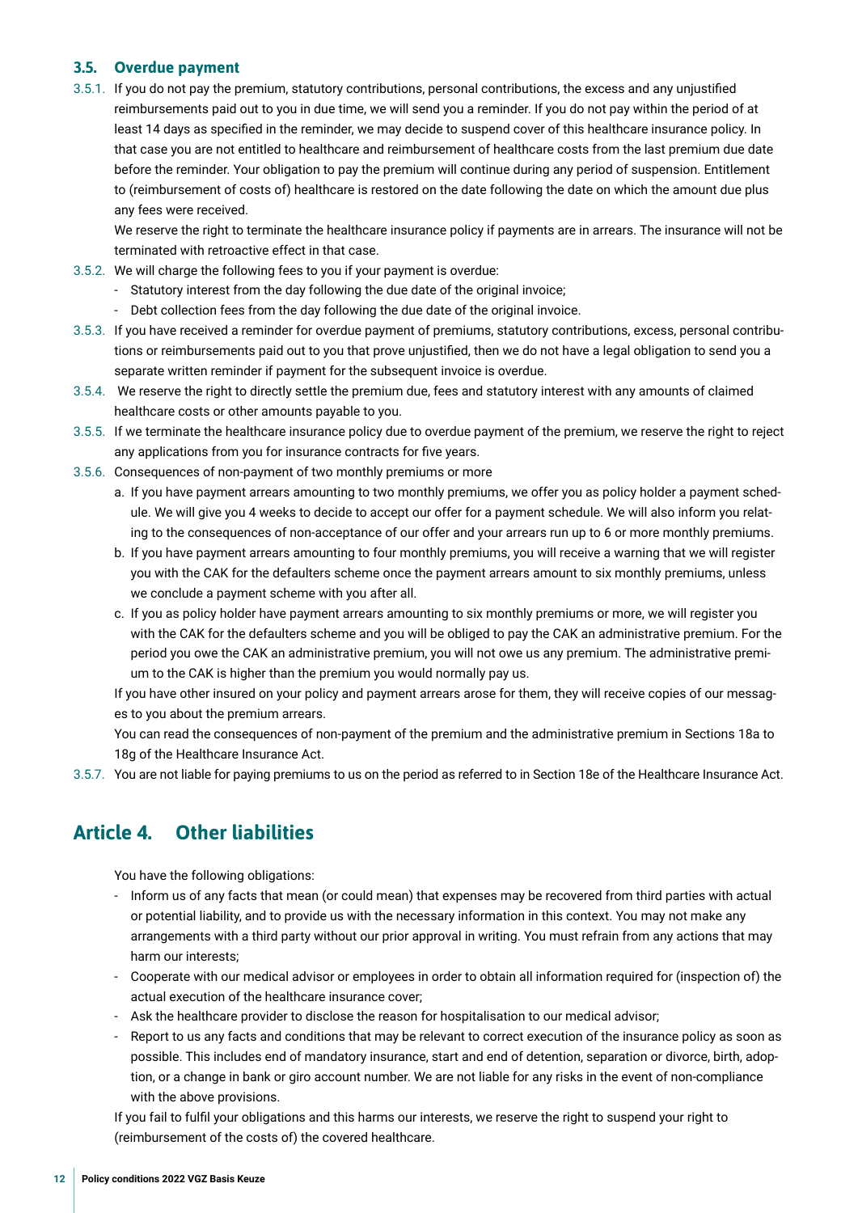### 3.5. Overdue payment

3.5.1. If you do not pay the premium, statutory contributions, personal contributions, the excess and any unjustified reimbursements paid out to you in due time, we will send you a reminder. If you do not pay within the period of at least 14 days as specified in the reminder, we may decide to suspend cover of this healthcare insurance policy. In that case you are not entitled to healthcare and reimbursement of healthcare costs from the last premium due date before the reminder. Your obligation to pay the premium will continue during any period of suspension. Entitlement to (reimbursement of costs of) healthcare is restored on the date following the date on which the amount due plus any fees were received.

We reserve the right to terminate the healthcare insurance policy if payments are in arrears. The insurance will not be terminated with retroactive effect in that case.

3.5.2. We will charge the following fees to you if your payment is overdue:

- Statutory interest from the day following the due date of the original invoice;
- Debt collection fees from the day following the due date of the original invoice.

3.5.3. If you have received a reminder for overdue payment of premiums, statutory contributions, excess, personal contributions or reimbursements paid out to you that prove unjustified, then we do not have a legal obligation to send you a separate written reminder if payment for the subsequent invoice is overdue.

3.5.4. We reserve the right to directly settle the premium due, fees and statutory interest with any amounts of claimed healthcare costs or other amounts payable to you.

3.5.5. If we terminate the healthcare insurance policy due to overdue payment of the premium, we reserve the right to reject any applications from you for insurance contracts for five years.

3.5.6. Consequences of non-payment of two monthly premiums or more

a. If you have payment arrears amounting to two monthly premiums, we offer you as policy holder a payment schedule. We will give you 4 weeks to decide to accept our offer for a payment schedule. We will also inform you relating to the consequences of non-acceptance of our offer and your arrears run up to 6 or more monthly premiums.

b. If you have payment arrears amounting to four monthly premiums, you will receive a warning that we will register you with the CAK for the defaulters scheme once the payment arrears amount to six monthly premiums, unless we conclude a payment scheme with you after all.

c. If you as policy holder have payment arrears amounting to six monthly premiums or more, we will register you with the CAK for the defaulters scheme and you will be obliged to pay the CAK an administrative premium. For the period you owe the CAK an administrative premium, you will not owe us any premium. The administrative premium to the CAK is higher than the premium you would normally pay us.

If you have other insured on your policy and payment arrears arose for them, they will receive copies of our messages to you about the premium arrears.

You can read the consequences of non-payment of the premium and the administrative premium in Sections 18a to 18g of the Healthcare Insurance Act.

3.5.7. You are not liable for paying premiums to us on the period as referred to in Section 18e of the Healthcare Insurance Act.

## Article 4. Other liabilities

You have the following obligations:

- Inform us of any facts that mean (or could mean) that expenses may be recovered from third parties with actual or potential liability, and to provide us with the necessary information in this context. You may not make any arrangements with a third party without our prior approval in writing. You must refrain from any actions that may harm our interests;
- Cooperate with our medical advisor or employees in order to obtain all information required for (inspection of) the actual execution of the healthcare insurance cover;
- Ask the healthcare provider to disclose the reason for hospitalisation to our medical advisor;
- Report to us any facts and conditions that may be relevant to correct execution of the insurance policy as soon as possible. This includes end of mandatory insurance, start and end of detention, separation or divorce, birth, adoption, or a change in bank or giro account number. We are not liable for any risks in the event of non-compliance with the above provisions.

If you fail to fulfil your obligations and this harms our interests, we reserve the right to suspend your right to (reimbursement of the costs of) the covered healthcare.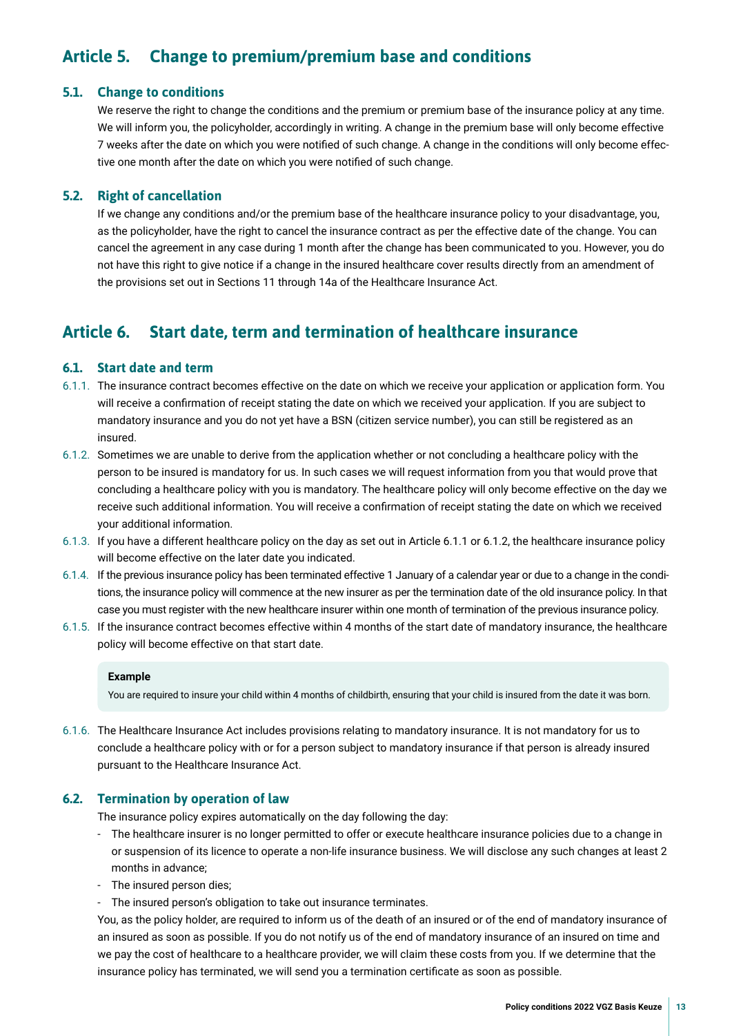## Article 5. Change to premium/premium base and conditions

### 5.1. Change to conditions

We reserve the right to change the conditions and the premium or premium base of the insurance policy at any time. We will inform you, the policyholder, accordingly in writing. A change in the premium base will only become effective 7 weeks after the date on which you were notified of such change. A change in the conditions will only become effective one month after the date on which you were notified of such change.

### 5.2. Right of cancellation

If we change any conditions and/or the premium base of the healthcare insurance policy to your disadvantage, you, as the policyholder, have the right to cancel the insurance contract as per the effective date of the change. You can cancel the agreement in any case during 1 month after the change has been communicated to you. However, you do not have this right to give notice if a change in the insured healthcare cover results directly from an amendment of the provisions set out in Sections 11 through 14a of the Healthcare Insurance Act.

## Article 6. Start date, term and termination of healthcare insurance

### 6.1. Start date and term

6.1.1. The insurance contract becomes effective on the date on which we receive your application or application form. You will receive a confirmation of receipt stating the date on which we received your application. If you are subject to mandatory insurance and you do not yet have a BSN (citizen service number), you can still be registered as an insured.

6.1.2. Sometimes we are unable to derive from the application whether or not concluding a healthcare policy with the person to be insured is mandatory for us. In such cases we will request information from you that would prove that concluding a healthcare policy with you is mandatory. The healthcare policy will only become effective on the day we receive such additional information. You will receive a confirmation of receipt stating the date on which we received your additional information.

6.1.3. If you have a different healthcare policy on the day as set out in Article 6.1.1 or 6.1.2, the healthcare insurance policy will become effective on the later date you indicated.

6.1.4. If the previous insurance policy has been terminated effective 1 January of a calendar year or due to a change in the conditions, the insurance policy will commence at the new insurer as per the termination date of the old insurance policy. In that case you must register with the new healthcare insurer within one month of termination of the previous insurance policy.

6.1.5. If the insurance contract becomes effective within 4 months of the start date of mandatory insurance, the healthcare policy will become effective on that start date.

> **Example**
>
> You are required to insure your child within 4 months of childbirth, ensuring that your child is insured from the date it was born.

6.1.6. The Healthcare Insurance Act includes provisions relating to mandatory insurance. It is not mandatory for us to conclude a healthcare policy with or for a person subject to mandatory insurance if that person is already insured pursuant to the Healthcare Insurance Act.

### 6.2. Termination by operation of law

The insurance policy expires automatically on the day following the day:

- The healthcare insurer is no longer permitted to offer or execute healthcare insurance policies due to a change in or suspension of its licence to operate a non-life insurance business. We will disclose any such changes at least 2 months in advance;
- The insured person dies;
- The insured person's obligation to take out insurance terminates.

You, as the policy holder, are required to inform us of the death of an insured or of the end of mandatory insurance of an insured as soon as possible. If you do not notify us of the end of mandatory insurance of an insured on time and we pay the cost of healthcare to a healthcare provider, we will claim these costs from you. If we determine that the insurance policy has terminated, we will send you a termination certificate as soon as possible.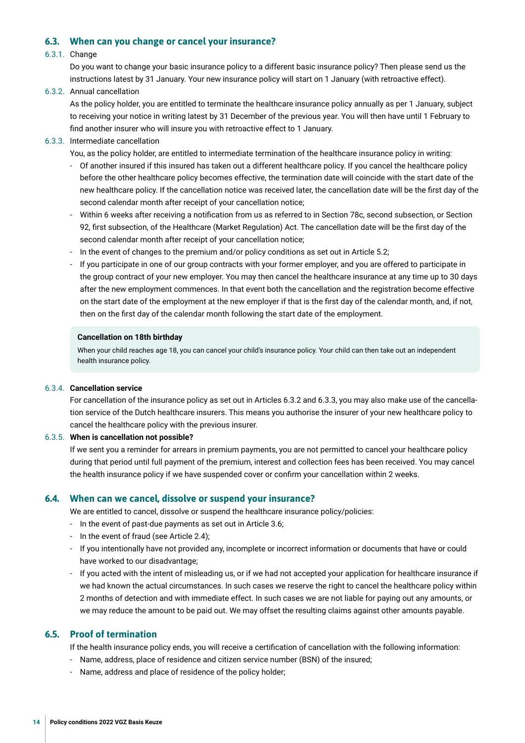## 6.3. When can you change or cancel your insurance?

6.3.1. Change

Do you want to change your basic insurance policy to a different basic insurance policy? Then please send us the instructions latest by 31 January. Your new insurance policy will start on 1 January (with retroactive effect).

6.3.2. Annual cancellation

As the policy holder, you are entitled to terminate the healthcare insurance policy annually as per 1 January, subject to receiving your notice in writing latest by 31 December of the previous year. You will then have until 1 February to find another insurer who will insure you with retroactive effect to 1 January.

6.3.3. Intermediate cancellation

You, as the policy holder, are entitled to intermediate termination of the healthcare insurance policy in writing:

- Of another insured if this insured has taken out a different healthcare policy. If you cancel the healthcare policy before the other healthcare policy becomes effective, the termination date will coincide with the start date of the new healthcare policy. If the cancellation notice was received later, the cancellation date will be the first day of the second calendar month after receipt of your cancellation notice;
- Within 6 weeks after receiving a notification from us as referred to in Section 78c, second subsection, or Section 92, first subsection, of the Healthcare (Market Regulation) Act. The cancellation date will be the first day of the second calendar month after receipt of your cancellation notice;
- In the event of changes to the premium and/or policy conditions as set out in Article 5.2;
- If you participate in one of our group contracts with your former employer, and you are offered to participate in the group contract of your new employer. You may then cancel the healthcare insurance at any time up to 30 days after the new employment commences. In that event both the cancellation and the registration become effective on the start date of the employment at the new employer if that is the first day of the calendar month, and, if not, then on the first day of the calendar month following the start date of the employment.

**Cancellation on 18th birthday**

When your child reaches age 18, you can cancel your child's insurance policy. Your child can then take out an independent health insurance policy.

6.3.4. **Cancellation service**

For cancellation of the insurance policy as set out in Articles 6.3.2 and 6.3.3, you may also make use of the cancellation service of the Dutch healthcare insurers. This means you authorise the insurer of your new healthcare policy to cancel the healthcare policy with the previous insurer.

6.3.5. **When is cancellation not possible?**

If we sent you a reminder for arrears in premium payments, you are not permitted to cancel your healthcare policy during that period until full payment of the premium, interest and collection fees has been received. You may cancel the health insurance policy if we have suspended cover or confirm your cancellation within 2 weeks.

## 6.4. When can we cancel, dissolve or suspend your insurance?

We are entitled to cancel, dissolve or suspend the healthcare insurance policy/policies:

- In the event of past-due payments as set out in Article 3.6;
- In the event of fraud (see Article 2.4);
- If you intentionally have not provided any, incomplete or incorrect information or documents that have or could have worked to our disadvantage;
- If you acted with the intent of misleading us, or if we had not accepted your application for healthcare insurance if we had known the actual circumstances. In such cases we reserve the right to cancel the healthcare policy within 2 months of detection and with immediate effect. In such cases we are not liable for paying out any amounts, or we may reduce the amount to be paid out. We may offset the resulting claims against other amounts payable.

## 6.5. Proof of termination

If the health insurance policy ends, you will receive a certification of cancellation with the following information:

- Name, address, place of residence and citizen service number (BSN) of the insured;
- Name, address and place of residence of the policy holder;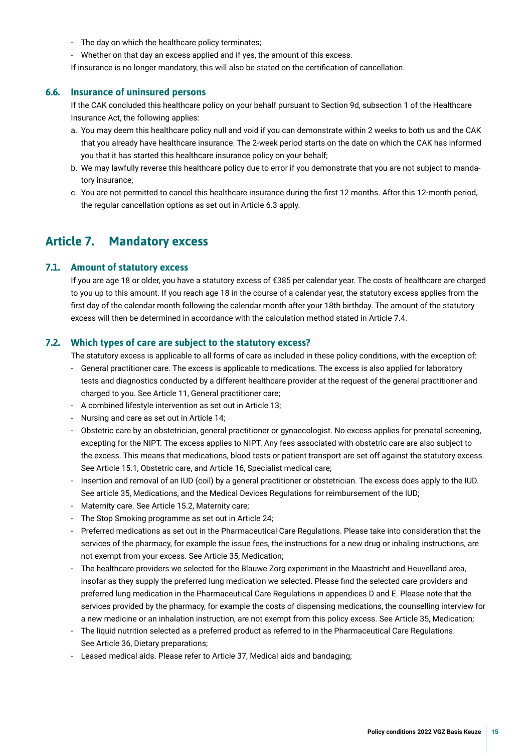- The day on which the healthcare policy terminates;
- Whether on that day an excess applied and if yes, the amount of this excess.

If insurance is no longer mandatory, this will also be stated on the certification of cancellation.

### 6.6. Insurance of uninsured persons

If the CAK concluded this healthcare policy on your behalf pursuant to Section 9d, subsection 1 of the Healthcare Insurance Act, the following applies:

a. You may deem this healthcare policy null and void if you can demonstrate within 2 weeks to both us and the CAK that you already have healthcare insurance. The 2-week period starts on the date on which the CAK has informed you that it has started this healthcare insurance policy on your behalf;
b. We may lawfully reverse this healthcare policy due to error if you demonstrate that you are not subject to mandatory insurance;
c. You are not permitted to cancel this healthcare insurance during the first 12 months. After this 12-month period, the regular cancellation options as set out in Article 6.3 apply.

## Article 7. Mandatory excess

### 7.1. Amount of statutory excess

If you are age 18 or older, you have a statutory excess of €385 per calendar year. The costs of healthcare are charged to you up to this amount. If you reach age 18 in the course of a calendar year, the statutory excess applies from the first day of the calendar month following the calendar month after your 18th birthday. The amount of the statutory excess will then be determined in accordance with the calculation method stated in Article 7.4.

### 7.2. Which types of care are subject to the statutory excess?

The statutory excess is applicable to all forms of care as included in these policy conditions, with the exception of:

- General practitioner care. The excess is applicable to medications. The excess is also applied for laboratory tests and diagnostics conducted by a different healthcare provider at the request of the general practitioner and charged to you. See Article 11, General practitioner care;
- A combined lifestyle intervention as set out in Article 13;
- Nursing and care as set out in Article 14;
- Obstetric care by an obstetrician, general practitioner or gynaecologist. No excess applies for prenatal screening, excepting for the NIPT. The excess applies to NIPT. Any fees associated with obstetric care are also subject to the excess. This means that medications, blood tests or patient transport are set off against the statutory excess. See Article 15.1, Obstetric care, and Article 16, Specialist medical care;
- Insertion and removal of an IUD (coil) by a general practitioner or obstetrician. The excess does apply to the IUD. See article 35, Medications, and the Medical Devices Regulations for reimbursement of the IUD;
- Maternity care. See Article 15.2, Maternity care;
- The Stop Smoking programme as set out in Article 24;
- Preferred medications as set out in the Pharmaceutical Care Regulations. Please take into consideration that the services of the pharmacy, for example the issue fees, the instructions for a new drug or inhaling instructions, are not exempt from your excess. See Article 35, Medication;
- The healthcare providers we selected for the Blauwe Zorg experiment in the Maastricht and Heuvelland area, insofar as they supply the preferred lung medication we selected. Please find the selected care providers and preferred lung medication in the Pharmaceutical Care Regulations in appendices D and E. Please note that the services provided by the pharmacy, for example the costs of dispensing medications, the counselling interview for a new medicine or an inhalation instruction, are not exempt from this policy excess. See Article 35, Medication;
- The liquid nutrition selected as a preferred product as referred to in the Pharmaceutical Care Regulations. See Article 36, Dietary preparations;
- Leased medical aids. Please refer to Article 37, Medical aids and bandaging;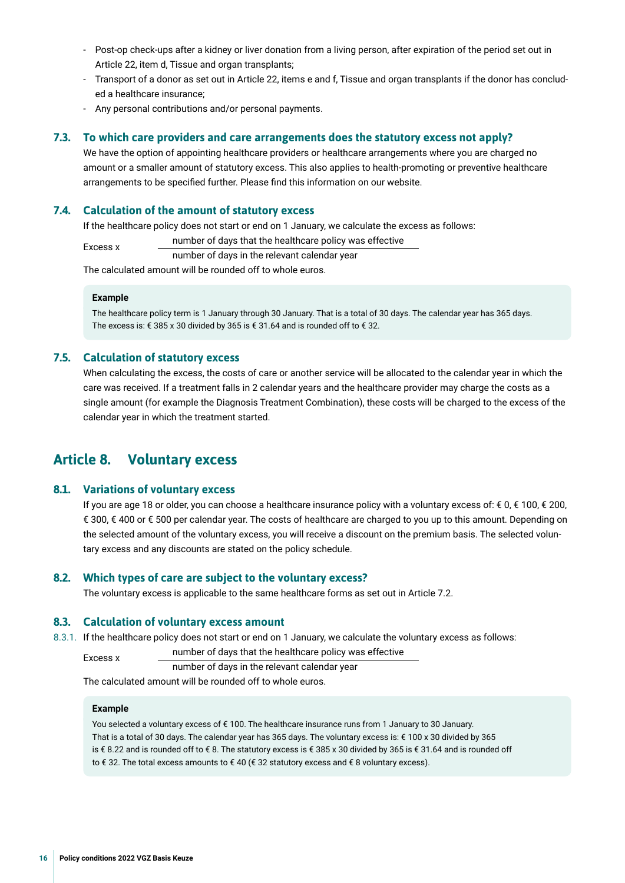- Post-op check-ups after a kidney or liver donation from a living person, after expiration of the period set out in Article 22, item d, Tissue and organ transplants;
- Transport of a donor as set out in Article 22, items e and f, Tissue and organ transplants if the donor has concluded a healthcare insurance;
- Any personal contributions and/or personal payments.

### 7.3. To which care providers and care arrangements does the statutory excess not apply?

We have the option of appointing healthcare providers or healthcare arrangements where you are charged no amount or a smaller amount of statutory excess. This also applies to health-promoting or preventive healthcare arrangements to be specified further. Please find this information on our website.

### 7.4. Calculation of the amount of statutory excess

If the healthcare policy does not start or end on 1 January, we calculate the excess as follows:

$$\text{Excess x} \quad \frac{\text{number of days that the healthcare policy was effective}}{\text{number of days in the relevant calendar year}}$$

The calculated amount will be rounded off to whole euros.

> **Example**
>
> The healthcare policy term is 1 January through 30 January. That is a total of 30 days. The calendar year has 365 days. The excess is: € 385 x 30 divided by 365 is € 31.64 and is rounded off to € 32.

### 7.5. Calculation of statutory excess

When calculating the excess, the costs of care or another service will be allocated to the calendar year in which the care was received. If a treatment falls in 2 calendar years and the healthcare provider may charge the costs as a single amount (for example the Diagnosis Treatment Combination), these costs will be charged to the excess of the calendar year in which the treatment started.

## Article 8. Voluntary excess

### 8.1. Variations of voluntary excess

If you are age 18 or older, you can choose a healthcare insurance policy with a voluntary excess of: € 0, € 100, € 200, € 300, € 400 or € 500 per calendar year. The costs of healthcare are charged to you up to this amount. Depending on the selected amount of the voluntary excess, you will receive a discount on the premium basis. The selected voluntary excess and any discounts are stated on the policy schedule.

### 8.2. Which types of care are subject to the voluntary excess?

The voluntary excess is applicable to the same healthcare forms as set out in Article 7.2.

### 8.3. Calculation of voluntary excess amount

8.3.1. If the healthcare policy does not start or end on 1 January, we calculate the voluntary excess as follows:

$$\text{Excess x} \quad \frac{\text{number of days that the healthcare policy was effective}}{\text{number of days in the relevant calendar year}}$$

The calculated amount will be rounded off to whole euros.

> **Example**
>
> You selected a voluntary excess of € 100. The healthcare insurance runs from 1 January to 30 January. That is a total of 30 days. The calendar year has 365 days. The voluntary excess is: € 100 x 30 divided by 365 is € 8.22 and is rounded off to € 8. The statutory excess is € 385 x 30 divided by 365 is € 31.64 and is rounded off to € 32. The total excess amounts to € 40 (€ 32 statutory excess and € 8 voluntary excess).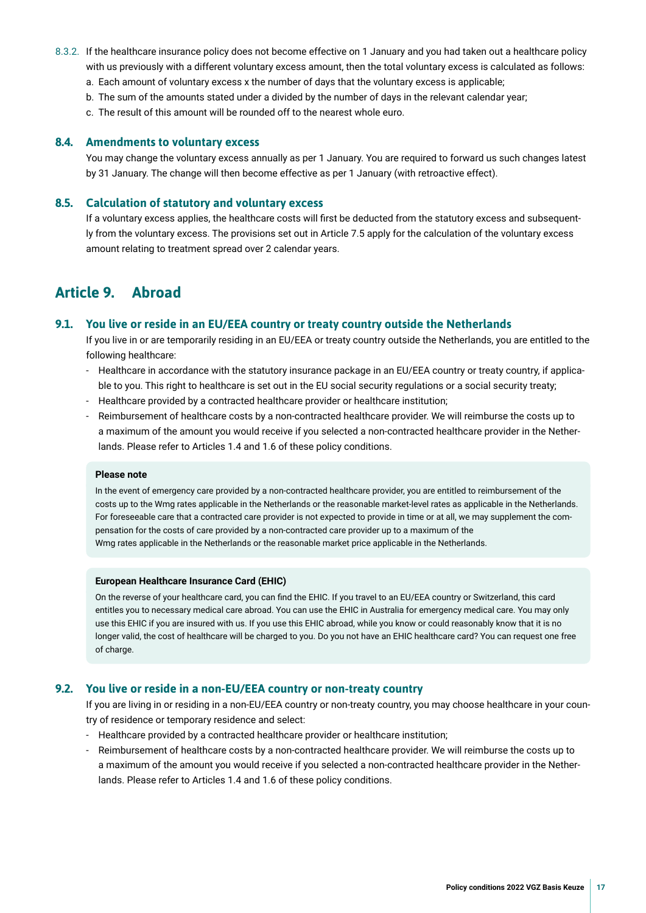8.3.2. If the healthcare insurance policy does not become effective on 1 January and you had taken out a healthcare policy with us previously with a different voluntary excess amount, then the total voluntary excess is calculated as follows:

a. Each amount of voluntary excess x the number of days that the voluntary excess is applicable;
b. The sum of the amounts stated under a divided by the number of days in the relevant calendar year;
c. The result of this amount will be rounded off to the nearest whole euro.

### 8.4. Amendments to voluntary excess

You may change the voluntary excess annually as per 1 January. You are required to forward us such changes latest by 31 January. The change will then become effective as per 1 January (with retroactive effect).

### 8.5. Calculation of statutory and voluntary excess

If a voluntary excess applies, the healthcare costs will first be deducted from the statutory excess and subsequently from the voluntary excess. The provisions set out in Article 7.5 apply for the calculation of the voluntary excess amount relating to treatment spread over 2 calendar years.

## Article 9. Abroad

### 9.1. You live or reside in an EU/EEA country or treaty country outside the Netherlands

If you live in or are temporarily residing in an EU/EEA or treaty country outside the Netherlands, you are entitled to the following healthcare:

- Healthcare in accordance with the statutory insurance package in an EU/EEA country or treaty country, if applicable to you. This right to healthcare is set out in the EU social security regulations or a social security treaty;
- Healthcare provided by a contracted healthcare provider or healthcare institution;
- Reimbursement of healthcare costs by a non-contracted healthcare provider. We will reimburse the costs up to a maximum of the amount you would receive if you selected a non-contracted healthcare provider in the Netherlands. Please refer to Articles 1.4 and 1.6 of these policy conditions.

**Please note**

In the event of emergency care provided by a non-contracted healthcare provider, you are entitled to reimbursement of the costs up to the Wmg rates applicable in the Netherlands or the reasonable market-level rates as applicable in the Netherlands. For foreseeable care that a contracted care provider is not expected to provide in time or at all, we may supplement the compensation for the costs of care provided by a non-contracted care provider up to a maximum of the Wmg rates applicable in the Netherlands or the reasonable market price applicable in the Netherlands.

**European Healthcare Insurance Card (EHIC)**

On the reverse of your healthcare card, you can find the EHIC. If you travel to an EU/EEA country or Switzerland, this card entitles you to necessary medical care abroad. You can use the EHIC in Australia for emergency medical care. You may only use this EHIC if you are insured with us. If you use this EHIC abroad, while you know or could reasonably know that it is no longer valid, the cost of healthcare will be charged to you. Do you not have an EHIC healthcare card? You can request one free of charge.

### 9.2. You live or reside in a non-EU/EEA country or non-treaty country

If you are living in or residing in a non-EU/EEA country or non-treaty country, you may choose healthcare in your country of residence or temporary residence and select:

- Healthcare provided by a contracted healthcare provider or healthcare institution;
- Reimbursement of healthcare costs by a non-contracted healthcare provider. We will reimburse the costs up to a maximum of the amount you would receive if you selected a non-contracted healthcare provider in the Netherlands. Please refer to Articles 1.4 and 1.6 of these policy conditions.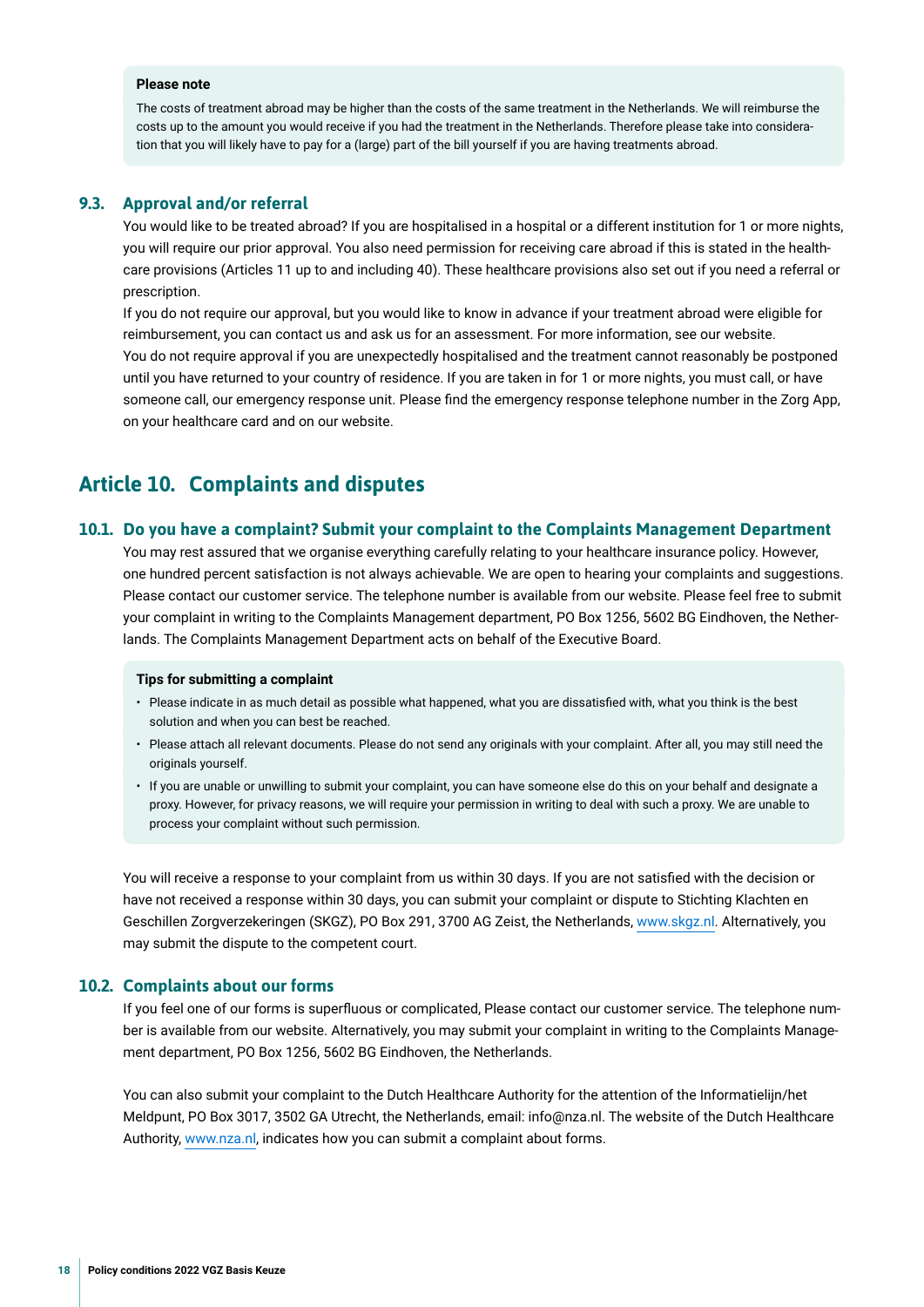**Please note**

The costs of treatment abroad may be higher than the costs of the same treatment in the Netherlands. We will reimburse the costs up to the amount you would receive if you had the treatment in the Netherlands. Therefore please take into consideration that you will likely have to pay for a (large) part of the bill yourself if you are having treatments abroad.

### 9.3. Approval and/or referral

You would like to be treated abroad? If you are hospitalised in a hospital or a different institution for 1 or more nights, you will require our prior approval. You also need permission for receiving care abroad if this is stated in the healthcare provisions (Articles 11 up to and including 40). These healthcare provisions also set out if you need a referral or prescription.

If you do not require our approval, but you would like to know in advance if your treatment abroad were eligible for reimbursement, you can contact us and ask us for an assessment. For more information, see our website.

You do not require approval if you are unexpectedly hospitalised and the treatment cannot reasonably be postponed until you have returned to your country of residence. If you are taken in for 1 or more nights, you must call, or have someone call, our emergency response unit. Please find the emergency response telephone number in the Zorg App, on your healthcare card and on our website.

## Article 10. Complaints and disputes

### 10.1. Do you have a complaint? Submit your complaint to the Complaints Management Department

You may rest assured that we organise everything carefully relating to your healthcare insurance policy. However, one hundred percent satisfaction is not always achievable. We are open to hearing your complaints and suggestions. Please contact our customer service. The telephone number is available from our website. Please feel free to submit your complaint in writing to the Complaints Management department, PO Box 1256, 5602 BG Eindhoven, the Netherlands. The Complaints Management Department acts on behalf of the Executive Board.

**Tips for submitting a complaint**

- Please indicate in as much detail as possible what happened, what you are dissatisfied with, what you think is the best solution and when you can best be reached.
- Please attach all relevant documents. Please do not send any originals with your complaint. After all, you may still need the originals yourself.
- If you are unable or unwilling to submit your complaint, you can have someone else do this on your behalf and designate a proxy. However, for privacy reasons, we will require your permission in writing to deal with such a proxy. We are unable to process your complaint without such permission.

You will receive a response to your complaint from us within 30 days. If you are not satisfied with the decision or have not received a response within 30 days, you can submit your complaint or dispute to Stichting Klachten en Geschillen Zorgverzekeringen (SKGZ), PO Box 291, 3700 AG Zeist, the Netherlands, www.skgz.nl. Alternatively, you may submit the dispute to the competent court.

### 10.2. Complaints about our forms

If you feel one of our forms is superfluous or complicated, Please contact our customer service. The telephone number is available from our website. Alternatively, you may submit your complaint in writing to the Complaints Management department, PO Box 1256, 5602 BG Eindhoven, the Netherlands.

You can also submit your complaint to the Dutch Healthcare Authority for the attention of the Informatielijn/het Meldpunt, PO Box 3017, 3502 GA Utrecht, the Netherlands, email: info@nza.nl. The website of the Dutch Healthcare Authority, www.nza.nl, indicates how you can submit a complaint about forms.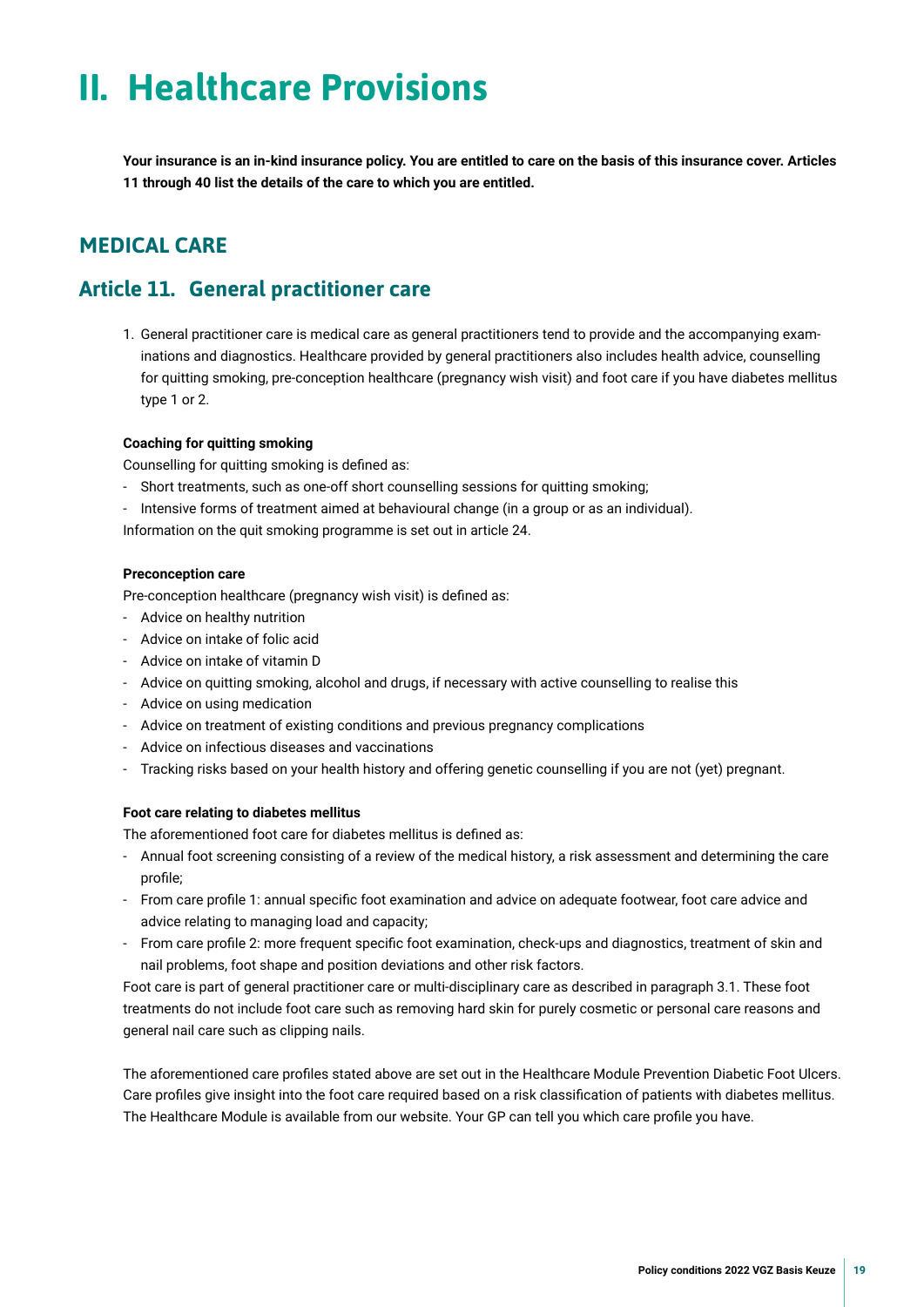# II. Healthcare Provisions

**Your insurance is an in-kind insurance policy. You are entitled to care on the basis of this insurance cover. Articles 11 through 40 list the details of the care to which you are entitled.**

## MEDICAL CARE

## Article 11. General practitioner care

1. General practitioner care is medical care as general practitioners tend to provide and the accompanying examinations and diagnostics. Healthcare provided by general practitioners also includes health advice, counselling for quitting smoking, pre-conception healthcare (pregnancy wish visit) and foot care if you have diabetes mellitus type 1 or 2.

**Coaching for quitting smoking**

Counselling for quitting smoking is defined as:

- Short treatments, such as one-off short counselling sessions for quitting smoking;
- Intensive forms of treatment aimed at behavioural change (in a group or as an individual).

Information on the quit smoking programme is set out in article 24.

**Preconception care**

Pre-conception healthcare (pregnancy wish visit) is defined as:

- Advice on healthy nutrition
- Advice on intake of folic acid
- Advice on intake of vitamin D
- Advice on quitting smoking, alcohol and drugs, if necessary with active counselling to realise this
- Advice on using medication
- Advice on treatment of existing conditions and previous pregnancy complications
- Advice on infectious diseases and vaccinations
- Tracking risks based on your health history and offering genetic counselling if you are not (yet) pregnant.

**Foot care relating to diabetes mellitus**

The aforementioned foot care for diabetes mellitus is defined as:

- Annual foot screening consisting of a review of the medical history, a risk assessment and determining the care profile;
- From care profile 1: annual specific foot examination and advice on adequate footwear, foot care advice and advice relating to managing load and capacity;
- From care profile 2: more frequent specific foot examination, check-ups and diagnostics, treatment of skin and nail problems, foot shape and position deviations and other risk factors.

Foot care is part of general practitioner care or multi-disciplinary care as described in paragraph 3.1. These foot treatments do not include foot care such as removing hard skin for purely cosmetic or personal care reasons and general nail care such as clipping nails.

The aforementioned care profiles stated above are set out in the Healthcare Module Prevention Diabetic Foot Ulcers. Care profiles give insight into the foot care required based on a risk classification of patients with diabetes mellitus. The Healthcare Module is available from our website. Your GP can tell you which care profile you have.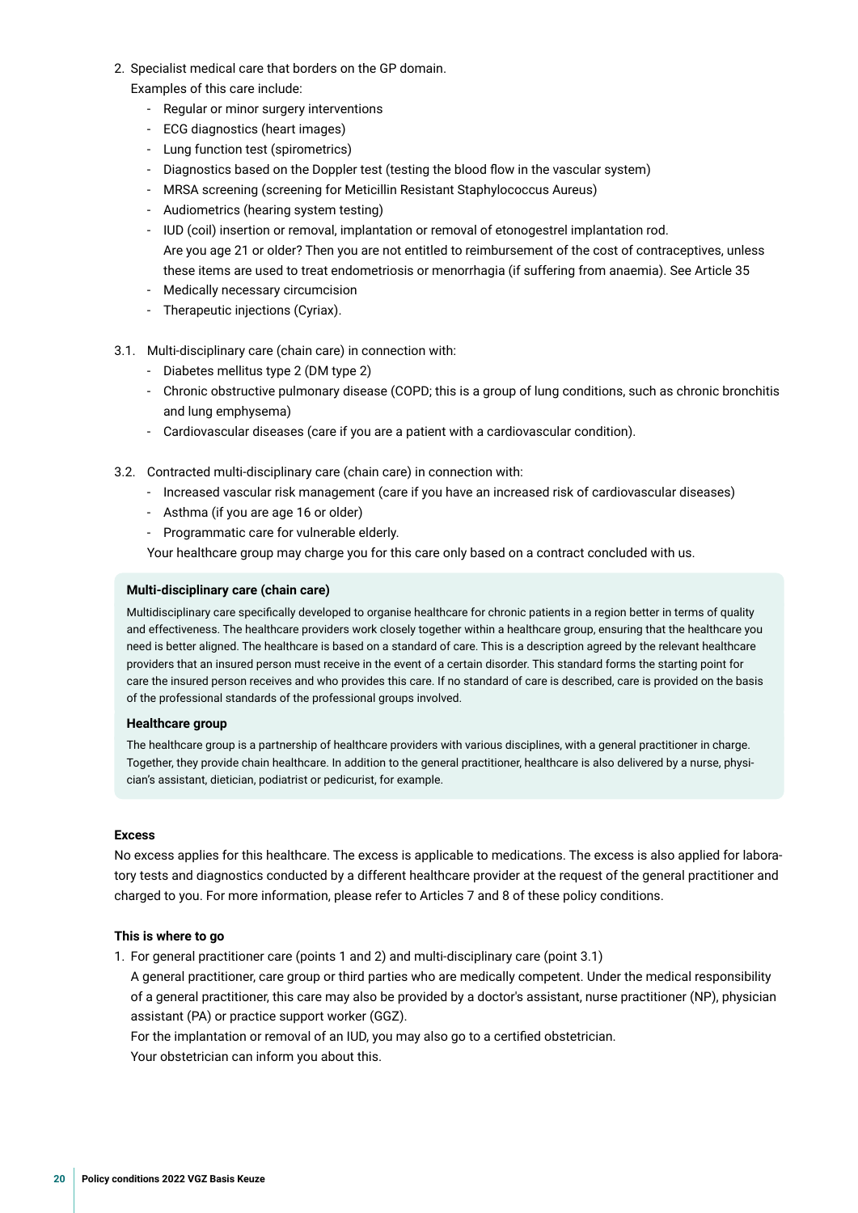2. Specialist medical care that borders on the GP domain.
   Examples of this care include:
   - Regular or minor surgery interventions
   - ECG diagnostics (heart images)
   - Lung function test (spirometrics)
   - Diagnostics based on the Doppler test (testing the blood flow in the vascular system)
   - MRSA screening (screening for Meticillin Resistant Staphylococcus Aureus)
   - Audiometrics (hearing system testing)
   - IUD (coil) insertion or removal, implantation or removal of etonogestrel implantation rod.
     Are you age 21 or older? Then you are not entitled to reimbursement of the cost of contraceptives, unless these items are used to treat endometriosis or menorrhagia (if suffering from anaemia). See Article 35
   - Medically necessary circumcision
   - Therapeutic injections (Cyriax).

3.1. Multi-disciplinary care (chain care) in connection with:
   - Diabetes mellitus type 2 (DM type 2)
   - Chronic obstructive pulmonary disease (COPD; this is a group of lung conditions, such as chronic bronchitis and lung emphysema)
   - Cardiovascular diseases (care if you are a patient with a cardiovascular condition).

3.2. Contracted multi-disciplinary care (chain care) in connection with:
   - Increased vascular risk management (care if you have an increased risk of cardiovascular diseases)
   - Asthma (if you are age 16 or older)
   - Programmatic care for vulnerable elderly.

   Your healthcare group may charge you for this care only based on a contract concluded with us.

**Multi-disciplinary care (chain care)**

Multidisciplinary care specifically developed to organise healthcare for chronic patients in a region better in terms of quality and effectiveness. The healthcare providers work closely together within a healthcare group, ensuring that the healthcare you need is better aligned. The healthcare is based on a standard of care. This is a description agreed by the relevant healthcare providers that an insured person must receive in the event of a certain disorder. This standard forms the starting point for care the insured person receives and who provides this care. If no standard of care is described, care is provided on the basis of the professional standards of the professional groups involved.

**Healthcare group**

The healthcare group is a partnership of healthcare providers with various disciplines, with a general practitioner in charge. Together, they provide chain healthcare. In addition to the general practitioner, healthcare is also delivered by a nurse, physician's assistant, dietician, podiatrist or pedicurist, for example.

**Excess**

No excess applies for this healthcare. The excess is applicable to medications. The excess is also applied for laboratory tests and diagnostics conducted by a different healthcare provider at the request of the general practitioner and charged to you. For more information, please refer to Articles 7 and 8 of these policy conditions.

**This is where to go**

1. For general practitioner care (points 1 and 2) and multi-disciplinary care (point 3.1)
   A general practitioner, care group or third parties who are medically competent. Under the medical responsibility of a general practitioner, this care may also be provided by a doctor's assistant, nurse practitioner (NP), physician assistant (PA) or practice support worker (GGZ).
   For the implantation or removal of an IUD, you may also go to a certified obstetrician.
   Your obstetrician can inform you about this.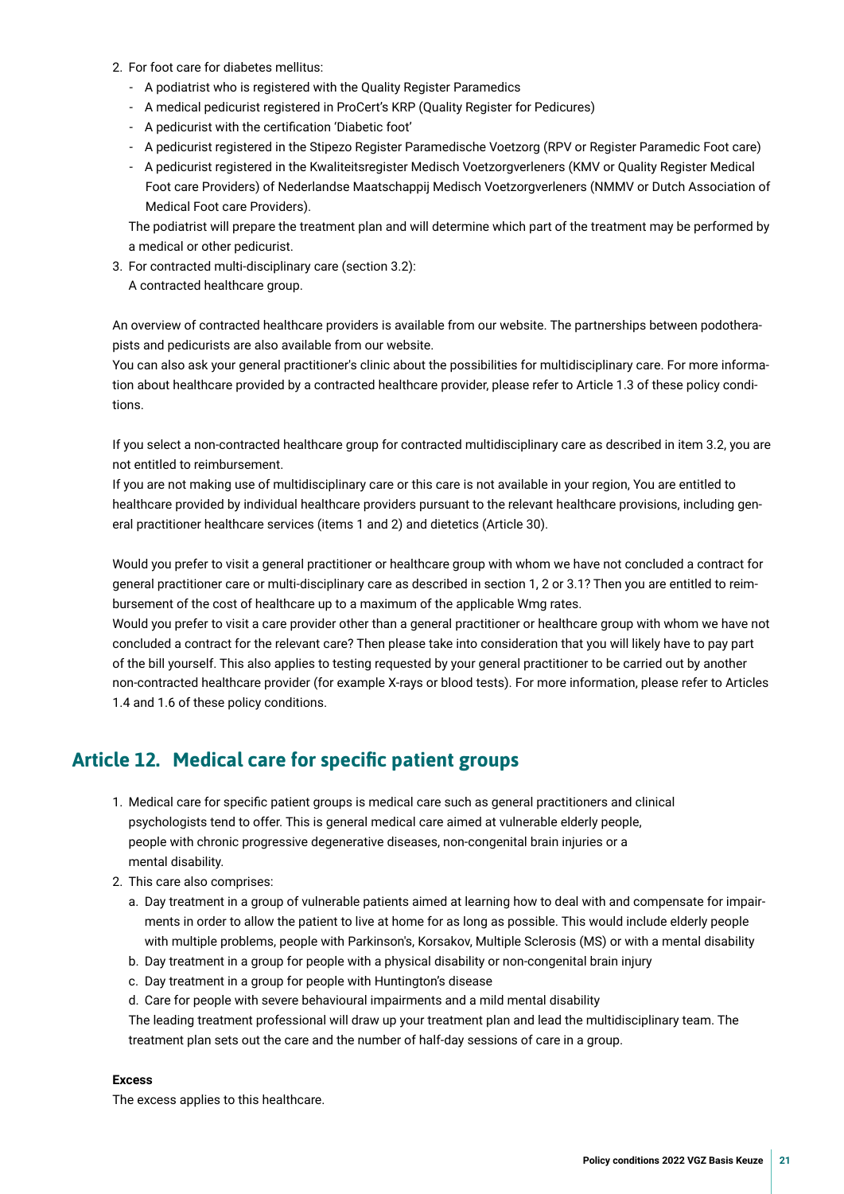2. For foot care for diabetes mellitus:
   - A podiatrist who is registered with the Quality Register Paramedics
   - A medical pedicurist registered in ProCert's KRP (Quality Register for Pedicures)
   - A pedicurist with the certification 'Diabetic foot'
   - A pedicurist registered in the Stipezo Register Paramedische Voetzorg (RPV or Register Paramedic Foot care)
   - A pedicurist registered in the Kwaliteitsregister Medisch Voetzorgverleners (KMV or Quality Register Medical Foot care Providers) of Nederlandse Maatschappij Medisch Voetzorgverleners (NMMV or Dutch Association of Medical Foot care Providers).

   The podiatrist will prepare the treatment plan and will determine which part of the treatment may be performed by a medical or other pedicurist.
3. For contracted multi-disciplinary care (section 3.2):
   A contracted healthcare group.

An overview of contracted healthcare providers is available from our website. The partnerships between podotherapists and pedicurists are also available from our website.
You can also ask your general practitioner's clinic about the possibilities for multidisciplinary care. For more information about healthcare provided by a contracted healthcare provider, please refer to Article 1.3 of these policy conditions.

If you select a non-contracted healthcare group for contracted multidisciplinary care as described in item 3.2, you are not entitled to reimbursement.
If you are not making use of multidisciplinary care or this care is not available in your region, You are entitled to healthcare provided by individual healthcare providers pursuant to the relevant healthcare provisions, including general practitioner healthcare services (items 1 and 2) and dietetics (Article 30).

Would you prefer to visit a general practitioner or healthcare group with whom we have not concluded a contract for general practitioner care or multi-disciplinary care as described in section 1, 2 or 3.1? Then you are entitled to reimbursement of the cost of healthcare up to a maximum of the applicable Wmg rates.
Would you prefer to visit a care provider other than a general practitioner or healthcare group with whom we have not concluded a contract for the relevant care? Then please take into consideration that you will likely have to pay part of the bill yourself. This also applies to testing requested by your general practitioner to be carried out by another non-contracted healthcare provider (for example X-rays or blood tests). For more information, please refer to Articles 1.4 and 1.6 of these policy conditions.

## Article 12. Medical care for specific patient groups

1. Medical care for specific patient groups is medical care such as general practitioners and clinical psychologists tend to offer. This is general medical care aimed at vulnerable elderly people, people with chronic progressive degenerative diseases, non-congenital brain injuries or a mental disability.
2. This care also comprises:
   a. Day treatment in a group of vulnerable patients aimed at learning how to deal with and compensate for impairments in order to allow the patient to live at home for as long as possible. This would include elderly people with multiple problems, people with Parkinson's, Korsakov, Multiple Sclerosis (MS) or with a mental disability
   b. Day treatment in a group for people with a physical disability or non-congenital brain injury
   c. Day treatment in a group for people with Huntington's disease
   d. Care for people with severe behavioural impairments and a mild mental disability

   The leading treatment professional will draw up your treatment plan and lead the multidisciplinary team. The treatment plan sets out the care and the number of half-day sessions of care in a group.

**Excess**
The excess applies to this healthcare.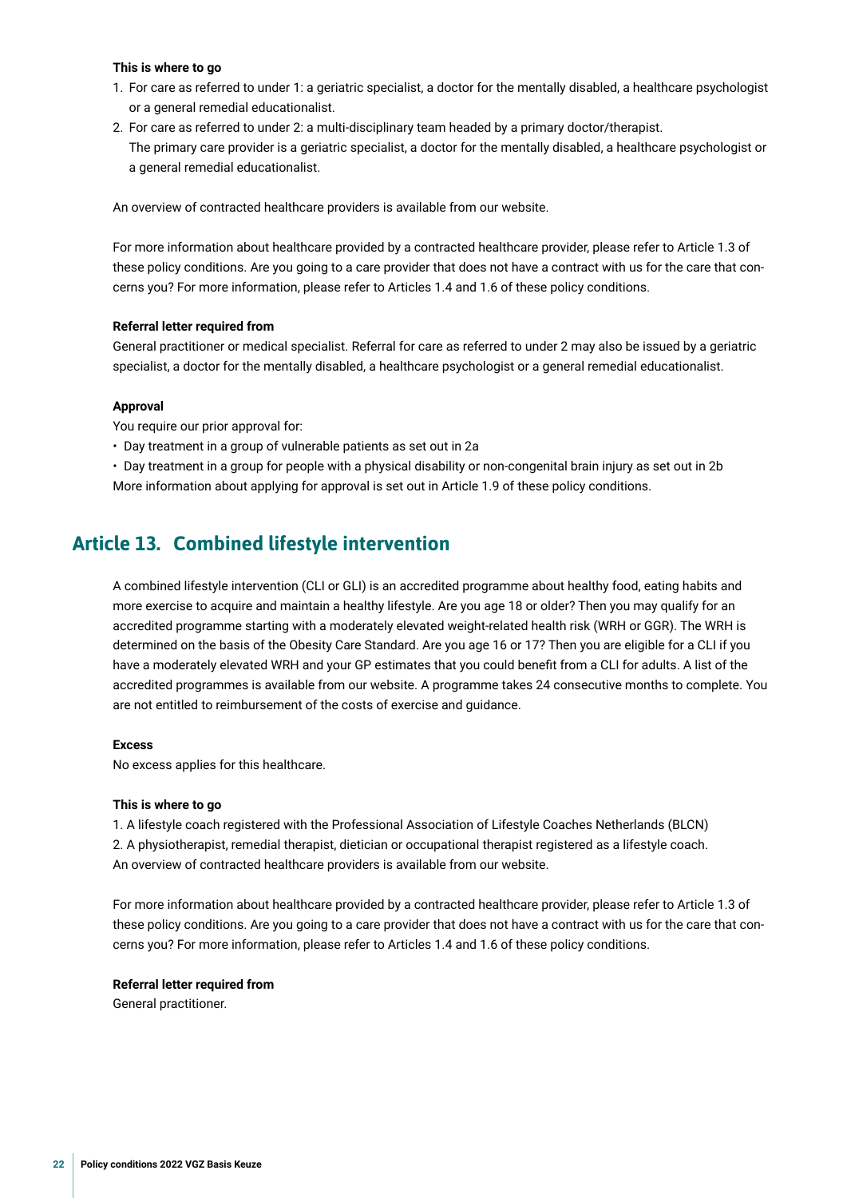**This is where to go**

1. For care as referred to under 1: a geriatric specialist, a doctor for the mentally disabled, a healthcare psychologist or a general remedial educationalist.
2. For care as referred to under 2: a multi-disciplinary team headed by a primary doctor/therapist. The primary care provider is a geriatric specialist, a doctor for the mentally disabled, a healthcare psychologist or a general remedial educationalist.

An overview of contracted healthcare providers is available from our website.

For more information about healthcare provided by a contracted healthcare provider, please refer to Article 1.3 of these policy conditions. Are you going to a care provider that does not have a contract with us for the care that concerns you? For more information, please refer to Articles 1.4 and 1.6 of these policy conditions.

**Referral letter required from**

General practitioner or medical specialist. Referral for care as referred to under 2 may also be issued by a geriatric specialist, a doctor for the mentally disabled, a healthcare psychologist or a general remedial educationalist.

**Approval**

You require our prior approval for:

- Day treatment in a group of vulnerable patients as set out in 2a
- Day treatment in a group for people with a physical disability or non-congenital brain injury as set out in 2b

More information about applying for approval is set out in Article 1.9 of these policy conditions.

## Article 13. Combined lifestyle intervention

A combined lifestyle intervention (CLI or GLI) is an accredited programme about healthy food, eating habits and more exercise to acquire and maintain a healthy lifestyle. Are you age 18 or older? Then you may qualify for an accredited programme starting with a moderately elevated weight-related health risk (WRH or GGR). The WRH is determined on the basis of the Obesity Care Standard. Are you age 16 or 17? Then you are eligible for a CLI if you have a moderately elevated WRH and your GP estimates that you could benefit from a CLI for adults. A list of the accredited programmes is available from our website. A programme takes 24 consecutive months to complete. You are not entitled to reimbursement of the costs of exercise and guidance.

**Excess**

No excess applies for this healthcare.

**This is where to go**

1. A lifestyle coach registered with the Professional Association of Lifestyle Coaches Netherlands (BLCN)
2. A physiotherapist, remedial therapist, dietician or occupational therapist registered as a lifestyle coach.

An overview of contracted healthcare providers is available from our website.

For more information about healthcare provided by a contracted healthcare provider, please refer to Article 1.3 of these policy conditions. Are you going to a care provider that does not have a contract with us for the care that concerns you? For more information, please refer to Articles 1.4 and 1.6 of these policy conditions.

**Referral letter required from**

General practitioner.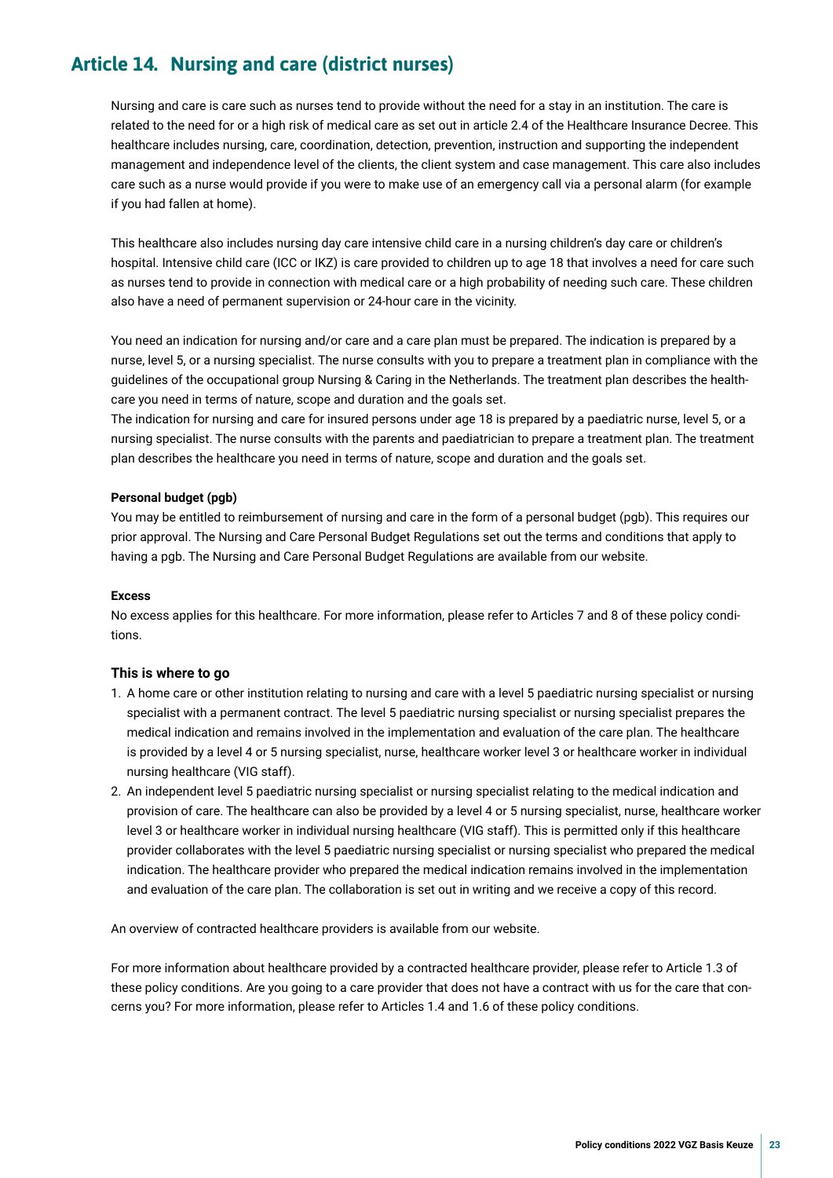## Article 14. Nursing and care (district nurses)

Nursing and care is care such as nurses tend to provide without the need for a stay in an institution. The care is related to the need for or a high risk of medical care as set out in article 2.4 of the Healthcare Insurance Decree. This healthcare includes nursing, care, coordination, detection, prevention, instruction and supporting the independent management and independence level of the clients, the client system and case management. This care also includes care such as a nurse would provide if you were to make use of an emergency call via a personal alarm (for example if you had fallen at home).

This healthcare also includes nursing day care intensive child care in a nursing children's day care or children's hospital. Intensive child care (ICC or IKZ) is care provided to children up to age 18 that involves a need for care such as nurses tend to provide in connection with medical care or a high probability of needing such care. These children also have a need of permanent supervision or 24-hour care in the vicinity.

You need an indication for nursing and/or care and a care plan must be prepared. The indication is prepared by a nurse, level 5, or a nursing specialist. The nurse consults with you to prepare a treatment plan in compliance with the guidelines of the occupational group Nursing & Caring in the Netherlands. The treatment plan describes the healthcare you need in terms of nature, scope and duration and the goals set.
The indication for nursing and care for insured persons under age 18 is prepared by a paediatric nurse, level 5, or a nursing specialist. The nurse consults with the parents and paediatrician to prepare a treatment plan. The treatment plan describes the healthcare you need in terms of nature, scope and duration and the goals set.

**Personal budget (pgb)**

You may be entitled to reimbursement of nursing and care in the form of a personal budget (pgb). This requires our prior approval. The Nursing and Care Personal Budget Regulations set out the terms and conditions that apply to having a pgb. The Nursing and Care Personal Budget Regulations are available from our website.

**Excess**

No excess applies for this healthcare. For more information, please refer to Articles 7 and 8 of these policy conditions.

### This is where to go

1. A home care or other institution relating to nursing and care with a level 5 paediatric nursing specialist or nursing specialist with a permanent contract. The level 5 paediatric nursing specialist or nursing specialist prepares the medical indication and remains involved in the implementation and evaluation of the care plan. The healthcare is provided by a level 4 or 5 nursing specialist, nurse, healthcare worker level 3 or healthcare worker in individual nursing healthcare (VIG staff).
2. An independent level 5 paediatric nursing specialist or nursing specialist relating to the medical indication and provision of care. The healthcare can also be provided by a level 4 or 5 nursing specialist, nurse, healthcare worker level 3 or healthcare worker in individual nursing healthcare (VIG staff). This is permitted only if this healthcare provider collaborates with the level 5 paediatric nursing specialist or nursing specialist who prepared the medical indication. The healthcare provider who prepared the medical indication remains involved in the implementation and evaluation of the care plan. The collaboration is set out in writing and we receive a copy of this record.

An overview of contracted healthcare providers is available from our website.

For more information about healthcare provided by a contracted healthcare provider, please refer to Article 1.3 of these policy conditions. Are you going to a care provider that does not have a contract with us for the care that concerns you? For more information, please refer to Articles 1.4 and 1.6 of these policy conditions.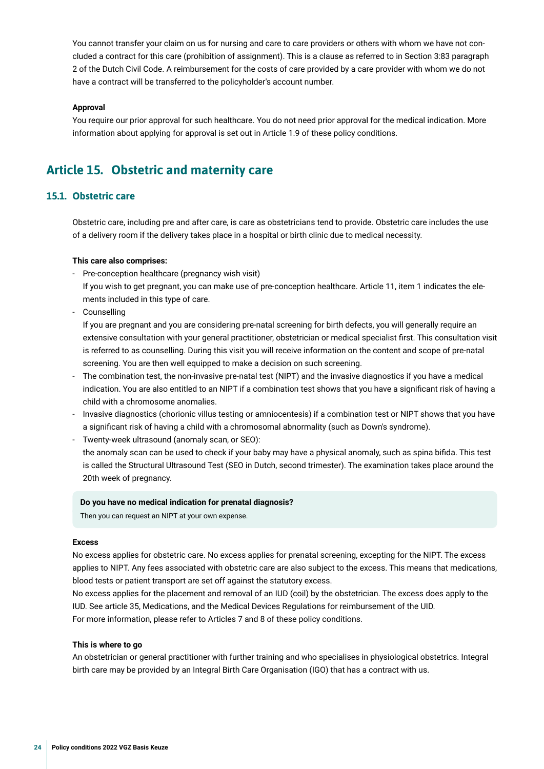You cannot transfer your claim on us for nursing and care to care providers or others with whom we have not concluded a contract for this care (prohibition of assignment). This is a clause as referred to in Section 3:83 paragraph 2 of the Dutch Civil Code. A reimbursement for the costs of care provided by a care provider with whom we do not have a contract will be transferred to the policyholder's account number.

**Approval**

You require our prior approval for such healthcare. You do not need prior approval for the medical indication. More information about applying for approval is set out in Article 1.9 of these policy conditions.

## Article 15. Obstetric and maternity care

### 15.1. Obstetric care

Obstetric care, including pre and after care, is care as obstetricians tend to provide. Obstetric care includes the use of a delivery room if the delivery takes place in a hospital or birth clinic due to medical necessity.

**This care also comprises:**

- Pre-conception healthcare (pregnancy wish visit)
  If you wish to get pregnant, you can make use of pre-conception healthcare. Article 11, item 1 indicates the elements included in this type of care.
- Counselling
  If you are pregnant and you are considering pre-natal screening for birth defects, you will generally require an extensive consultation with your general practitioner, obstetrician or medical specialist first. This consultation visit is referred to as counselling. During this visit you will receive information on the content and scope of pre-natal screening. You are then well equipped to make a decision on such screening.
- The combination test, the non-invasive pre-natal test (NIPT) and the invasive diagnostics if you have a medical indication. You are also entitled to an NIPT if a combination test shows that you have a significant risk of having a child with a chromosome anomalies.
- Invasive diagnostics (chorionic villus testing or amniocentesis) if a combination test or NIPT shows that you have a significant risk of having a child with a chromosomal abnormality (such as Down's syndrome).
- Twenty-week ultrasound (anomaly scan, or SEO):
  the anomaly scan can be used to check if your baby may have a physical anomaly, such as spina bifida. This test is called the Structural Ultrasound Test (SEO in Dutch, second trimester). The examination takes place around the 20th week of pregnancy.

**Do you have no medical indication for prenatal diagnosis?**
Then you can request an NIPT at your own expense.

**Excess**

No excess applies for obstetric care. No excess applies for prenatal screening, excepting for the NIPT. The excess applies to NIPT. Any fees associated with obstetric care are also subject to the excess. This means that medications, blood tests or patient transport are set off against the statutory excess.
No excess applies for the placement and removal of an IUD (coil) by the obstetrician. The excess does apply to the IUD. See article 35, Medications, and the Medical Devices Regulations for reimbursement of the UID.
For more information, please refer to Articles 7 and 8 of these policy conditions.

**This is where to go**

An obstetrician or general practitioner with further training and who specialises in physiological obstetrics. Integral birth care may be provided by an Integral Birth Care Organisation (IGO) that has a contract with us.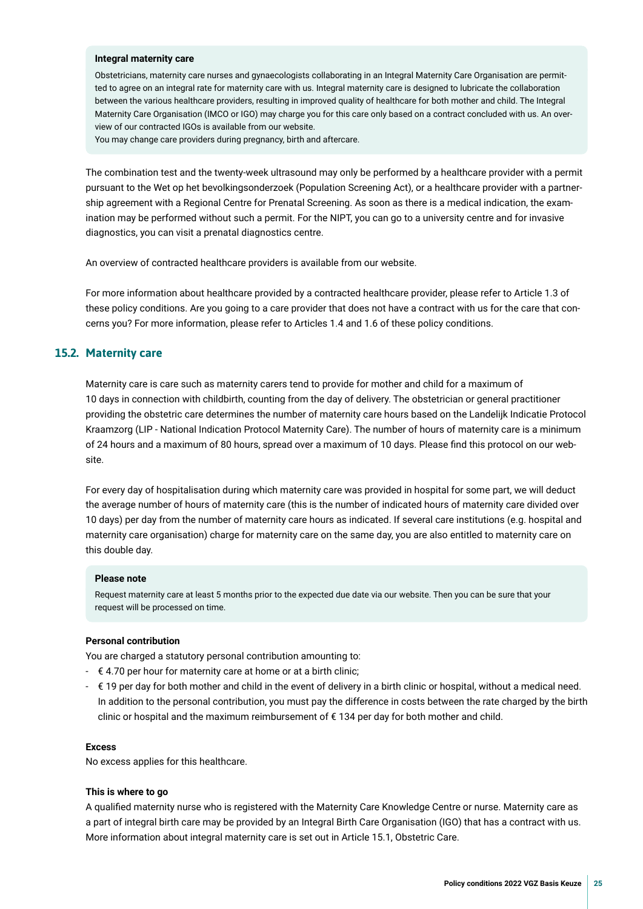> **Integral maternity care**
>
> Obstetricians, maternity care nurses and gynaecologists collaborating in an Integral Maternity Care Organisation are permitted to agree on an integral rate for maternity care with us. Integral maternity care is designed to lubricate the collaboration between the various healthcare providers, resulting in improved quality of healthcare for both mother and child. The Integral Maternity Care Organisation (IMCO or IGO) may charge you for this care only based on a contract concluded with us. An overview of our contracted IGOs is available from our website.
> You may change care providers during pregnancy, birth and aftercare.

The combination test and the twenty-week ultrasound may only be performed by a healthcare provider with a permit pursuant to the Wet op het bevolkingsonderzoek (Population Screening Act), or a healthcare provider with a partnership agreement with a Regional Centre for Prenatal Screening. As soon as there is a medical indication, the examination may be performed without such a permit. For the NIPT, you can go to a university centre and for invasive diagnostics, you can visit a prenatal diagnostics centre.

An overview of contracted healthcare providers is available from our website.

For more information about healthcare provided by a contracted healthcare provider, please refer to Article 1.3 of these policy conditions. Are you going to a care provider that does not have a contract with us for the care that concerns you? For more information, please refer to Articles 1.4 and 1.6 of these policy conditions.

## 15.2. Maternity care

Maternity care is care such as maternity carers tend to provide for mother and child for a maximum of 10 days in connection with childbirth, counting from the day of delivery. The obstetrician or general practitioner providing the obstetric care determines the number of maternity care hours based on the Landelijk Indicatie Protocol Kraamzorg (LIP - National Indication Protocol Maternity Care). The number of hours of maternity care is a minimum of 24 hours and a maximum of 80 hours, spread over a maximum of 10 days. Please find this protocol on our website.

For every day of hospitalisation during which maternity care was provided in hospital for some part, we will deduct the average number of hours of maternity care (this is the number of indicated hours of maternity care divided over 10 days) per day from the number of maternity care hours as indicated. If several care institutions (e.g. hospital and maternity care organisation) charge for maternity care on the same day, you are also entitled to maternity care on this double day.

> **Please note**
>
> Request maternity care at least 5 months prior to the expected due date via our website. Then you can be sure that your request will be processed on time.

**Personal contribution**

You are charged a statutory personal contribution amounting to:

- € 4.70 per hour for maternity care at home or at a birth clinic;
- € 19 per day for both mother and child in the event of delivery in a birth clinic or hospital, without a medical need. In addition to the personal contribution, you must pay the difference in costs between the rate charged by the birth clinic or hospital and the maximum reimbursement of € 134 per day for both mother and child.

**Excess**

No excess applies for this healthcare.

**This is where to go**

A qualified maternity nurse who is registered with the Maternity Care Knowledge Centre or nurse. Maternity care as a part of integral birth care may be provided by an Integral Birth Care Organisation (IGO) that has a contract with us. More information about integral maternity care is set out in Article 15.1, Obstetric Care.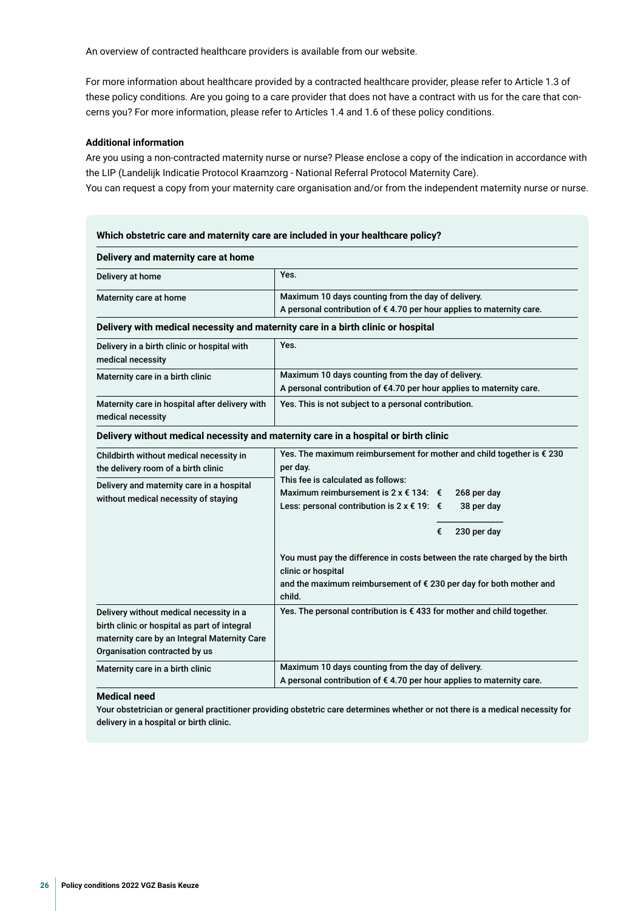An overview of contracted healthcare providers is available from our website.

For more information about healthcare provided by a contracted healthcare provider, please refer to Article 1.3 of these policy conditions. Are you going to a care provider that does not have a contract with us for the care that concerns you? For more information, please refer to Articles 1.4 and 1.6 of these policy conditions.

**Additional information**

Are you using a non-contracted maternity nurse or nurse? Please enclose a copy of the indication in accordance with the LIP (Landelijk Indicatie Protocol Kraamzorg - National Referral Protocol Maternity Care).
You can request a copy from your maternity care organisation and/or from the independent maternity nurse or nurse.

**Which obstetric care and maternity care are included in your healthcare policy?**

| **Delivery and maternity care at home** | |
|---|---|
| Delivery at home | Yes. |
| Maternity care at home | Maximum 10 days counting from the day of delivery.<br>A personal contribution of € 4.70 per hour applies to maternity care. |
| **Delivery with medical necessity and maternity care in a birth clinic or hospital** | |
| Delivery in a birth clinic or hospital with medical necessity | Yes. |
| Maternity care in a birth clinic | Maximum 10 days counting from the day of delivery.<br>A personal contribution of €4.70 per hour applies to maternity care. |
| Maternity care in hospital after delivery with medical necessity | Yes. This is not subject to a personal contribution. |
| **Delivery without medical necessity and maternity care in a hospital or birth clinic** | |
| Childbirth without medical necessity in the delivery room of a birth clinic<br><br>Delivery and maternity care in a hospital without medical necessity of staying | Yes. The maximum reimbursement for mother and child together is € 230 per day.<br>This fee is calculated as follows:<br>Maximum reimbursement is 2 x € 134: € 268 per day<br>Less: personal contribution is 2 x € 19: € 38 per day<br>€ 230 per day<br><br>You must pay the difference in costs between the rate charged by the birth clinic or hospital<br>and the maximum reimbursement of € 230 per day for both mother and child. |
| Delivery without medical necessity in a birth clinic or hospital as part of integral maternity care by an Integral Maternity Care Organisation contracted by us | Yes. The personal contribution is € 433 for mother and child together. |
| Maternity care in a birth clinic | Maximum 10 days counting from the day of delivery.<br>A personal contribution of € 4.70 per hour applies to maternity care. |

**Medical need**

Your obstetrician or general practitioner providing obstetric care determines whether or not there is a medical necessity for delivery in a hospital or birth clinic.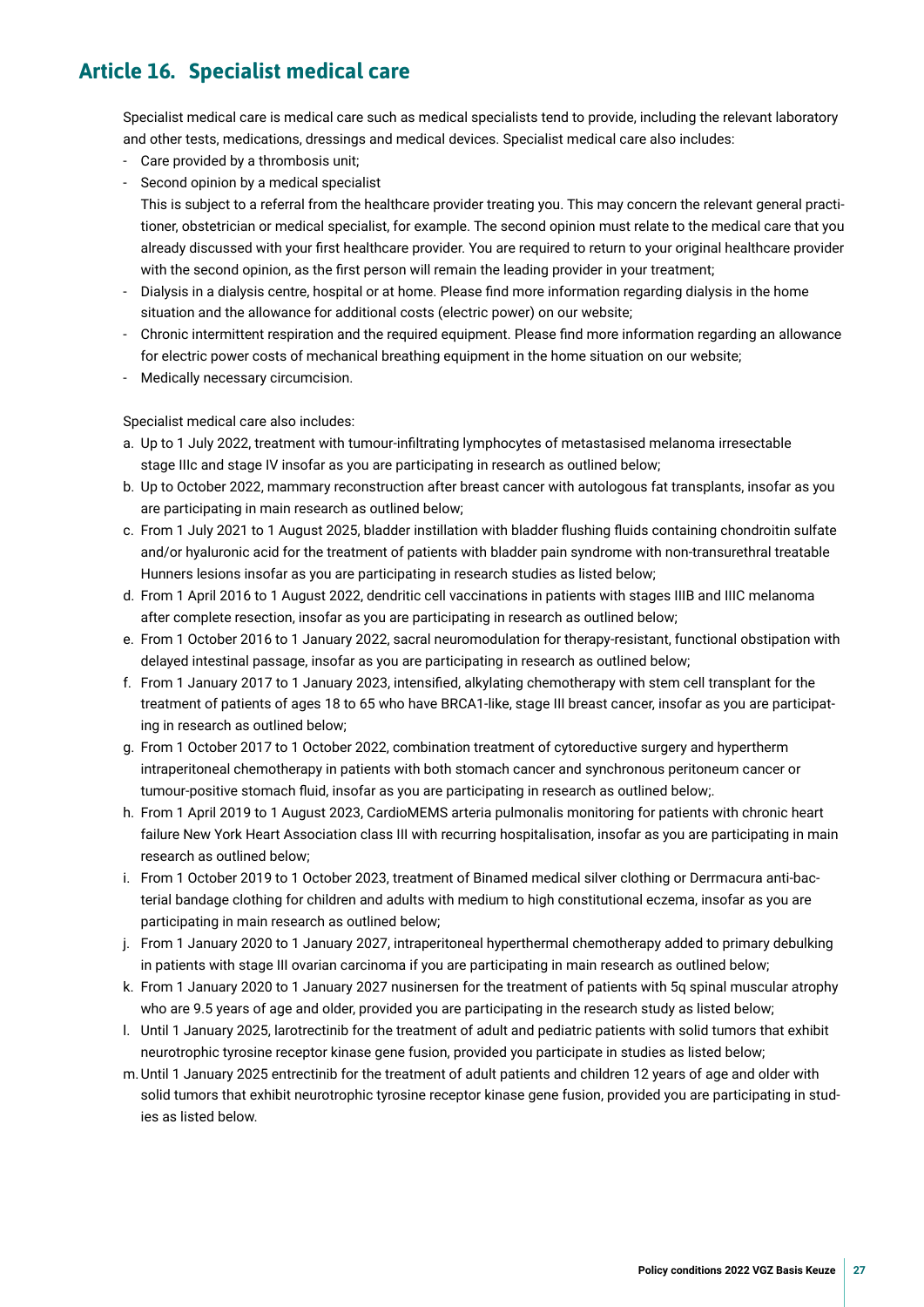## Article 16. Specialist medical care

Specialist medical care is medical care such as medical specialists tend to provide, including the relevant laboratory and other tests, medications, dressings and medical devices. Specialist medical care also includes:

- Care provided by a thrombosis unit;
- Second opinion by a medical specialist
  This is subject to a referral from the healthcare provider treating you. This may concern the relevant general practitioner, obstetrician or medical specialist, for example. The second opinion must relate to the medical care that you already discussed with your first healthcare provider. You are required to return to your original healthcare provider with the second opinion, as the first person will remain the leading provider in your treatment;
- Dialysis in a dialysis centre, hospital or at home. Please find more information regarding dialysis in the home situation and the allowance for additional costs (electric power) on our website;
- Chronic intermittent respiration and the required equipment. Please find more information regarding an allowance for electric power costs of mechanical breathing equipment in the home situation on our website;
- Medically necessary circumcision.

Specialist medical care also includes:

a. Up to 1 July 2022, treatment with tumour-infiltrating lymphocytes of metastasised melanoma irresectable stage IIIc and stage IV insofar as you are participating in research as outlined below;
b. Up to October 2022, mammary reconstruction after breast cancer with autologous fat transplants, insofar as you are participating in main research as outlined below;
c. From 1 July 2021 to 1 August 2025, bladder instillation with bladder flushing fluids containing chondroitin sulfate and/or hyaluronic acid for the treatment of patients with bladder pain syndrome with non-transurethral treatable Hunners lesions insofar as you are participating in research studies as listed below;
d. From 1 April 2016 to 1 August 2022, dendritic cell vaccinations in patients with stages IIIB and IIIC melanoma after complete resection, insofar as you are participating in research as outlined below;
e. From 1 October 2016 to 1 January 2022, sacral neuromodulation for therapy-resistant, functional obstipation with delayed intestinal passage, insofar as you are participating in research as outlined below;
f. From 1 January 2017 to 1 January 2023, intensified, alkylating chemotherapy with stem cell transplant for the treatment of patients of ages 18 to 65 who have BRCA1-like, stage III breast cancer, insofar as you are participating in research as outlined below;
g. From 1 October 2017 to 1 October 2022, combination treatment of cytoreductive surgery and hypertherm intraperitoneal chemotherapy in patients with both stomach cancer and synchronous peritoneum cancer or tumour-positive stomach fluid, insofar as you are participating in research as outlined below;.
h. From 1 April 2019 to 1 August 2023, CardioMEMS arteria pulmonalis monitoring for patients with chronic heart failure New York Heart Association class III with recurring hospitalisation, insofar as you are participating in main research as outlined below;
i. From 1 October 2019 to 1 October 2023, treatment of Binamed medical silver clothing or Derrmacura anti-bacterial bandage clothing for children and adults with medium to high constitutional eczema, insofar as you are participating in main research as outlined below;
j. From 1 January 2020 to 1 January 2027, intraperitoneal hyperthermal chemotherapy added to primary debulking in patients with stage III ovarian carcinoma if you are participating in main research as outlined below;
k. From 1 January 2020 to 1 January 2027 nusinersen for the treatment of patients with 5q spinal muscular atrophy who are 9.5 years of age and older, provided you are participating in the research study as listed below;
l. Until 1 January 2025, larotrectinib for the treatment of adult and pediatric patients with solid tumors that exhibit neurotrophic tyrosine receptor kinase gene fusion, provided you participate in studies as listed below;
m. Until 1 January 2025 entrectinib for the treatment of adult patients and children 12 years of age and older with solid tumors that exhibit neurotrophic tyrosine receptor kinase gene fusion, provided you are participating in studies as listed below.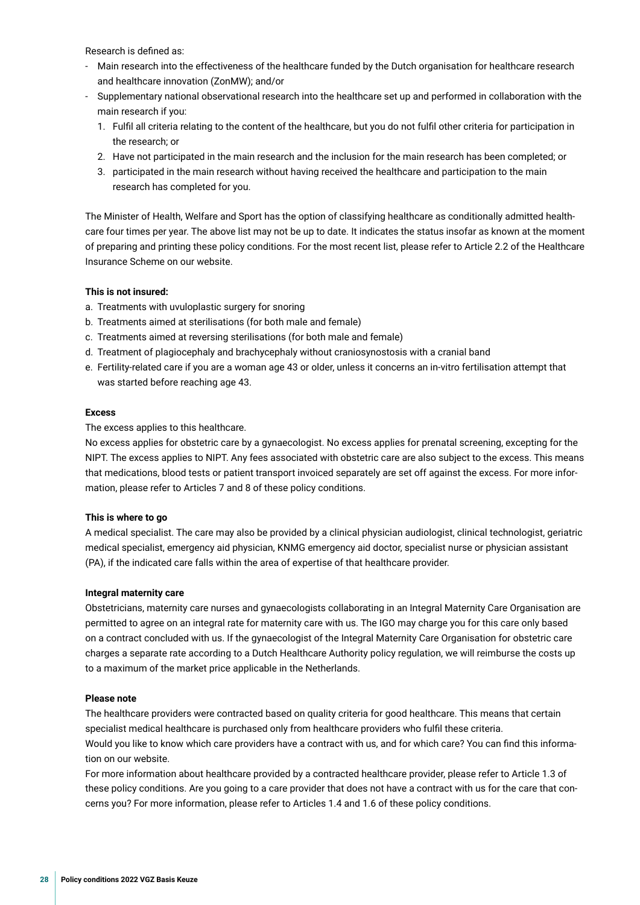Research is defined as:

- Main research into the effectiveness of the healthcare funded by the Dutch organisation for healthcare research and healthcare innovation (ZonMW); and/or
- Supplementary national observational research into the healthcare set up and performed in collaboration with the main research if you:
  1. Fulfil all criteria relating to the content of the healthcare, but you do not fulfil other criteria for participation in the research; or
  2. Have not participated in the main research and the inclusion for the main research has been completed; or
  3. participated in the main research without having received the healthcare and participation to the main research has completed for you.

The Minister of Health, Welfare and Sport has the option of classifying healthcare as conditionally admitted healthcare four times per year. The above list may not be up to date. It indicates the status insofar as known at the moment of preparing and printing these policy conditions. For the most recent list, please refer to Article 2.2 of the Healthcare Insurance Scheme on our website.

**This is not insured:**

a. Treatments with uvuloplastic surgery for snoring
b. Treatments aimed at sterilisations (for both male and female)
c. Treatments aimed at reversing sterilisations (for both male and female)
d. Treatment of plagiocephaly and brachycephaly without craniosynostosis with a cranial band
e. Fertility-related care if you are a woman age 43 or older, unless it concerns an in-vitro fertilisation attempt that was started before reaching age 43.

**Excess**

The excess applies to this healthcare.
No excess applies for obstetric care by a gynaecologist. No excess applies for prenatal screening, excepting for the NIPT. The excess applies to NIPT. Any fees associated with obstetric care are also subject to the excess. This means that medications, blood tests or patient transport invoiced separately are set off against the excess. For more information, please refer to Articles 7 and 8 of these policy conditions.

**This is where to go**

A medical specialist. The care may also be provided by a clinical physician audiologist, clinical technologist, geriatric medical specialist, emergency aid physician, KNMG emergency aid doctor, specialist nurse or physician assistant (PA), if the indicated care falls within the area of expertise of that healthcare provider.

**Integral maternity care**

Obstetricians, maternity care nurses and gynaecologists collaborating in an Integral Maternity Care Organisation are permitted to agree on an integral rate for maternity care with us. The IGO may charge you for this care only based on a contract concluded with us. If the gynaecologist of the Integral Maternity Care Organisation for obstetric care charges a separate rate according to a Dutch Healthcare Authority policy regulation, we will reimburse the costs up to a maximum of the market price applicable in the Netherlands.

**Please note**

The healthcare providers were contracted based on quality criteria for good healthcare. This means that certain specialist medical healthcare is purchased only from healthcare providers who fulfil these criteria.
Would you like to know which care providers have a contract with us, and for which care? You can find this information on our website.
For more information about healthcare provided by a contracted healthcare provider, please refer to Article 1.3 of these policy conditions. Are you going to a care provider that does not have a contract with us for the care that concerns you? For more information, please refer to Articles 1.4 and 1.6 of these policy conditions.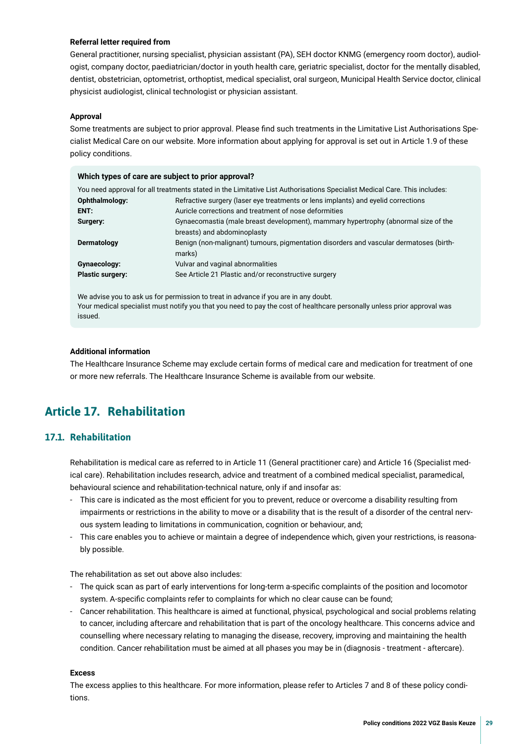**Referral letter required from**

General practitioner, nursing specialist, physician assistant (PA), SEH doctor KNMG (emergency room doctor), audiologist, company doctor, paediatrician/doctor in youth health care, geriatric specialist, doctor for the mentally disabled, dentist, obstetrician, optometrist, orthoptist, medical specialist, oral surgeon, Municipal Health Service doctor, clinical physicist audiologist, clinical technologist or physician assistant.

**Approval**

Some treatments are subject to prior approval. Please find such treatments in the Limitative List Authorisations Specialist Medical Care on our website. More information about applying for approval is set out in Article 1.9 of these policy conditions.

**Which types of care are subject to prior approval?**

You need approval for all treatments stated in the Limitative List Authorisations Specialist Medical Care. This includes:

| | |
|---|---|
| **Ophthalmology:** | Refractive surgery (laser eye treatments or lens implants) and eyelid corrections |
| **ENT:** | Auricle corrections and treatment of nose deformities |
| **Surgery:** | Gynaecomastia (male breast development), mammary hypertrophy (abnormal size of the breasts) and abdominoplasty |
| **Dermatology** | Benign (non-malignant) tumours, pigmentation disorders and vascular dermatoses (birthmarks) |
| **Gynaecology:** | Vulvar and vaginal abnormalities |
| **Plastic surgery:** | See Article 21 Plastic and/or reconstructive surgery |

We advise you to ask us for permission to treat in advance if you are in any doubt.
Your medical specialist must notify you that you need to pay the cost of healthcare personally unless prior approval was issued.

**Additional information**

The Healthcare Insurance Scheme may exclude certain forms of medical care and medication for treatment of one or more new referrals. The Healthcare Insurance Scheme is available from our website.

## Article 17. Rehabilitation

### 17.1. Rehabilitation

Rehabilitation is medical care as referred to in Article 11 (General practitioner care) and Article 16 (Specialist medical care). Rehabilitation includes research, advice and treatment of a combined medical specialist, paramedical, behavioural science and rehabilitation-technical nature, only if and insofar as:

- This care is indicated as the most efficient for you to prevent, reduce or overcome a disability resulting from impairments or restrictions in the ability to move or a disability that is the result of a disorder of the central nervous system leading to limitations in communication, cognition or behaviour, and;
- This care enables you to achieve or maintain a degree of independence which, given your restrictions, is reasonably possible.

The rehabilitation as set out above also includes:

- The quick scan as part of early interventions for long-term a-specific complaints of the position and locomotor system. A-specific complaints refer to complaints for which no clear cause can be found;
- Cancer rehabilitation. This healthcare is aimed at functional, physical, psychological and social problems relating to cancer, including aftercare and rehabilitation that is part of the oncology healthcare. This concerns advice and counselling where necessary relating to managing the disease, recovery, improving and maintaining the health condition. Cancer rehabilitation must be aimed at all phases you may be in (diagnosis - treatment - aftercare).

**Excess**

The excess applies to this healthcare. For more information, please refer to Articles 7 and 8 of these policy conditions.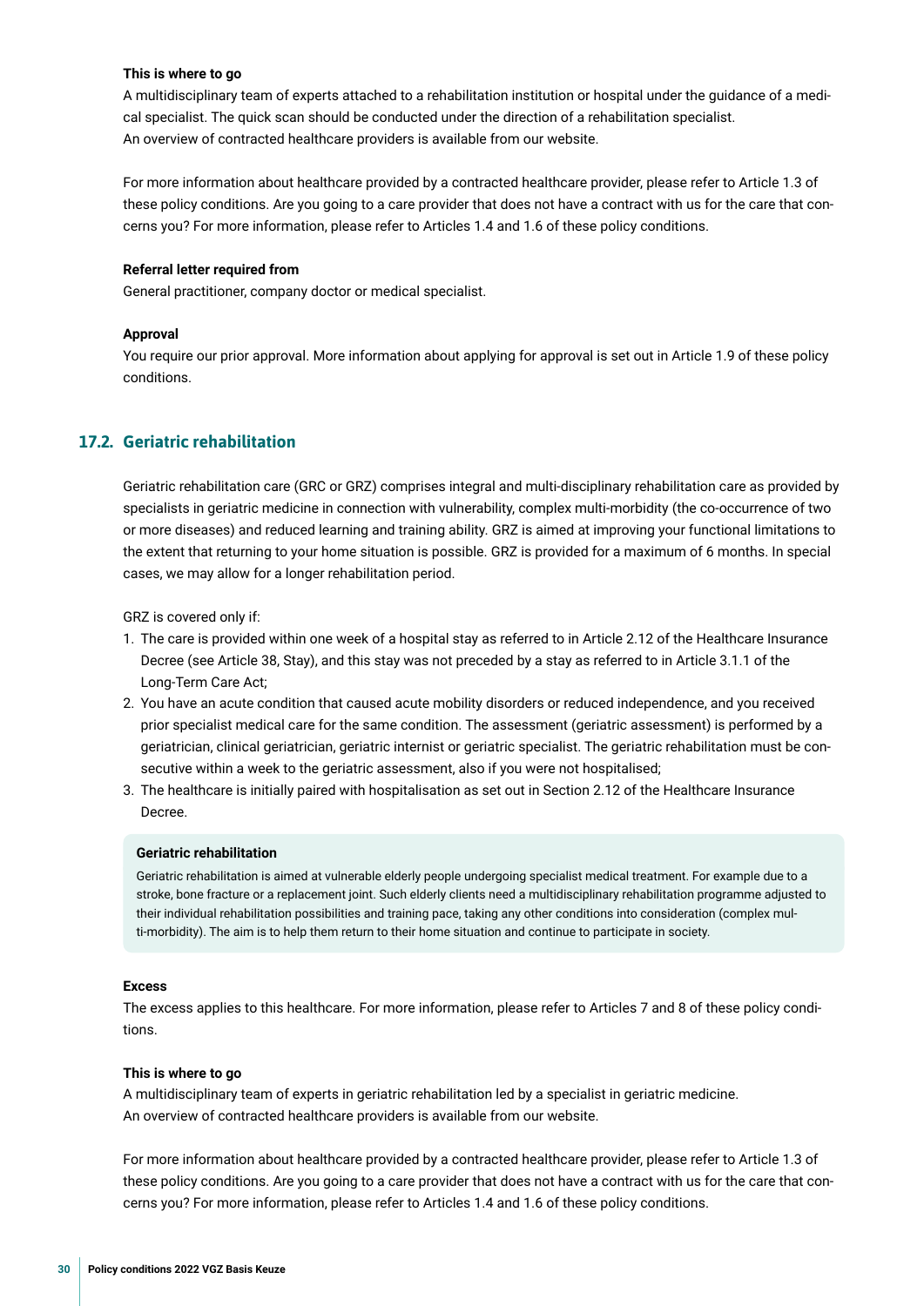**This is where to go**

A multidisciplinary team of experts attached to a rehabilitation institution or hospital under the guidance of a medical specialist. The quick scan should be conducted under the direction of a rehabilitation specialist.
An overview of contracted healthcare providers is available from our website.

For more information about healthcare provided by a contracted healthcare provider, please refer to Article 1.3 of these policy conditions. Are you going to a care provider that does not have a contract with us for the care that concerns you? For more information, please refer to Articles 1.4 and 1.6 of these policy conditions.

**Referral letter required from**

General practitioner, company doctor or medical specialist.

**Approval**

You require our prior approval. More information about applying for approval is set out in Article 1.9 of these policy conditions.

## 17.2. Geriatric rehabilitation

Geriatric rehabilitation care (GRC or GRZ) comprises integral and multi-disciplinary rehabilitation care as provided by specialists in geriatric medicine in connection with vulnerability, complex multi-morbidity (the co-occurrence of two or more diseases) and reduced learning and training ability. GRZ is aimed at improving your functional limitations to the extent that returning to your home situation is possible. GRZ is provided for a maximum of 6 months. In special cases, we may allow for a longer rehabilitation period.

GRZ is covered only if:

1. The care is provided within one week of a hospital stay as referred to in Article 2.12 of the Healthcare Insurance Decree (see Article 38, Stay), and this stay was not preceded by a stay as referred to in Article 3.1.1 of the Long-Term Care Act;
2. You have an acute condition that caused acute mobility disorders or reduced independence, and you received prior specialist medical care for the same condition. The assessment (geriatric assessment) is performed by a geriatrician, clinical geriatrician, geriatric internist or geriatric specialist. The geriatric rehabilitation must be consecutive within a week to the geriatric assessment, also if you were not hospitalised;
3. The healthcare is initially paired with hospitalisation as set out in Section 2.12 of the Healthcare Insurance Decree.

**Geriatric rehabilitation**

Geriatric rehabilitation is aimed at vulnerable elderly people undergoing specialist medical treatment. For example due to a stroke, bone fracture or a replacement joint. Such elderly clients need a multidisciplinary rehabilitation programme adjusted to their individual rehabilitation possibilities and training pace, taking any other conditions into consideration (complex multi-morbidity). The aim is to help them return to their home situation and continue to participate in society.

**Excess**

The excess applies to this healthcare. For more information, please refer to Articles 7 and 8 of these policy conditions.

**This is where to go**

A multidisciplinary team of experts in geriatric rehabilitation led by a specialist in geriatric medicine.
An overview of contracted healthcare providers is available from our website.

For more information about healthcare provided by a contracted healthcare provider, please refer to Article 1.3 of these policy conditions. Are you going to a care provider that does not have a contract with us for the care that concerns you? For more information, please refer to Articles 1.4 and 1.6 of these policy conditions.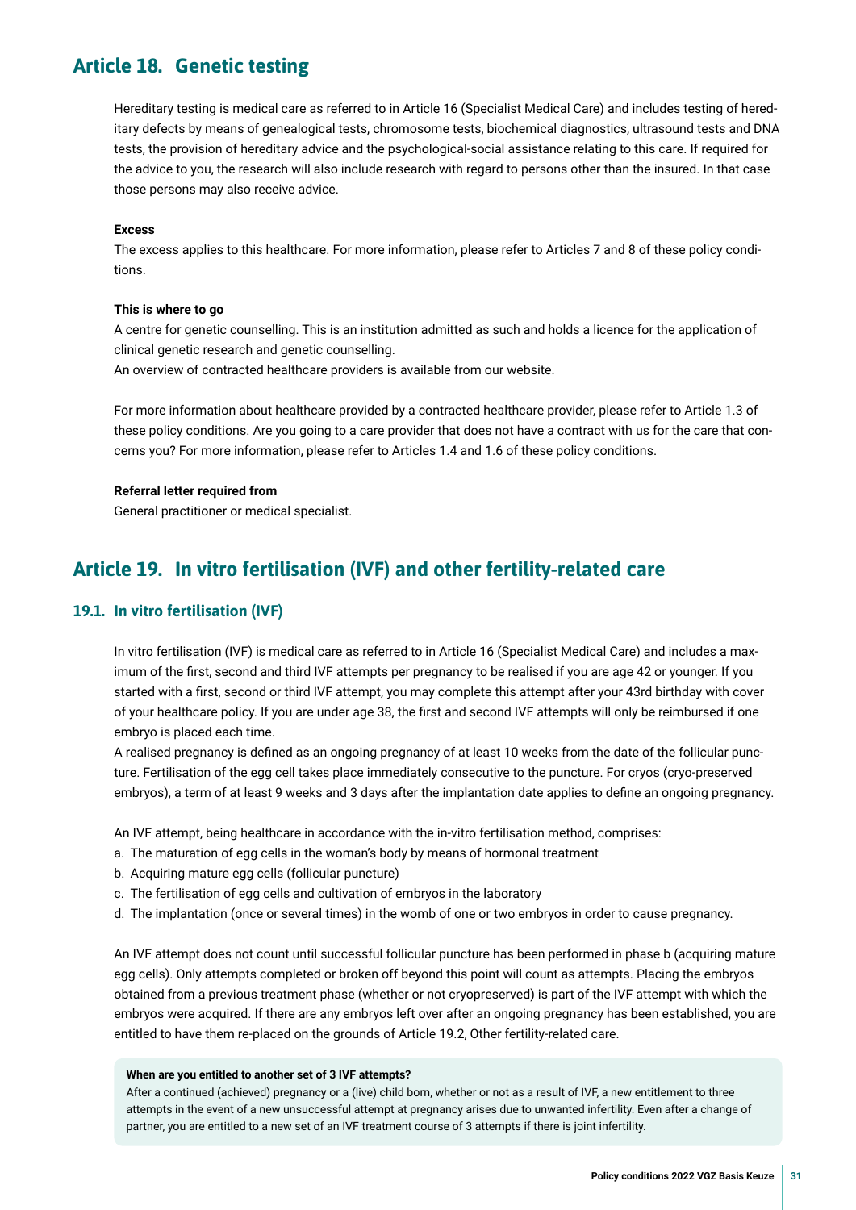## Article 18. Genetic testing

Hereditary testing is medical care as referred to in Article 16 (Specialist Medical Care) and includes testing of hereditary defects by means of genealogical tests, chromosome tests, biochemical diagnostics, ultrasound tests and DNA tests, the provision of hereditary advice and the psychological-social assistance relating to this care. If required for the advice to you, the research will also include research with regard to persons other than the insured. In that case those persons may also receive advice.

**Excess**

The excess applies to this healthcare. For more information, please refer to Articles 7 and 8 of these policy conditions.

**This is where to go**

A centre for genetic counselling. This is an institution admitted as such and holds a licence for the application of clinical genetic research and genetic counselling.
An overview of contracted healthcare providers is available from our website.

For more information about healthcare provided by a contracted healthcare provider, please refer to Article 1.3 of these policy conditions. Are you going to a care provider that does not have a contract with us for the care that concerns you? For more information, please refer to Articles 1.4 and 1.6 of these policy conditions.

**Referral letter required from**

General practitioner or medical specialist.

## Article 19. In vitro fertilisation (IVF) and other fertility-related care

### 19.1. In vitro fertilisation (IVF)

In vitro fertilisation (IVF) is medical care as referred to in Article 16 (Specialist Medical Care) and includes a maximum of the first, second and third IVF attempts per pregnancy to be realised if you are age 42 or younger. If you started with a first, second or third IVF attempt, you may complete this attempt after your 43rd birthday with cover of your healthcare policy. If you are under age 38, the first and second IVF attempts will only be reimbursed if one embryo is placed each time.
A realised pregnancy is defined as an ongoing pregnancy of at least 10 weeks from the date of the follicular puncture. Fertilisation of the egg cell takes place immediately consecutive to the puncture. For cryos (cryo-preserved embryos), a term of at least 9 weeks and 3 days after the implantation date applies to define an ongoing pregnancy.

An IVF attempt, being healthcare in accordance with the in-vitro fertilisation method, comprises:

a. The maturation of egg cells in the woman's body by means of hormonal treatment
b. Acquiring mature egg cells (follicular puncture)
c. The fertilisation of egg cells and cultivation of embryos in the laboratory
d. The implantation (once or several times) in the womb of one or two embryos in order to cause pregnancy.

An IVF attempt does not count until successful follicular puncture has been performed in phase b (acquiring mature egg cells). Only attempts completed or broken off beyond this point will count as attempts. Placing the embryos obtained from a previous treatment phase (whether or not cryopreserved) is part of the IVF attempt with which the embryos were acquired. If there are any embryos left over after an ongoing pregnancy has been established, you are entitled to have them re-placed on the grounds of Article 19.2, Other fertility-related care.

**When are you entitled to another set of 3 IVF attempts?**
After a continued (achieved) pregnancy or a (live) child born, whether or not as a result of IVF, a new entitlement to three attempts in the event of a new unsuccessful attempt at pregnancy arises due to unwanted infertility. Even after a change of partner, you are entitled to a new set of an IVF treatment course of 3 attempts if there is joint infertility.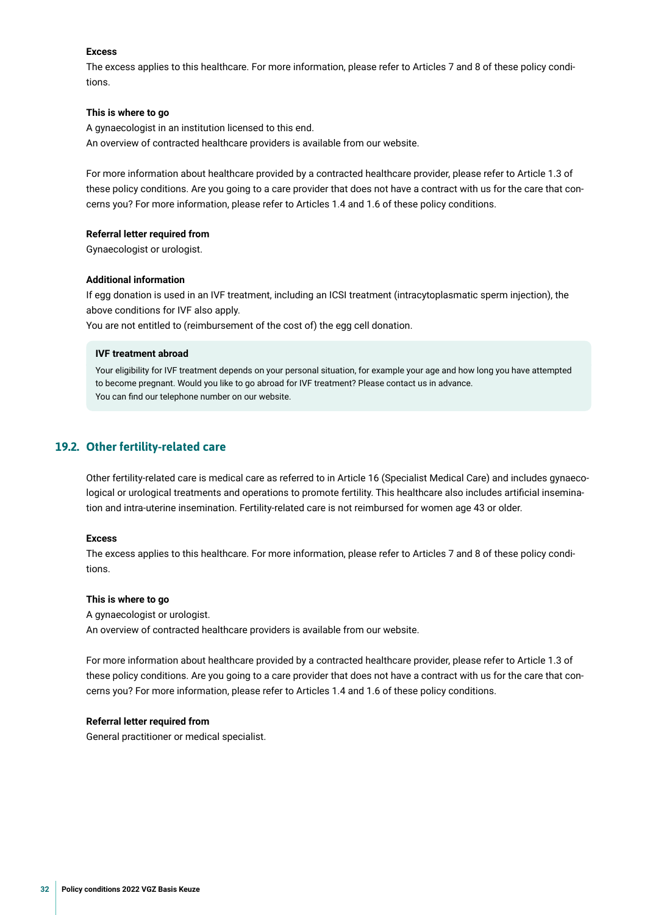**Excess**

The excess applies to this healthcare. For more information, please refer to Articles 7 and 8 of these policy conditions.

**This is where to go**

A gynaecologist in an institution licensed to this end.
An overview of contracted healthcare providers is available from our website.

For more information about healthcare provided by a contracted healthcare provider, please refer to Article 1.3 of these policy conditions. Are you going to a care provider that does not have a contract with us for the care that concerns you? For more information, please refer to Articles 1.4 and 1.6 of these policy conditions.

**Referral letter required from**

Gynaecologist or urologist.

**Additional information**

If egg donation is used in an IVF treatment, including an ICSI treatment (intracytoplasmatic sperm injection), the above conditions for IVF also apply.
You are not entitled to (reimbursement of the cost of) the egg cell donation.

> **IVF treatment abroad**
>
> Your eligibility for IVF treatment depends on your personal situation, for example your age and how long you have attempted to become pregnant. Would you like to go abroad for IVF treatment? Please contact us in advance.
> You can find our telephone number on our website.

## 19.2. Other fertility-related care

Other fertility-related care is medical care as referred to in Article 16 (Specialist Medical Care) and includes gynaecological or urological treatments and operations to promote fertility. This healthcare also includes artificial insemination and intra-uterine insemination. Fertility-related care is not reimbursed for women age 43 or older.

**Excess**

The excess applies to this healthcare. For more information, please refer to Articles 7 and 8 of these policy conditions.

**This is where to go**

A gynaecologist or urologist.
An overview of contracted healthcare providers is available from our website.

For more information about healthcare provided by a contracted healthcare provider, please refer to Article 1.3 of these policy conditions. Are you going to a care provider that does not have a contract with us for the care that concerns you? For more information, please refer to Articles 1.4 and 1.6 of these policy conditions.

**Referral letter required from**

General practitioner or medical specialist.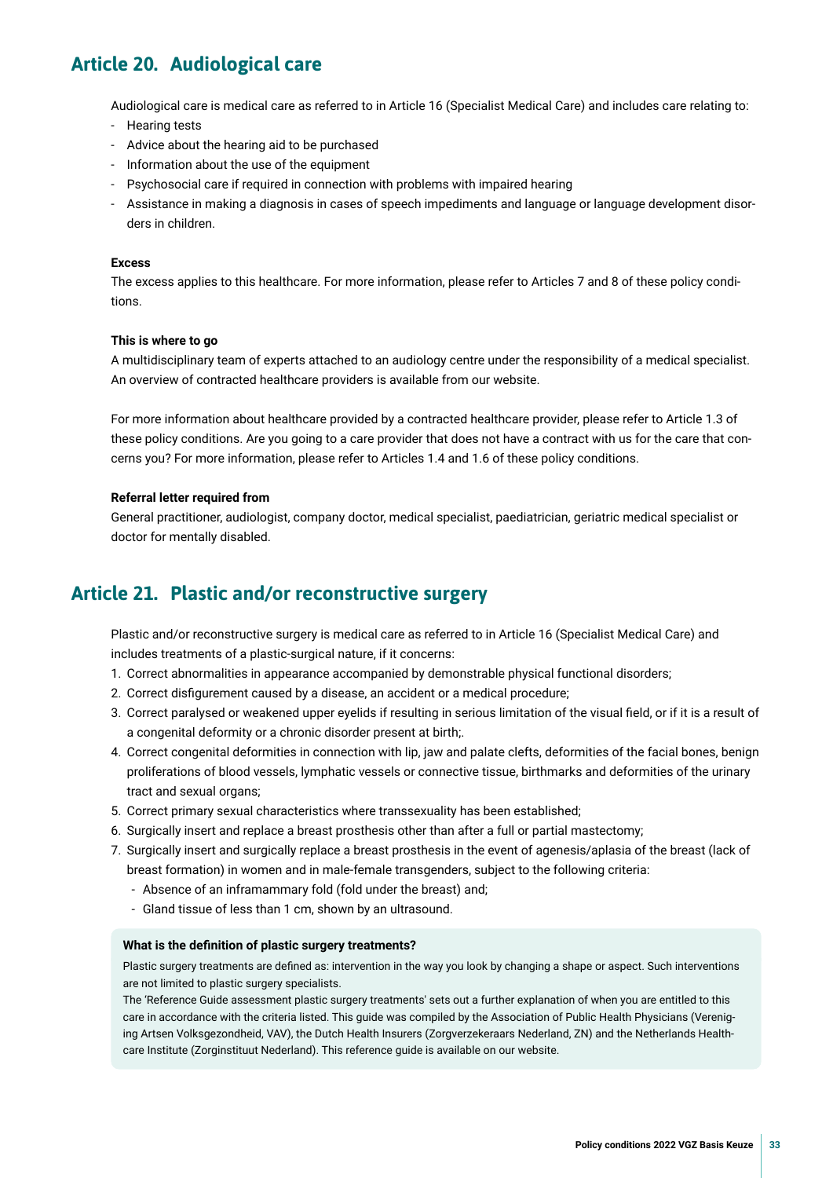## Article 20. Audiological care

Audiological care is medical care as referred to in Article 16 (Specialist Medical Care) and includes care relating to:

- Hearing tests
- Advice about the hearing aid to be purchased
- Information about the use of the equipment
- Psychosocial care if required in connection with problems with impaired hearing
- Assistance in making a diagnosis in cases of speech impediments and language or language development disorders in children.

**Excess**

The excess applies to this healthcare. For more information, please refer to Articles 7 and 8 of these policy conditions.

**This is where to go**

A multidisciplinary team of experts attached to an audiology centre under the responsibility of a medical specialist. An overview of contracted healthcare providers is available from our website.

For more information about healthcare provided by a contracted healthcare provider, please refer to Article 1.3 of these policy conditions. Are you going to a care provider that does not have a contract with us for the care that concerns you? For more information, please refer to Articles 1.4 and 1.6 of these policy conditions.

**Referral letter required from**

General practitioner, audiologist, company doctor, medical specialist, paediatrician, geriatric medical specialist or doctor for mentally disabled.

## Article 21. Plastic and/or reconstructive surgery

Plastic and/or reconstructive surgery is medical care as referred to in Article 16 (Specialist Medical Care) and includes treatments of a plastic-surgical nature, if it concerns:

1. Correct abnormalities in appearance accompanied by demonstrable physical functional disorders;
2. Correct disfigurement caused by a disease, an accident or a medical procedure;
3. Correct paralysed or weakened upper eyelids if resulting in serious limitation of the visual field, or if it is a result of a congenital deformity or a chronic disorder present at birth;.
4. Correct congenital deformities in connection with lip, jaw and palate clefts, deformities of the facial bones, benign proliferations of blood vessels, lymphatic vessels or connective tissue, birthmarks and deformities of the urinary tract and sexual organs;
5. Correct primary sexual characteristics where transsexuality has been established;
6. Surgically insert and replace a breast prosthesis other than after a full or partial mastectomy;
7. Surgically insert and surgically replace a breast prosthesis in the event of agenesis/aplasia of the breast (lack of breast formation) in women and in male-female transgenders, subject to the following criteria:
   - Absence of an inframammary fold (fold under the breast) and;
   - Gland tissue of less than 1 cm, shown by an ultrasound.

**What is the definition of plastic surgery treatments?**

Plastic surgery treatments are defined as: intervention in the way you look by changing a shape or aspect. Such interventions are not limited to plastic surgery specialists.

The 'Reference Guide assessment plastic surgery treatments' sets out a further explanation of when you are entitled to this care in accordance with the criteria listed. This guide was compiled by the Association of Public Health Physicians (Vereniging Artsen Volksgezondheid, VAV), the Dutch Health Insurers (Zorgverzekeraars Nederland, ZN) and the Netherlands Healthcare Institute (Zorginstituut Nederland). This reference guide is available on our website.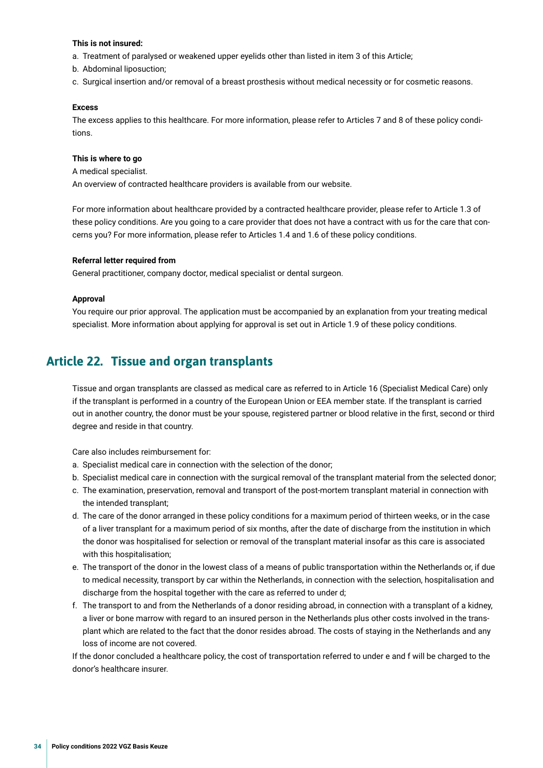**This is not insured:**

a. Treatment of paralysed or weakened upper eyelids other than listed in item 3 of this Article;
b. Abdominal liposuction;
c. Surgical insertion and/or removal of a breast prosthesis without medical necessity or for cosmetic reasons.

**Excess**

The excess applies to this healthcare. For more information, please refer to Articles 7 and 8 of these policy conditions.

**This is where to go**

A medical specialist.
An overview of contracted healthcare providers is available from our website.

For more information about healthcare provided by a contracted healthcare provider, please refer to Article 1.3 of these policy conditions. Are you going to a care provider that does not have a contract with us for the care that concerns you? For more information, please refer to Articles 1.4 and 1.6 of these policy conditions.

**Referral letter required from**

General practitioner, company doctor, medical specialist or dental surgeon.

**Approval**

You require our prior approval. The application must be accompanied by an explanation from your treating medical specialist. More information about applying for approval is set out in Article 1.9 of these policy conditions.

## Article 22. Tissue and organ transplants

Tissue and organ transplants are classed as medical care as referred to in Article 16 (Specialist Medical Care) only if the transplant is performed in a country of the European Union or EEA member state. If the transplant is carried out in another country, the donor must be your spouse, registered partner or blood relative in the first, second or third degree and reside in that country.

Care also includes reimbursement for:

a. Specialist medical care in connection with the selection of the donor;
b. Specialist medical care in connection with the surgical removal of the transplant material from the selected donor;
c. The examination, preservation, removal and transport of the post-mortem transplant material in connection with the intended transplant;
d. The care of the donor arranged in these policy conditions for a maximum period of thirteen weeks, or in the case of a liver transplant for a maximum period of six months, after the date of discharge from the institution in which the donor was hospitalised for selection or removal of the transplant material insofar as this care is associated with this hospitalisation;
e. The transport of the donor in the lowest class of a means of public transportation within the Netherlands or, if due to medical necessity, transport by car within the Netherlands, in connection with the selection, hospitalisation and discharge from the hospital together with the care as referred to under d;
f. The transport to and from the Netherlands of a donor residing abroad, in connection with a transplant of a kidney, a liver or bone marrow with regard to an insured person in the Netherlands plus other costs involved in the transplant which are related to the fact that the donor resides abroad. The costs of staying in the Netherlands and any loss of income are not covered.

If the donor concluded a healthcare policy, the cost of transportation referred to under e and f will be charged to the donor's healthcare insurer.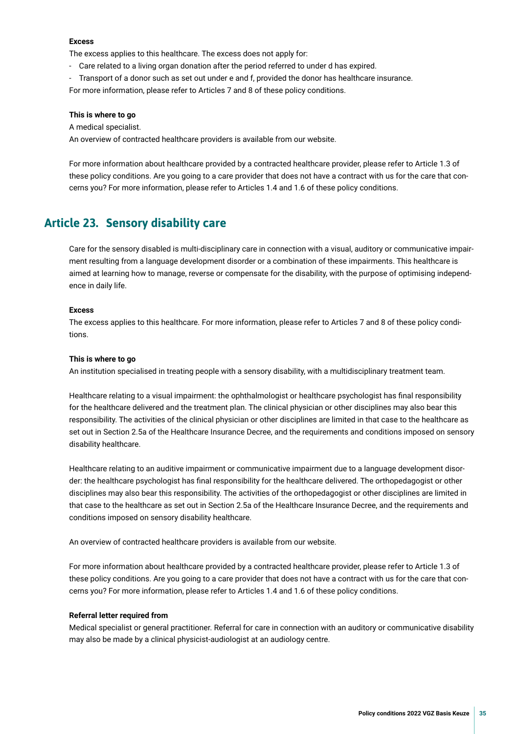**Excess**

The excess applies to this healthcare. The excess does not apply for:

- Care related to a living organ donation after the period referred to under d has expired.
- Transport of a donor such as set out under e and f, provided the donor has healthcare insurance.

For more information, please refer to Articles 7 and 8 of these policy conditions.

**This is where to go**

A medical specialist.

An overview of contracted healthcare providers is available from our website.

For more information about healthcare provided by a contracted healthcare provider, please refer to Article 1.3 of these policy conditions. Are you going to a care provider that does not have a contract with us for the care that concerns you? For more information, please refer to Articles 1.4 and 1.6 of these policy conditions.

## Article 23. Sensory disability care

Care for the sensory disabled is multi-disciplinary care in connection with a visual, auditory or communicative impairment resulting from a language development disorder or a combination of these impairments. This healthcare is aimed at learning how to manage, reverse or compensate for the disability, with the purpose of optimising independence in daily life.

**Excess**

The excess applies to this healthcare. For more information, please refer to Articles 7 and 8 of these policy conditions.

**This is where to go**

An institution specialised in treating people with a sensory disability, with a multidisciplinary treatment team.

Healthcare relating to a visual impairment: the ophthalmologist or healthcare psychologist has final responsibility for the healthcare delivered and the treatment plan. The clinical physician or other disciplines may also bear this responsibility. The activities of the clinical physician or other disciplines are limited in that case to the healthcare as set out in Section 2.5a of the Healthcare Insurance Decree, and the requirements and conditions imposed on sensory disability healthcare.

Healthcare relating to an auditive impairment or communicative impairment due to a language development disorder: the healthcare psychologist has final responsibility for the healthcare delivered. The orthopedagogist or other disciplines may also bear this responsibility. The activities of the orthopedagogist or other disciplines are limited in that case to the healthcare as set out in Section 2.5a of the Healthcare Insurance Decree, and the requirements and conditions imposed on sensory disability healthcare.

An overview of contracted healthcare providers is available from our website.

For more information about healthcare provided by a contracted healthcare provider, please refer to Article 1.3 of these policy conditions. Are you going to a care provider that does not have a contract with us for the care that concerns you? For more information, please refer to Articles 1.4 and 1.6 of these policy conditions.

**Referral letter required from**

Medical specialist or general practitioner. Referral for care in connection with an auditory or communicative disability may also be made by a clinical physicist-audiologist at an audiology centre.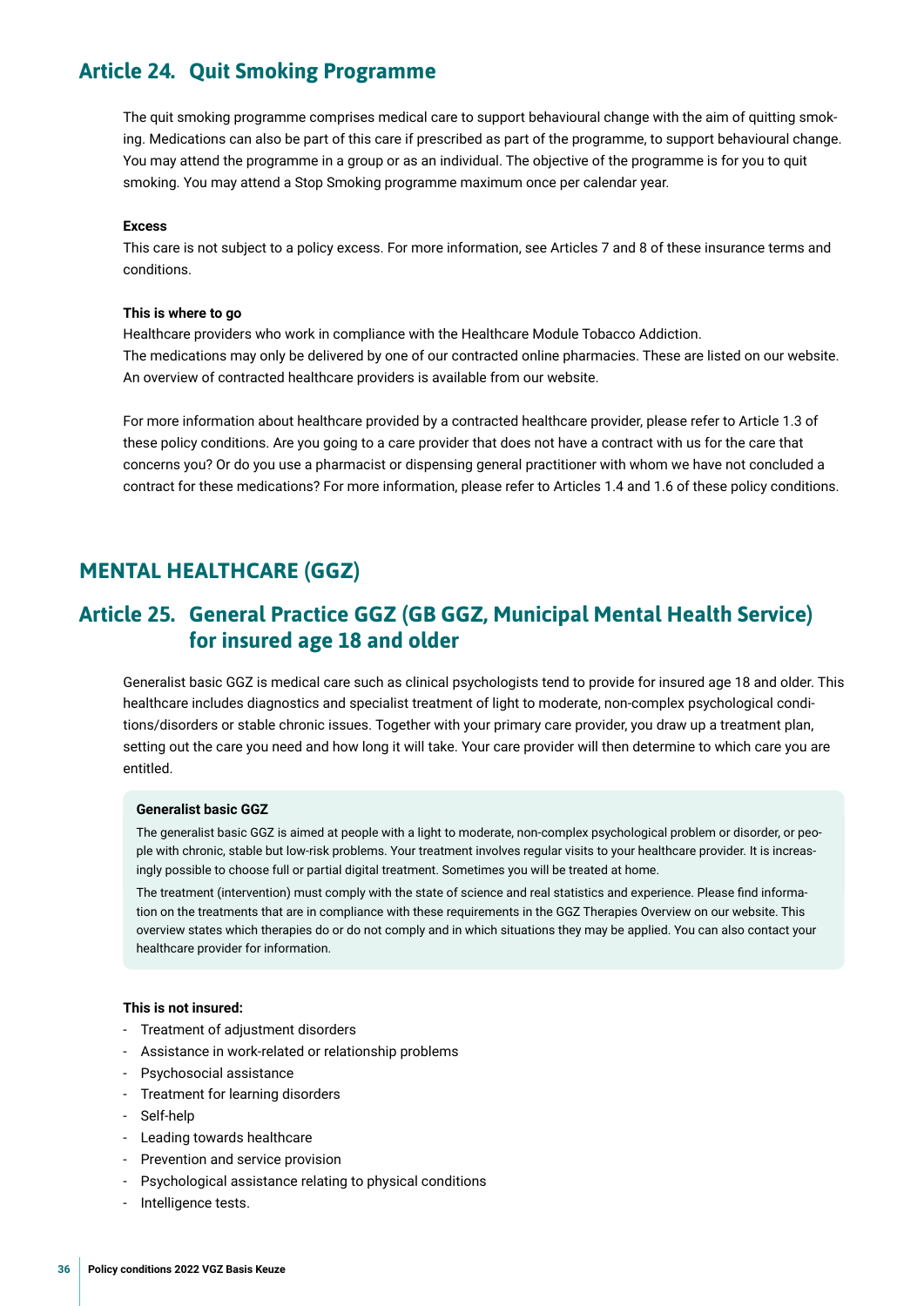## Article 24. Quit Smoking Programme

The quit smoking programme comprises medical care to support behavioural change with the aim of quitting smoking. Medications can also be part of this care if prescribed as part of the programme, to support behavioural change. You may attend the programme in a group or as an individual. The objective of the programme is for you to quit smoking. You may attend a Stop Smoking programme maximum once per calendar year.

**Excess**

This care is not subject to a policy excess. For more information, see Articles 7 and 8 of these insurance terms and conditions.

**This is where to go**

Healthcare providers who work in compliance with the Healthcare Module Tobacco Addiction.
The medications may only be delivered by one of our contracted online pharmacies. These are listed on our website.
An overview of contracted healthcare providers is available from our website.

For more information about healthcare provided by a contracted healthcare provider, please refer to Article 1.3 of these policy conditions. Are you going to a care provider that does not have a contract with us for the care that concerns you? Or do you use a pharmacist or dispensing general practitioner with whom we have not concluded a contract for these medications? For more information, please refer to Articles 1.4 and 1.6 of these policy conditions.

# MENTAL HEALTHCARE (GGZ)

## Article 25. General Practice GGZ (GB GGZ, Municipal Mental Health Service) for insured age 18 and older

Generalist basic GGZ is medical care such as clinical psychologists tend to provide for insured age 18 and older. This healthcare includes diagnostics and specialist treatment of light to moderate, non-complex psychological conditions/disorders or stable chronic issues. Together with your primary care provider, you draw up a treatment plan, setting out the care you need and how long it will take. Your care provider will then determine to which care you are entitled.

**Generalist basic GGZ**

The generalist basic GGZ is aimed at people with a light to moderate, non-complex psychological problem or disorder, or people with chronic, stable but low-risk problems. Your treatment involves regular visits to your healthcare provider. It is increasingly possible to choose full or partial digital treatment. Sometimes you will be treated at home.

The treatment (intervention) must comply with the state of science and real statistics and experience. Please find information on the treatments that are in compliance with these requirements in the GGZ Therapies Overview on our website. This overview states which therapies do or do not comply and in which situations they may be applied. You can also contact your healthcare provider for information.

**This is not insured:**

- Treatment of adjustment disorders
- Assistance in work-related or relationship problems
- Psychosocial assistance
- Treatment for learning disorders
- Self-help
- Leading towards healthcare
- Prevention and service provision
- Psychological assistance relating to physical conditions
- Intelligence tests.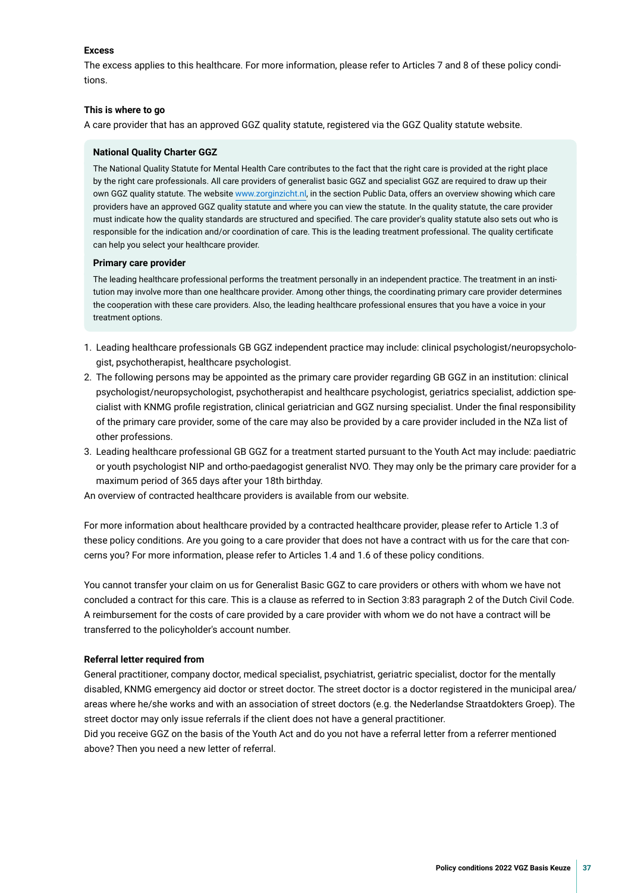**Excess**

The excess applies to this healthcare. For more information, please refer to Articles 7 and 8 of these policy conditions.

**This is where to go**

A care provider that has an approved GGZ quality statute, registered via the GGZ Quality statute website.

**National Quality Charter GGZ**

The National Quality Statute for Mental Health Care contributes to the fact that the right care is provided at the right place by the right care professionals. All care providers of generalist basic GGZ and specialist GGZ are required to draw up their own GGZ quality statute. The website www.zorginzicht.nl, in the section Public Data, offers an overview showing which care providers have an approved GGZ quality statute and where you can view the statute. In the quality statute, the care provider must indicate how the quality standards are structured and specified. The care provider's quality statute also sets out who is responsible for the indication and/or coordination of care. This is the leading treatment professional. The quality certificate can help you select your healthcare provider.

**Primary care provider**

The leading healthcare professional performs the treatment personally in an independent practice. The treatment in an institution may involve more than one healthcare provider. Among other things, the coordinating primary care provider determines the cooperation with these care providers. Also, the leading healthcare professional ensures that you have a voice in your treatment options.

1. Leading healthcare professionals GB GGZ independent practice may include: clinical psychologist/neuropsychologist, psychotherapist, healthcare psychologist.
2. The following persons may be appointed as the primary care provider regarding GB GGZ in an institution: clinical psychologist/neuropsychologist, psychotherapist and healthcare psychologist, geriatrics specialist, addiction specialist with KNMG profile registration, clinical geriatrician and GGZ nursing specialist. Under the final responsibility of the primary care provider, some of the care may also be provided by a care provider included in the NZa list of other professions.
3. Leading healthcare professional GB GGZ for a treatment started pursuant to the Youth Act may include: paediatric or youth psychologist NIP and ortho-paedagogist generalist NVO. They may only be the primary care provider for a maximum period of 365 days after your 18th birthday.

An overview of contracted healthcare providers is available from our website.

For more information about healthcare provided by a contracted healthcare provider, please refer to Article 1.3 of these policy conditions. Are you going to a care provider that does not have a contract with us for the care that concerns you? For more information, please refer to Articles 1.4 and 1.6 of these policy conditions.

You cannot transfer your claim on us for Generalist Basic GGZ to care providers or others with whom we have not concluded a contract for this care. This is a clause as referred to in Section 3:83 paragraph 2 of the Dutch Civil Code. A reimbursement for the costs of care provided by a care provider with whom we do not have a contract will be transferred to the policyholder's account number.

**Referral letter required from**

General practitioner, company doctor, medical specialist, psychiatrist, geriatric specialist, doctor for the mentally disabled, KNMG emergency aid doctor or street doctor. The street doctor is a doctor registered in the municipal area/areas where he/she works and with an association of street doctors (e.g. the Nederlandse Straatdokters Groep). The street doctor may only issue referrals if the client does not have a general practitioner.

Did you receive GGZ on the basis of the Youth Act and do you not have a referral letter from a referrer mentioned above? Then you need a new letter of referral.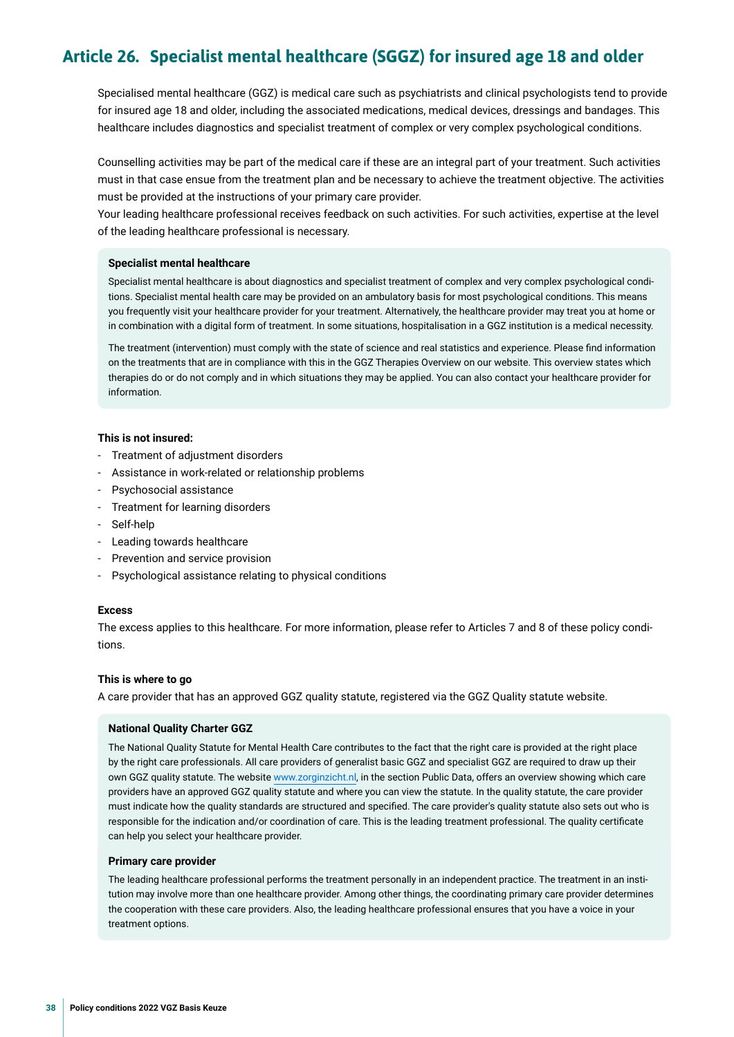## Article 26. Specialist mental healthcare (SGGZ) for insured age 18 and older

Specialised mental healthcare (GGZ) is medical care such as psychiatrists and clinical psychologists tend to provide for insured age 18 and older, including the associated medications, medical devices, dressings and bandages. This healthcare includes diagnostics and specialist treatment of complex or very complex psychological conditions.

Counselling activities may be part of the medical care if these are an integral part of your treatment. Such activities must in that case ensue from the treatment plan and be necessary to achieve the treatment objective. The activities must be provided at the instructions of your primary care provider.
Your leading healthcare professional receives feedback on such activities. For such activities, expertise at the level of the leading healthcare professional is necessary.

**Specialist mental healthcare**

Specialist mental healthcare is about diagnostics and specialist treatment of complex and very complex psychological conditions. Specialist mental health care may be provided on an ambulatory basis for most psychological conditions. This means you frequently visit your healthcare provider for your treatment. Alternatively, the healthcare provider may treat you at home or in combination with a digital form of treatment. In some situations, hospitalisation in a GGZ institution is a medical necessity.

The treatment (intervention) must comply with the state of science and real statistics and experience. Please find information on the treatments that are in compliance with this in the GGZ Therapies Overview on our website. This overview states which therapies do or do not comply and in which situations they may be applied. You can also contact your healthcare provider for information.

**This is not insured:**

- Treatment of adjustment disorders
- Assistance in work-related or relationship problems
- Psychosocial assistance
- Treatment for learning disorders
- Self-help
- Leading towards healthcare
- Prevention and service provision
- Psychological assistance relating to physical conditions

**Excess**

The excess applies to this healthcare. For more information, please refer to Articles 7 and 8 of these policy conditions.

**This is where to go**

A care provider that has an approved GGZ quality statute, registered via the GGZ Quality statute website.

**National Quality Charter GGZ**

The National Quality Statute for Mental Health Care contributes to the fact that the right care is provided at the right place by the right care professionals. All care providers of generalist basic GGZ and specialist GGZ are required to draw up their own GGZ quality statute. The website www.zorginzicht.nl, in the section Public Data, offers an overview showing which care providers have an approved GGZ quality statute and where you can view the statute. In the quality statute, the care provider must indicate how the quality standards are structured and specified. The care provider's quality statute also sets out who is responsible for the indication and/or coordination of care. This is the leading treatment professional. The quality certificate can help you select your healthcare provider.

**Primary care provider**

The leading healthcare professional performs the treatment personally in an independent practice. The treatment in an institution may involve more than one healthcare provider. Among other things, the coordinating primary care provider determines the cooperation with these care providers. Also, the leading healthcare professional ensures that you have a voice in your treatment options.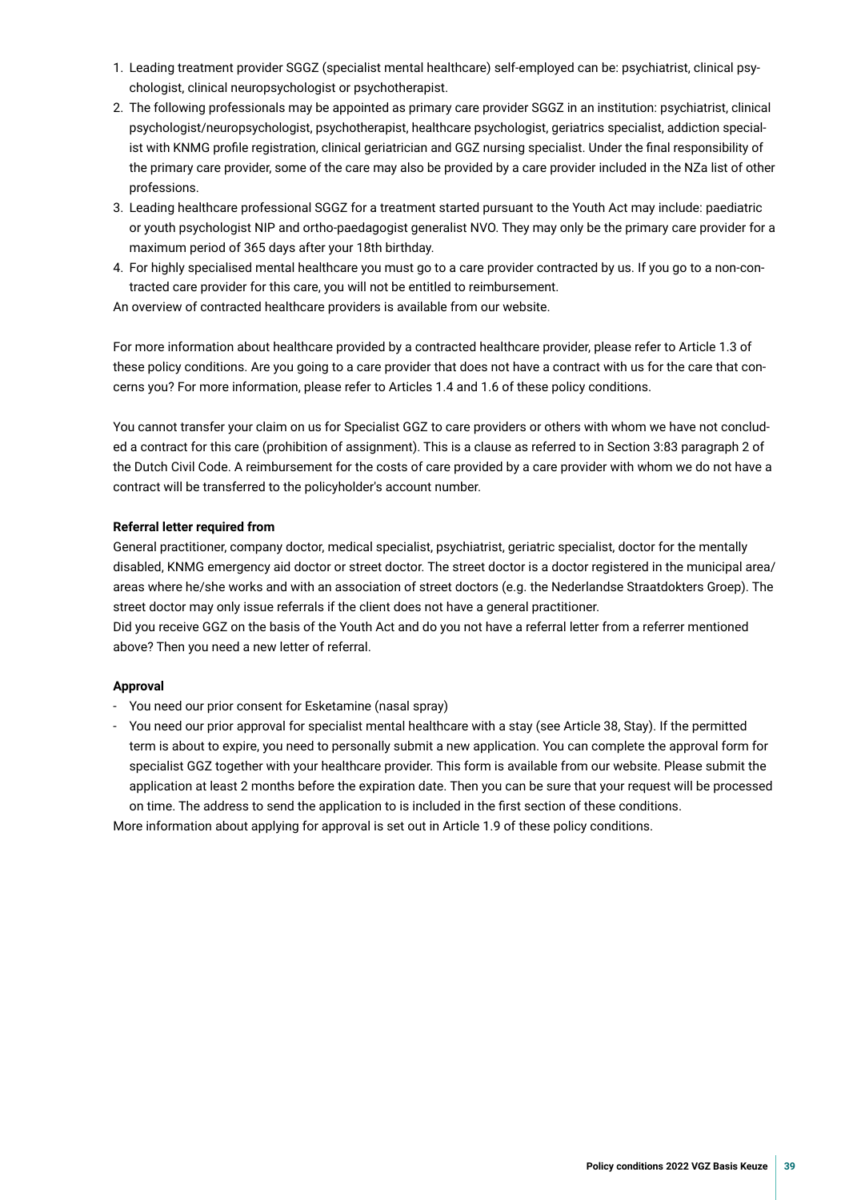1. Leading treatment provider SGGZ (specialist mental healthcare) self-employed can be: psychiatrist, clinical psychologist, clinical neuropsychologist or psychotherapist.
2. The following professionals may be appointed as primary care provider SGGZ in an institution: psychiatrist, clinical psychologist/neuropsychologist, psychotherapist, healthcare psychologist, geriatrics specialist, addiction specialist with KNMG profile registration, clinical geriatrician and GGZ nursing specialist. Under the final responsibility of the primary care provider, some of the care may also be provided by a care provider included in the NZa list of other professions.
3. Leading healthcare professional SGGZ for a treatment started pursuant to the Youth Act may include: paediatric or youth psychologist NIP and ortho-paedagogist generalist NVO. They may only be the primary care provider for a maximum period of 365 days after your 18th birthday.
4. For highly specialised mental healthcare you must go to a care provider contracted by us. If you go to a non-contracted care provider for this care, you will not be entitled to reimbursement.

An overview of contracted healthcare providers is available from our website.

For more information about healthcare provided by a contracted healthcare provider, please refer to Article 1.3 of these policy conditions. Are you going to a care provider that does not have a contract with us for the care that concerns you? For more information, please refer to Articles 1.4 and 1.6 of these policy conditions.

You cannot transfer your claim on us for Specialist GGZ to care providers or others with whom we have not concluded a contract for this care (prohibition of assignment). This is a clause as referred to in Section 3:83 paragraph 2 of the Dutch Civil Code. A reimbursement for the costs of care provided by a care provider with whom we do not have a contract will be transferred to the policyholder's account number.

**Referral letter required from**

General practitioner, company doctor, medical specialist, psychiatrist, geriatric specialist, doctor for the mentally disabled, KNMG emergency aid doctor or street doctor. The street doctor is a doctor registered in the municipal area/areas where he/she works and with an association of street doctors (e.g. the Nederlandse Straatdokters Groep). The street doctor may only issue referrals if the client does not have a general practitioner.
Did you receive GGZ on the basis of the Youth Act and do you not have a referral letter from a referrer mentioned above? Then you need a new letter of referral.

**Approval**

- You need our prior consent for Esketamine (nasal spray)
- You need our prior approval for specialist mental healthcare with a stay (see Article 38, Stay). If the permitted term is about to expire, you need to personally submit a new application. You can complete the approval form for specialist GGZ together with your healthcare provider. This form is available from our website. Please submit the application at least 2 months before the expiration date. Then you can be sure that your request will be processed on time. The address to send the application to is included in the first section of these conditions.

More information about applying for approval is set out in Article 1.9 of these policy conditions.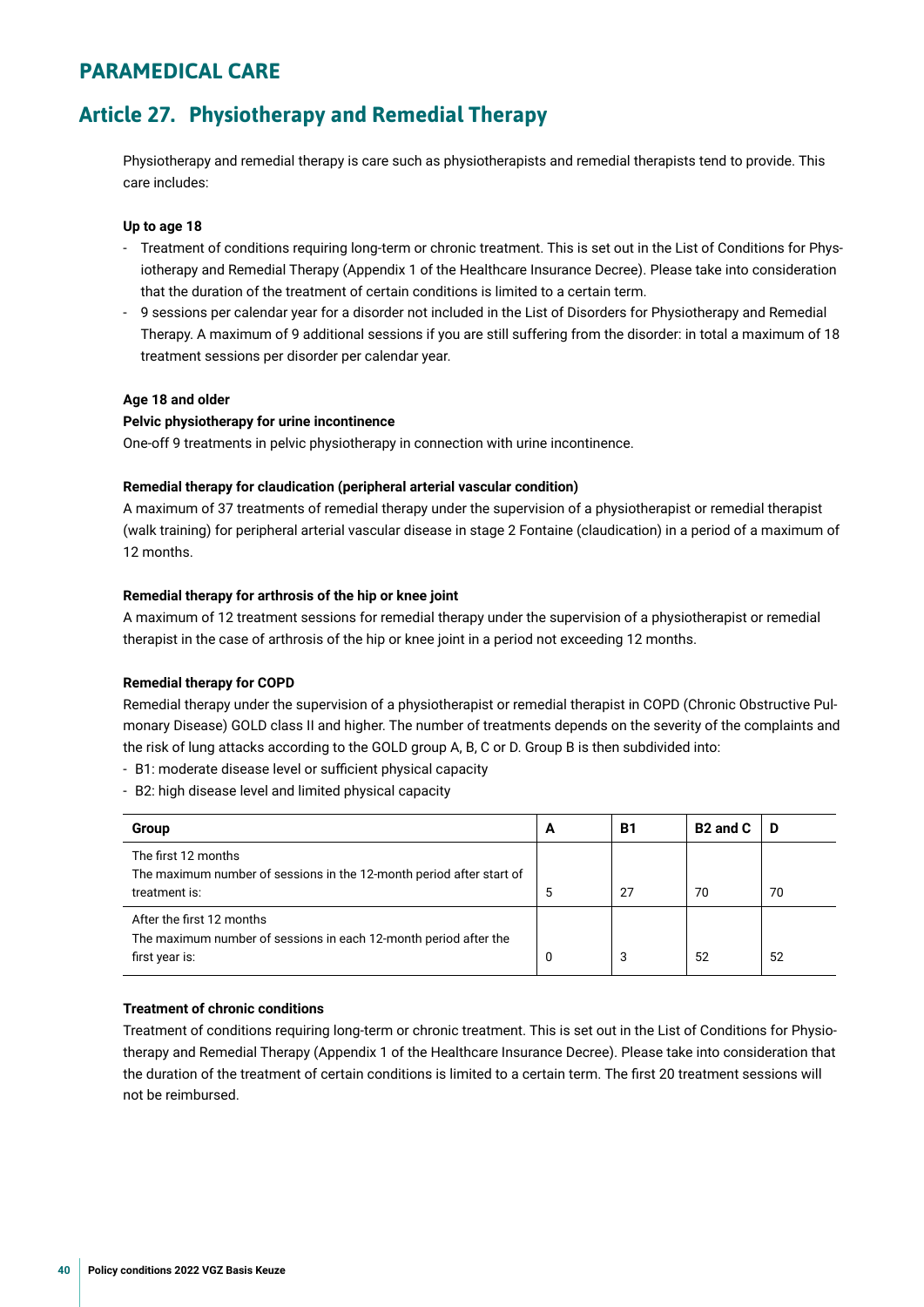# PARAMEDICAL CARE

## Article 27. Physiotherapy and Remedial Therapy

Physiotherapy and remedial therapy is care such as physiotherapists and remedial therapists tend to provide. This care includes:

**Up to age 18**

- Treatment of conditions requiring long-term or chronic treatment. This is set out in the List of Conditions for Physiotherapy and Remedial Therapy (Appendix 1 of the Healthcare Insurance Decree). Please take into consideration that the duration of the treatment of certain conditions is limited to a certain term.
- 9 sessions per calendar year for a disorder not included in the List of Disorders for Physiotherapy and Remedial Therapy. A maximum of 9 additional sessions if you are still suffering from the disorder: in total a maximum of 18 treatment sessions per disorder per calendar year.

**Age 18 and older**

**Pelvic physiotherapy for urine incontinence**

One-off 9 treatments in pelvic physiotherapy in connection with urine incontinence.

**Remedial therapy for claudication (peripheral arterial vascular condition)**

A maximum of 37 treatments of remedial therapy under the supervision of a physiotherapist or remedial therapist (walk training) for peripheral arterial vascular disease in stage 2 Fontaine (claudication) in a period of a maximum of 12 months.

**Remedial therapy for arthrosis of the hip or knee joint**

A maximum of 12 treatment sessions for remedial therapy under the supervision of a physiotherapist or remedial therapist in the case of arthrosis of the hip or knee joint in a period not exceeding 12 months.

**Remedial therapy for COPD**

Remedial therapy under the supervision of a physiotherapist or remedial therapist in COPD (Chronic Obstructive Pulmonary Disease) GOLD class II and higher. The number of treatments depends on the severity of the complaints and the risk of lung attacks according to the GOLD group A, B, C or D. Group B is then subdivided into:

- B1: moderate disease level or sufficient physical capacity
- B2: high disease level and limited physical capacity

| Group | A | B1 | B2 and C | D |
|---|---|---|---|---|
| The first 12 months<br>The maximum number of sessions in the 12-month period after start of treatment is: | 5 | 27 | 70 | 70 |
| After the first 12 months<br>The maximum number of sessions in each 12-month period after the first year is: | 0 | 3 | 52 | 52 |

**Treatment of chronic conditions**

Treatment of conditions requiring long-term or chronic treatment. This is set out in the List of Conditions for Physiotherapy and Remedial Therapy (Appendix 1 of the Healthcare Insurance Decree). Please take into consideration that the duration of the treatment of certain conditions is limited to a certain term. The first 20 treatment sessions will not be reimbursed.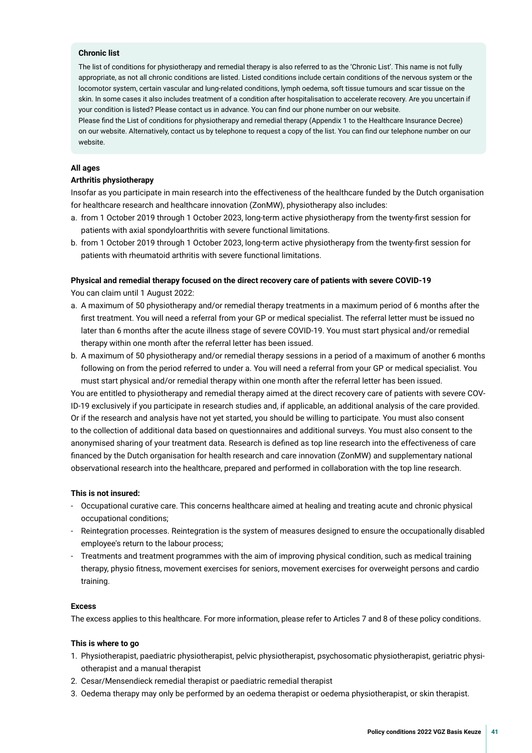**Chronic list**

The list of conditions for physiotherapy and remedial therapy is also referred to as the 'Chronic List'. This name is not fully appropriate, as not all chronic conditions are listed. Listed conditions include certain conditions of the nervous system or the locomotor system, certain vascular and lung-related conditions, lymph oedema, soft tissue tumours and scar tissue on the skin. In some cases it also includes treatment of a condition after hospitalisation to accelerate recovery. Are you uncertain if your condition is listed? Please contact us in advance. You can find our phone number on our website.
Please find the List of conditions for physiotherapy and remedial therapy (Appendix 1 to the Healthcare Insurance Decree) on our website. Alternatively, contact us by telephone to request a copy of the list. You can find our telephone number on our website.

**All ages**

**Arthritis physiotherapy**

Insofar as you participate in main research into the effectiveness of the healthcare funded by the Dutch organisation for healthcare research and healthcare innovation (ZonMW), physiotherapy also includes:

a. from 1 October 2019 through 1 October 2023, long-term active physiotherapy from the twenty-first session for patients with axial spondyloarthritis with severe functional limitations.
b. from 1 October 2019 through 1 October 2023, long-term active physiotherapy from the twenty-first session for patients with rheumatoid arthritis with severe functional limitations.

**Physical and remedial therapy focused on the direct recovery care of patients with severe COVID-19**

You can claim until 1 August 2022:

a. A maximum of 50 physiotherapy and/or remedial therapy treatments in a maximum period of 6 months after the first treatment. You will need a referral from your GP or medical specialist. The referral letter must be issued no later than 6 months after the acute illness stage of severe COVID-19. You must start physical and/or remedial therapy within one month after the referral letter has been issued.
b. A maximum of 50 physiotherapy and/or remedial therapy sessions in a period of a maximum of another 6 months following on from the period referred to under a. You will need a referral from your GP or medical specialist. You must start physical and/or remedial therapy within one month after the referral letter has been issued.

You are entitled to physiotherapy and remedial therapy aimed at the direct recovery care of patients with severe COVID-19 exclusively if you participate in research studies and, if applicable, an additional analysis of the care provided. Or if the research and analysis have not yet started, you should be willing to participate. You must also consent to the collection of additional data based on questionnaires and additional surveys. You must also consent to the anonymised sharing of your treatment data. Research is defined as top line research into the effectiveness of care financed by the Dutch organisation for health research and care innovation (ZonMW) and supplementary national observational research into the healthcare, prepared and performed in collaboration with the top line research.

**This is not insured:**

- Occupational curative care. This concerns healthcare aimed at healing and treating acute and chronic physical occupational conditions;
- Reintegration processes. Reintegration is the system of measures designed to ensure the occupationally disabled employee's return to the labour process;
- Treatments and treatment programmes with the aim of improving physical condition, such as medical training therapy, physio fitness, movement exercises for seniors, movement exercises for overweight persons and cardio training.

**Excess**

The excess applies to this healthcare. For more information, please refer to Articles 7 and 8 of these policy conditions.

**This is where to go**

1. Physiotherapist, paediatric physiotherapist, pelvic physiotherapist, psychosomatic physiotherapist, geriatric physiotherapist and a manual therapist
2. Cesar/Mensendieck remedial therapist or paediatric remedial therapist
3. Oedema therapy may only be performed by an oedema therapist or oedema physiotherapist, or skin therapist.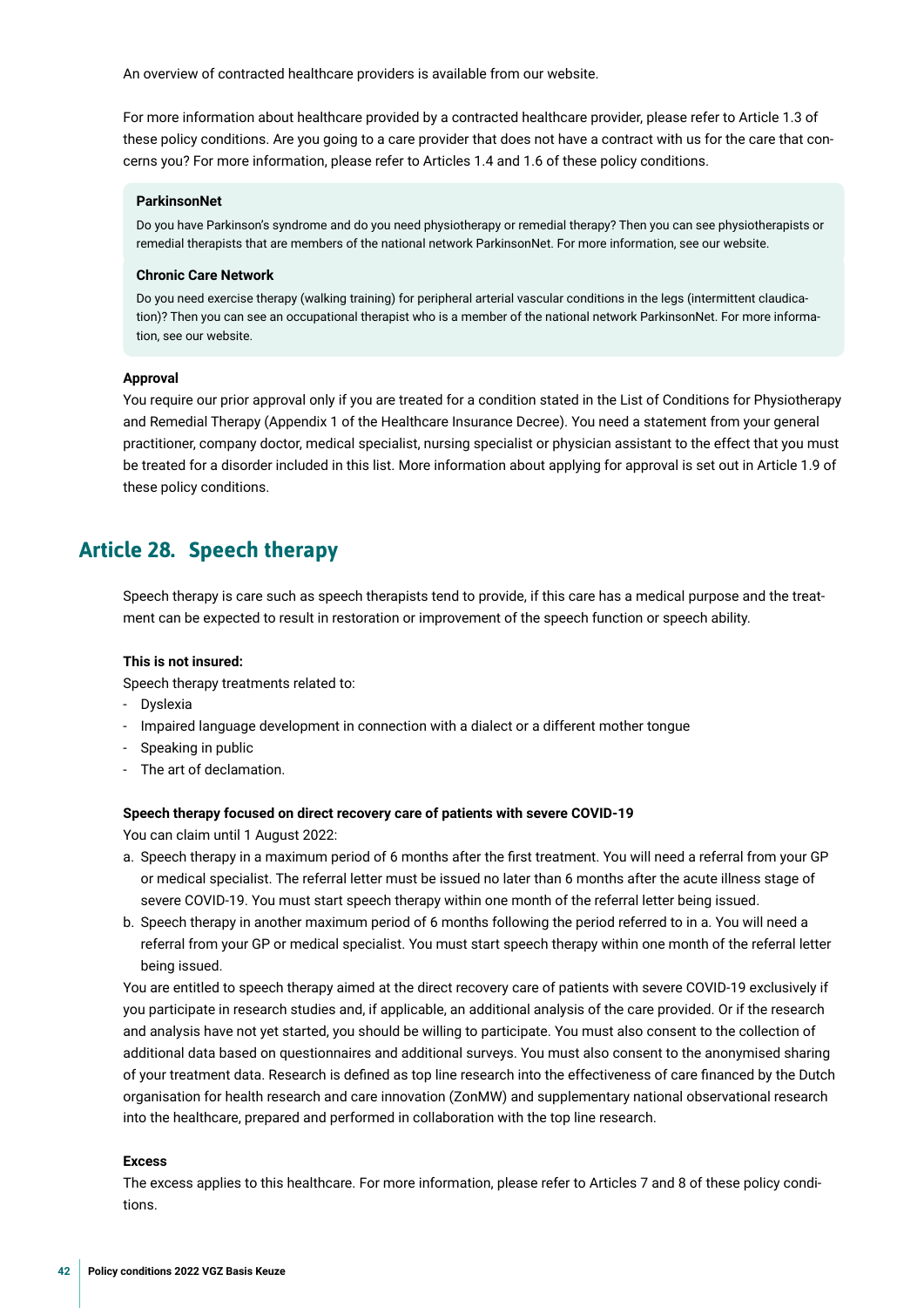An overview of contracted healthcare providers is available from our website.

For more information about healthcare provided by a contracted healthcare provider, please refer to Article 1.3 of these policy conditions. Are you going to a care provider that does not have a contract with us for the care that concerns you? For more information, please refer to Articles 1.4 and 1.6 of these policy conditions.

**ParkinsonNet**

Do you have Parkinson's syndrome and do you need physiotherapy or remedial therapy? Then you can see physiotherapists or remedial therapists that are members of the national network ParkinsonNet. For more information, see our website.

**Chronic Care Network**

Do you need exercise therapy (walking training) for peripheral arterial vascular conditions in the legs (intermittent claudication)? Then you can see an occupational therapist who is a member of the national network ParkinsonNet. For more information, see our website.

**Approval**

You require our prior approval only if you are treated for a condition stated in the List of Conditions for Physiotherapy and Remedial Therapy (Appendix 1 of the Healthcare Insurance Decree). You need a statement from your general practitioner, company doctor, medical specialist, nursing specialist or physician assistant to the effect that you must be treated for a disorder included in this list. More information about applying for approval is set out in Article 1.9 of these policy conditions.

## Article 28. Speech therapy

Speech therapy is care such as speech therapists tend to provide, if this care has a medical purpose and the treatment can be expected to result in restoration or improvement of the speech function or speech ability.

**This is not insured:**

Speech therapy treatments related to:

- Dyslexia
- Impaired language development in connection with a dialect or a different mother tongue
- Speaking in public
- The art of declamation.

**Speech therapy focused on direct recovery care of patients with severe COVID-19**

You can claim until 1 August 2022:

a. Speech therapy in a maximum period of 6 months after the first treatment. You will need a referral from your GP or medical specialist. The referral letter must be issued no later than 6 months after the acute illness stage of severe COVID-19. You must start speech therapy within one month of the referral letter being issued.
b. Speech therapy in another maximum period of 6 months following the period referred to in a. You will need a referral from your GP or medical specialist. You must start speech therapy within one month of the referral letter being issued.

You are entitled to speech therapy aimed at the direct recovery care of patients with severe COVID-19 exclusively if you participate in research studies and, if applicable, an additional analysis of the care provided. Or if the research and analysis have not yet started, you should be willing to participate. You must also consent to the collection of additional data based on questionnaires and additional surveys. You must also consent to the anonymised sharing of your treatment data. Research is defined as top line research into the effectiveness of care financed by the Dutch organisation for health research and care innovation (ZonMW) and supplementary national observational research into the healthcare, prepared and performed in collaboration with the top line research.

**Excess**

The excess applies to this healthcare. For more information, please refer to Articles 7 and 8 of these policy conditions.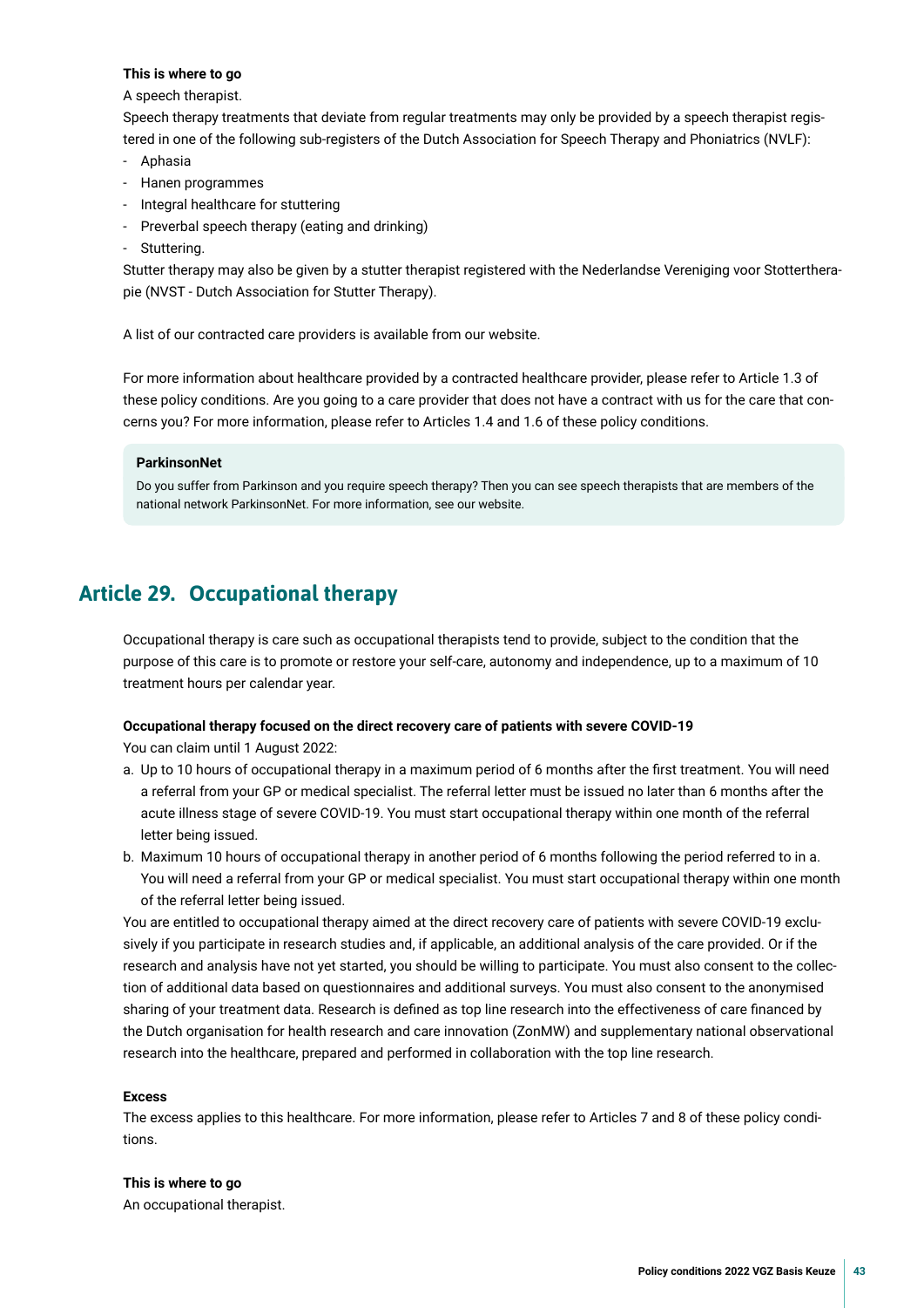**This is where to go**

A speech therapist.

Speech therapy treatments that deviate from regular treatments may only be provided by a speech therapist registered in one of the following sub-registers of the Dutch Association for Speech Therapy and Phoniatrics (NVLF):

- Aphasia
- Hanen programmes
- Integral healthcare for stuttering
- Preverbal speech therapy (eating and drinking)
- Stuttering.

Stutter therapy may also be given by a stutter therapist registered with the Nederlandse Vereniging voor Stottertherapie (NVST - Dutch Association for Stutter Therapy).

A list of our contracted care providers is available from our website.

For more information about healthcare provided by a contracted healthcare provider, please refer to Article 1.3 of these policy conditions. Are you going to a care provider that does not have a contract with us for the care that concerns you? For more information, please refer to Articles 1.4 and 1.6 of these policy conditions.

> **ParkinsonNet**
>
> Do you suffer from Parkinson and you require speech therapy? Then you can see speech therapists that are members of the national network ParkinsonNet. For more information, see our website.

## Article 29. Occupational therapy

Occupational therapy is care such as occupational therapists tend to provide, subject to the condition that the purpose of this care is to promote or restore your self-care, autonomy and independence, up to a maximum of 10 treatment hours per calendar year.

**Occupational therapy focused on the direct recovery care of patients with severe COVID-19**

You can claim until 1 August 2022:

a. Up to 10 hours of occupational therapy in a maximum period of 6 months after the first treatment. You will need a referral from your GP or medical specialist. The referral letter must be issued no later than 6 months after the acute illness stage of severe COVID-19. You must start occupational therapy within one month of the referral letter being issued.
b. Maximum 10 hours of occupational therapy in another period of 6 months following the period referred to in a. You will need a referral from your GP or medical specialist. You must start occupational therapy within one month of the referral letter being issued.

You are entitled to occupational therapy aimed at the direct recovery care of patients with severe COVID-19 exclusively if you participate in research studies and, if applicable, an additional analysis of the care provided. Or if the research and analysis have not yet started, you should be willing to participate. You must also consent to the collection of additional data based on questionnaires and additional surveys. You must also consent to the anonymised sharing of your treatment data. Research is defined as top line research into the effectiveness of care financed by the Dutch organisation for health research and care innovation (ZonMW) and supplementary national observational research into the healthcare, prepared and performed in collaboration with the top line research.

**Excess**

The excess applies to this healthcare. For more information, please refer to Articles 7 and 8 of these policy conditions.

**This is where to go**

An occupational therapist.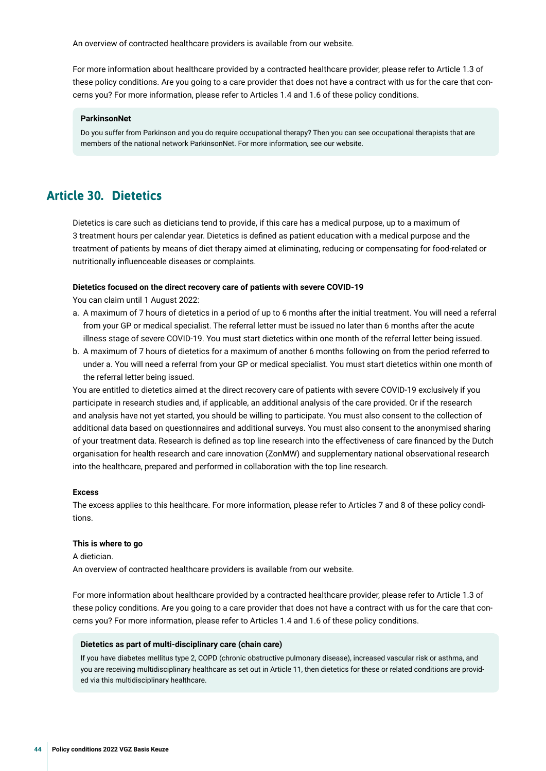An overview of contracted healthcare providers is available from our website.

For more information about healthcare provided by a contracted healthcare provider, please refer to Article 1.3 of these policy conditions. Are you going to a care provider that does not have a contract with us for the care that concerns you? For more information, please refer to Articles 1.4 and 1.6 of these policy conditions.

**ParkinsonNet**

Do you suffer from Parkinson and you do require occupational therapy? Then you can see occupational therapists that are members of the national network ParkinsonNet. For more information, see our website.

## Article 30. Dietetics

Dietetics is care such as dieticians tend to provide, if this care has a medical purpose, up to a maximum of 3 treatment hours per calendar year. Dietetics is defined as patient education with a medical purpose and the treatment of patients by means of diet therapy aimed at eliminating, reducing or compensating for food-related or nutritionally influenceable diseases or complaints.

**Dietetics focused on the direct recovery care of patients with severe COVID-19**

You can claim until 1 August 2022:

a. A maximum of 7 hours of dietetics in a period of up to 6 months after the initial treatment. You will need a referral from your GP or medical specialist. The referral letter must be issued no later than 6 months after the acute illness stage of severe COVID-19. You must start dietetics within one month of the referral letter being issued.
b. A maximum of 7 hours of dietetics for a maximum of another 6 months following on from the period referred to under a. You will need a referral from your GP or medical specialist. You must start dietetics within one month of the referral letter being issued.

You are entitled to dietetics aimed at the direct recovery care of patients with severe COVID-19 exclusively if you participate in research studies and, if applicable, an additional analysis of the care provided. Or if the research and analysis have not yet started, you should be willing to participate. You must also consent to the collection of additional data based on questionnaires and additional surveys. You must also consent to the anonymised sharing of your treatment data. Research is defined as top line research into the effectiveness of care financed by the Dutch organisation for health research and care innovation (ZonMW) and supplementary national observational research into the healthcare, prepared and performed in collaboration with the top line research.

**Excess**

The excess applies to this healthcare. For more information, please refer to Articles 7 and 8 of these policy conditions.

**This is where to go**

A dietician.
An overview of contracted healthcare providers is available from our website.

For more information about healthcare provided by a contracted healthcare provider, please refer to Article 1.3 of these policy conditions. Are you going to a care provider that does not have a contract with us for the care that concerns you? For more information, please refer to Articles 1.4 and 1.6 of these policy conditions.

**Dietetics as part of multi-disciplinary care (chain care)**

If you have diabetes mellitus type 2, COPD (chronic obstructive pulmonary disease), increased vascular risk or asthma, and you are receiving multidisciplinary healthcare as set out in Article 11, then dietetics for these or related conditions are provided via this multidisciplinary healthcare.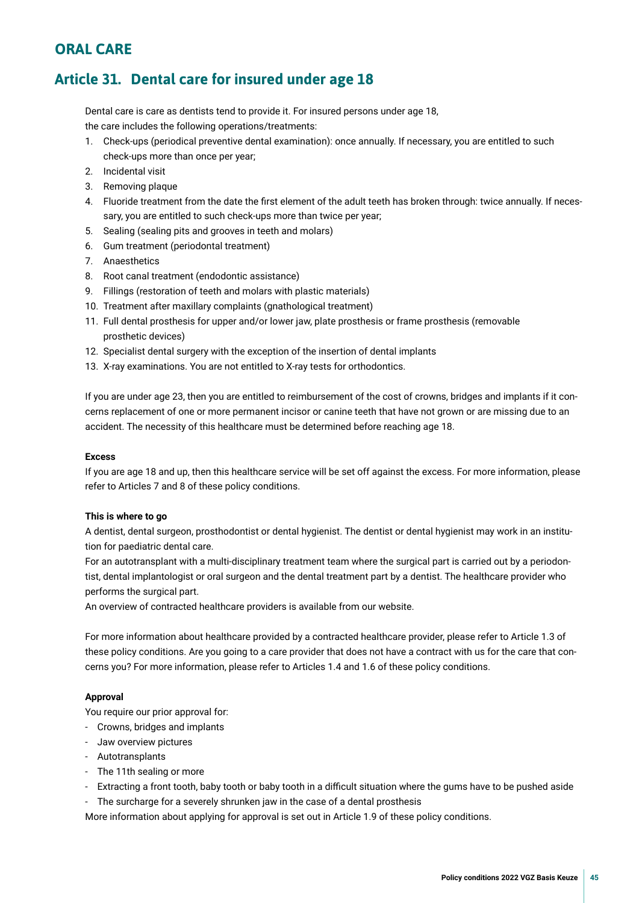## ORAL CARE

## Article 31. Dental care for insured under age 18

Dental care is care as dentists tend to provide it. For insured persons under age 18, the care includes the following operations/treatments:

1. Check-ups (periodical preventive dental examination): once annually. If necessary, you are entitled to such check-ups more than once per year;
2. Incidental visit
3. Removing plaque
4. Fluoride treatment from the date the first element of the adult teeth has broken through: twice annually. If necessary, you are entitled to such check-ups more than twice per year;
5. Sealing (sealing pits and grooves in teeth and molars)
6. Gum treatment (periodontal treatment)
7. Anaesthetics
8. Root canal treatment (endodontic assistance)
9. Fillings (restoration of teeth and molars with plastic materials)
10. Treatment after maxillary complaints (gnathological treatment)
11. Full dental prosthesis for upper and/or lower jaw, plate prosthesis or frame prosthesis (removable prosthetic devices)
12. Specialist dental surgery with the exception of the insertion of dental implants
13. X-ray examinations. You are not entitled to X-ray tests for orthodontics.

If you are under age 23, then you are entitled to reimbursement of the cost of crowns, bridges and implants if it concerns replacement of one or more permanent incisor or canine teeth that have not grown or are missing due to an accident. The necessity of this healthcare must be determined before reaching age 18.

**Excess**

If you are age 18 and up, then this healthcare service will be set off against the excess. For more information, please refer to Articles 7 and 8 of these policy conditions.

**This is where to go**

A dentist, dental surgeon, prosthodontist or dental hygienist. The dentist or dental hygienist may work in an institution for paediatric dental care.

For an autotransplant with a multi-disciplinary treatment team where the surgical part is carried out by a periodontist, dental implantologist or oral surgeon and the dental treatment part by a dentist. The healthcare provider who performs the surgical part.

An overview of contracted healthcare providers is available from our website.

For more information about healthcare provided by a contracted healthcare provider, please refer to Article 1.3 of these policy conditions. Are you going to a care provider that does not have a contract with us for the care that concerns you? For more information, please refer to Articles 1.4 and 1.6 of these policy conditions.

**Approval**

You require our prior approval for:

- Crowns, bridges and implants
- Jaw overview pictures
- Autotransplants
- The 11th sealing or more
- Extracting a front tooth, baby tooth or baby tooth in a difficult situation where the gums have to be pushed aside
- The surcharge for a severely shrunken jaw in the case of a dental prosthesis

More information about applying for approval is set out in Article 1.9 of these policy conditions.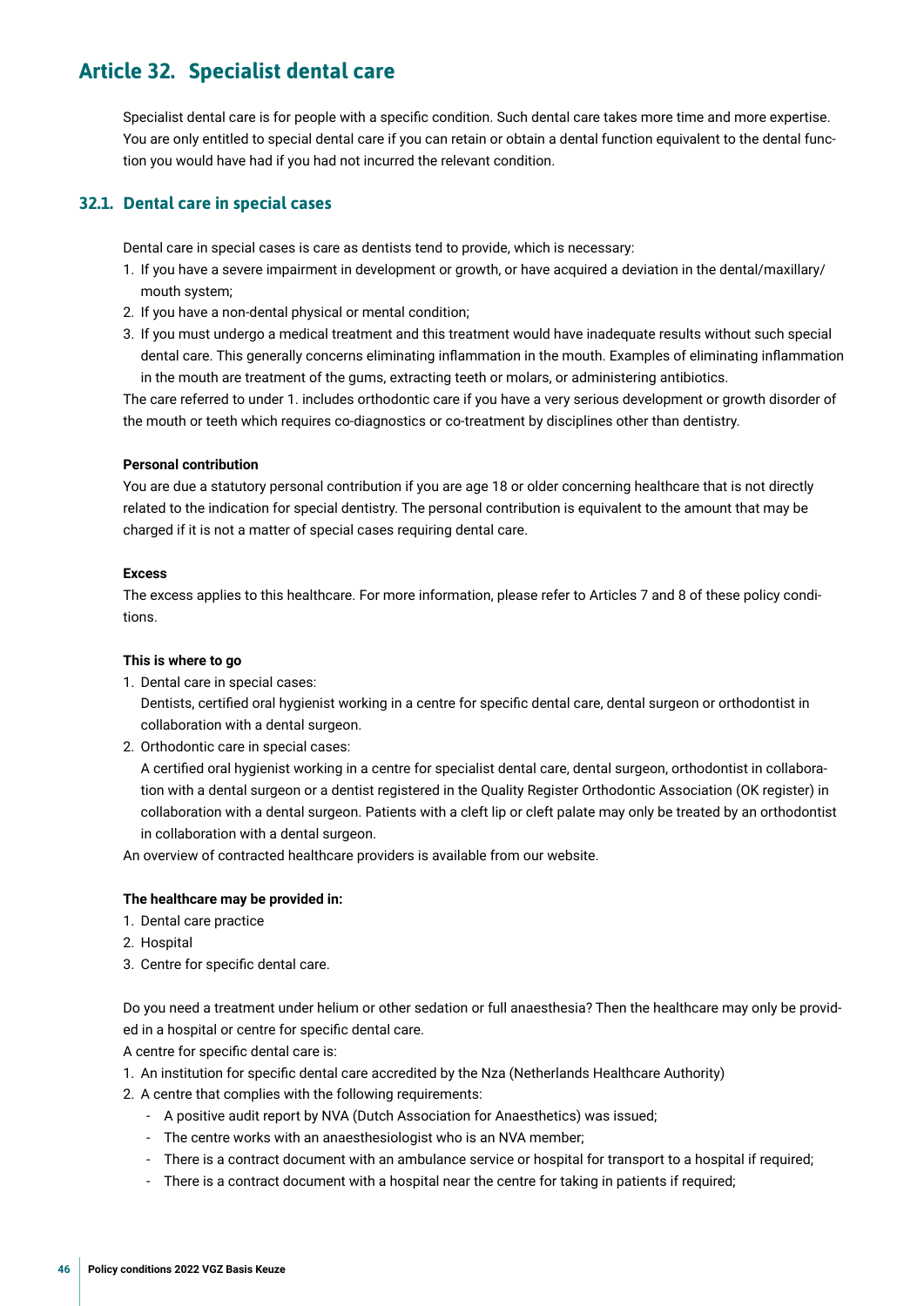## Article 32. Specialist dental care

Specialist dental care is for people with a specific condition. Such dental care takes more time and more expertise. You are only entitled to special dental care if you can retain or obtain a dental function equivalent to the dental function you would have had if you had not incurred the relevant condition.

### 32.1. Dental care in special cases

Dental care in special cases is care as dentists tend to provide, which is necessary:

1. If you have a severe impairment in development or growth, or have acquired a deviation in the dental/maxillary/ mouth system;
2. If you have a non-dental physical or mental condition;
3. If you must undergo a medical treatment and this treatment would have inadequate results without such special dental care. This generally concerns eliminating inflammation in the mouth. Examples of eliminating inflammation in the mouth are treatment of the gums, extracting teeth or molars, or administering antibiotics.

The care referred to under 1. includes orthodontic care if you have a very serious development or growth disorder of the mouth or teeth which requires co-diagnostics or co-treatment by disciplines other than dentistry.

**Personal contribution**

You are due a statutory personal contribution if you are age 18 or older concerning healthcare that is not directly related to the indication for special dentistry. The personal contribution is equivalent to the amount that may be charged if it is not a matter of special cases requiring dental care.

**Excess**

The excess applies to this healthcare. For more information, please refer to Articles 7 and 8 of these policy conditions.

**This is where to go**

1. Dental care in special cases:
   Dentists, certified oral hygienist working in a centre for specific dental care, dental surgeon or orthodontist in collaboration with a dental surgeon.
2. Orthodontic care in special cases:
   A certified oral hygienist working in a centre for specialist dental care, dental surgeon, orthodontist in collaboration with a dental surgeon or a dentist registered in the Quality Register Orthodontic Association (OK register) in collaboration with a dental surgeon. Patients with a cleft lip or cleft palate may only be treated by an orthodontist in collaboration with a dental surgeon.

An overview of contracted healthcare providers is available from our website.

**The healthcare may be provided in:**

1. Dental care practice
2. Hospital
3. Centre for specific dental care.

Do you need a treatment under helium or other sedation or full anaesthesia? Then the healthcare may only be provided in a hospital or centre for specific dental care.

A centre for specific dental care is:

1. An institution for specific dental care accredited by the Nza (Netherlands Healthcare Authority)
2. A centre that complies with the following requirements:
   - A positive audit report by NVA (Dutch Association for Anaesthetics) was issued;
   - The centre works with an anaesthesiologist who is an NVA member;
   - There is a contract document with an ambulance service or hospital for transport to a hospital if required;
   - There is a contract document with a hospital near the centre for taking in patients if required;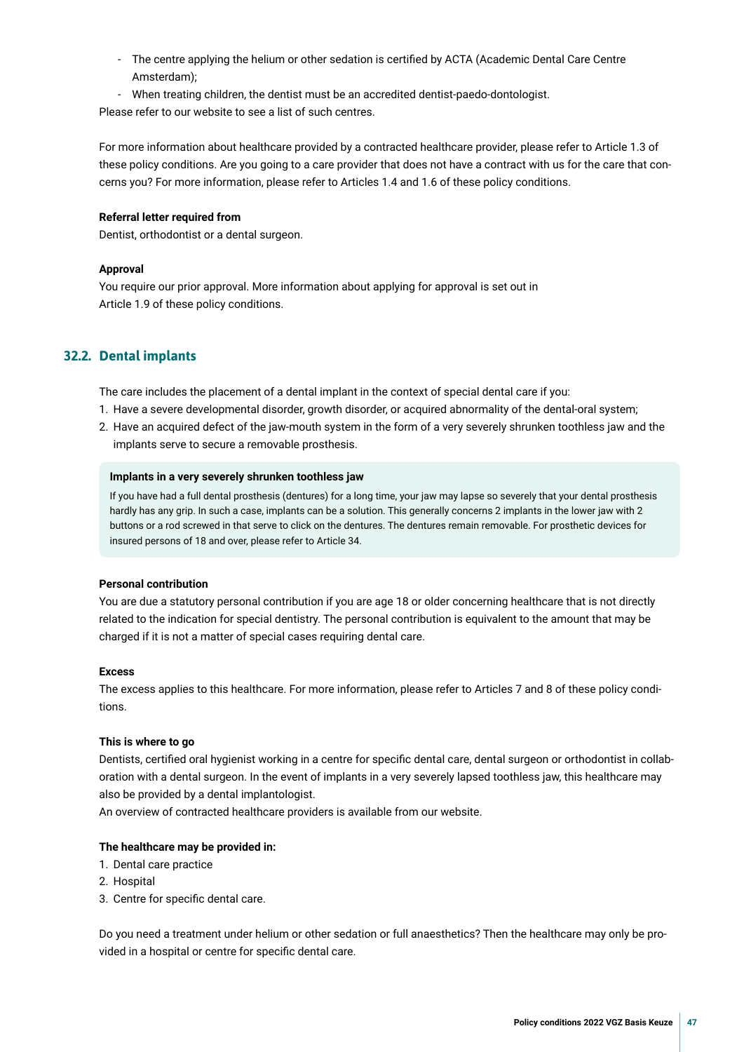- The centre applying the helium or other sedation is certified by ACTA (Academic Dental Care Centre Amsterdam);
- When treating children, the dentist must be an accredited dentist-paedo-dontologist.

Please refer to our website to see a list of such centres.

For more information about healthcare provided by a contracted healthcare provider, please refer to Article 1.3 of these policy conditions. Are you going to a care provider that does not have a contract with us for the care that concerns you? For more information, please refer to Articles 1.4 and 1.6 of these policy conditions.

**Referral letter required from**

Dentist, orthodontist or a dental surgeon.

**Approval**

You require our prior approval. More information about applying for approval is set out in Article 1.9 of these policy conditions.

## 32.2. Dental implants

The care includes the placement of a dental implant in the context of special dental care if you:

1. Have a severe developmental disorder, growth disorder, or acquired abnormality of the dental-oral system;
2. Have an acquired defect of the jaw-mouth system in the form of a very severely shrunken toothless jaw and the implants serve to secure a removable prosthesis.

**Implants in a very severely shrunken toothless jaw**

If you have had a full dental prosthesis (dentures) for a long time, your jaw may lapse so severely that your dental prosthesis hardly has any grip. In such a case, implants can be a solution. This generally concerns 2 implants in the lower jaw with 2 buttons or a rod screwed in that serve to click on the dentures. The dentures remain removable. For prosthetic devices for insured persons of 18 and over, please refer to Article 34.

**Personal contribution**

You are due a statutory personal contribution if you are age 18 or older concerning healthcare that is not directly related to the indication for special dentistry. The personal contribution is equivalent to the amount that may be charged if it is not a matter of special cases requiring dental care.

**Excess**

The excess applies to this healthcare. For more information, please refer to Articles 7 and 8 of these policy conditions.

**This is where to go**

Dentists, certified oral hygienist working in a centre for specific dental care, dental surgeon or orthodontist in collaboration with a dental surgeon. In the event of implants in a very severely lapsed toothless jaw, this healthcare may also be provided by a dental implantologist.

An overview of contracted healthcare providers is available from our website.

**The healthcare may be provided in:**

1. Dental care practice
2. Hospital
3. Centre for specific dental care.

Do you need a treatment under helium or other sedation or full anaesthetics? Then the healthcare may only be provided in a hospital or centre for specific dental care.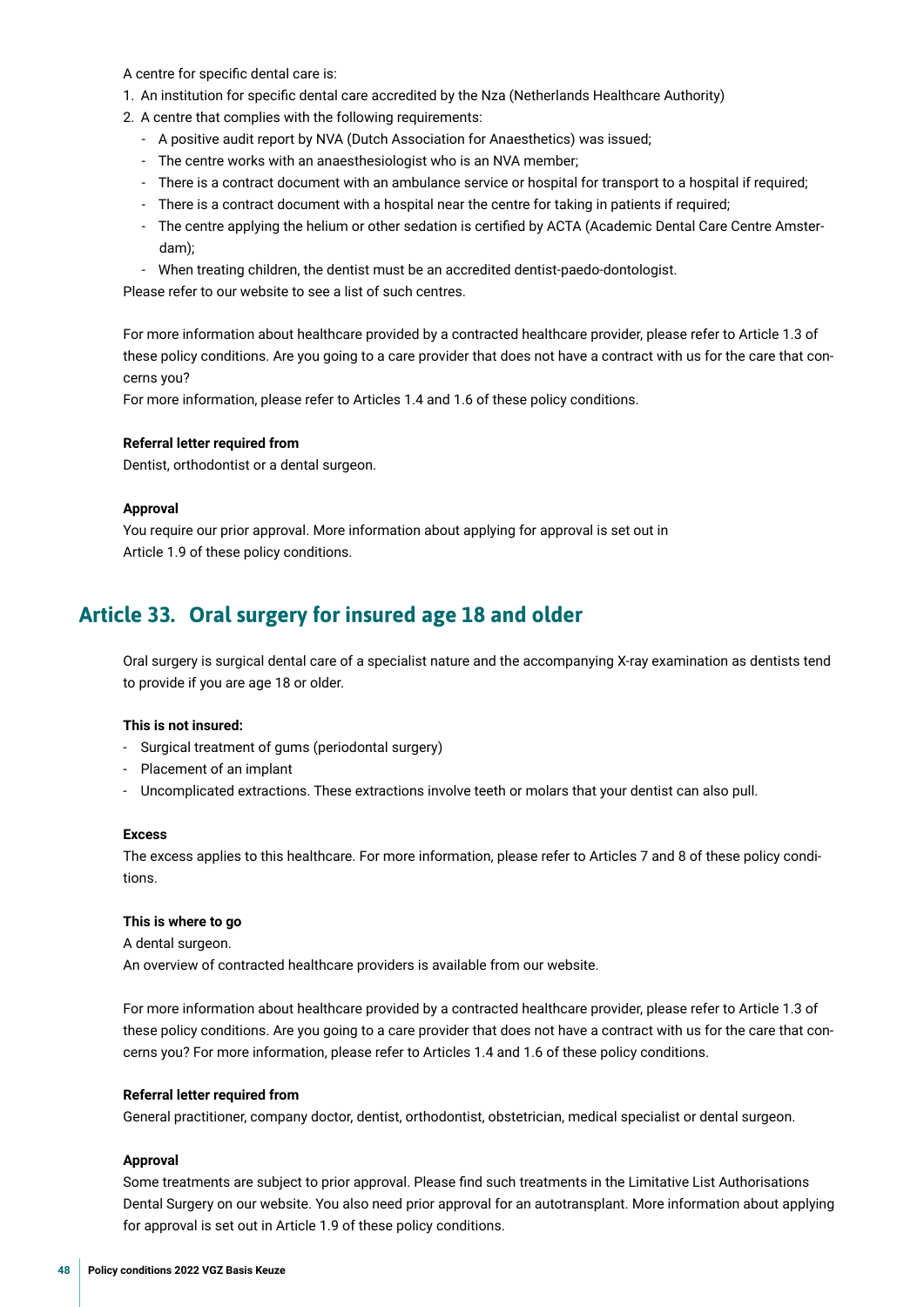A centre for specific dental care is:

1. An institution for specific dental care accredited by the Nza (Netherlands Healthcare Authority)
2. A centre that complies with the following requirements:
   - A positive audit report by NVA (Dutch Association for Anaesthetics) was issued;
   - The centre works with an anaesthesiologist who is an NVA member;
   - There is a contract document with an ambulance service or hospital for transport to a hospital if required;
   - There is a contract document with a hospital near the centre for taking in patients if required;
   - The centre applying the helium or other sedation is certified by ACTA (Academic Dental Care Centre Amsterdam);
   - When treating children, the dentist must be an accredited dentist-paedo-dontologist.

Please refer to our website to see a list of such centres.

For more information about healthcare provided by a contracted healthcare provider, please refer to Article 1.3 of these policy conditions. Are you going to a care provider that does not have a contract with us for the care that concerns you?
For more information, please refer to Articles 1.4 and 1.6 of these policy conditions.

**Referral letter required from**

Dentist, orthodontist or a dental surgeon.

**Approval**

You require our prior approval. More information about applying for approval is set out in Article 1.9 of these policy conditions.

## Article 33. Oral surgery for insured age 18 and older

Oral surgery is surgical dental care of a specialist nature and the accompanying X-ray examination as dentists tend to provide if you are age 18 or older.

**This is not insured:**

- Surgical treatment of gums (periodontal surgery)
- Placement of an implant
- Uncomplicated extractions. These extractions involve teeth or molars that your dentist can also pull.

**Excess**

The excess applies to this healthcare. For more information, please refer to Articles 7 and 8 of these policy conditions.

**This is where to go**

A dental surgeon.
An overview of contracted healthcare providers is available from our website.

For more information about healthcare provided by a contracted healthcare provider, please refer to Article 1.3 of these policy conditions. Are you going to a care provider that does not have a contract with us for the care that concerns you? For more information, please refer to Articles 1.4 and 1.6 of these policy conditions.

**Referral letter required from**

General practitioner, company doctor, dentist, orthodontist, obstetrician, medical specialist or dental surgeon.

**Approval**

Some treatments are subject to prior approval. Please find such treatments in the Limitative List Authorisations Dental Surgery on our website. You also need prior approval for an autotransplant. More information about applying for approval is set out in Article 1.9 of these policy conditions.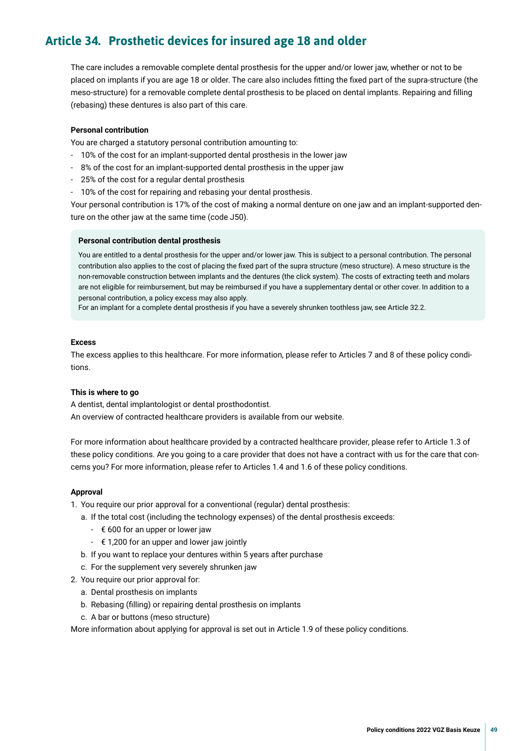## Article 34. Prosthetic devices for insured age 18 and older

The care includes a removable complete dental prosthesis for the upper and/or lower jaw, whether or not to be placed on implants if you are age 18 or older. The care also includes fitting the fixed part of the supra-structure (the meso-structure) for a removable complete dental prosthesis to be placed on dental implants. Repairing and filling (rebasing) these dentures is also part of this care.

**Personal contribution**

You are charged a statutory personal contribution amounting to:

- 10% of the cost for an implant-supported dental prosthesis in the lower jaw
- 8% of the cost for an implant-supported dental prosthesis in the upper jaw
- 25% of the cost for a regular dental prosthesis
- 10% of the cost for repairing and rebasing your dental prosthesis.

Your personal contribution is 17% of the cost of making a normal denture on one jaw and an implant-supported denture on the other jaw at the same time (code J50).

**Personal contribution dental prosthesis**

You are entitled to a dental prosthesis for the upper and/or lower jaw. This is subject to a personal contribution. The personal contribution also applies to the cost of placing the fixed part of the supra structure (meso structure). A meso structure is the non-removable construction between implants and the dentures (the click system). The costs of extracting teeth and molars are not eligible for reimbursement, but may be reimbursed if you have a supplementary dental or other cover. In addition to a personal contribution, a policy excess may also apply.
For an implant for a complete dental prosthesis if you have a severely shrunken toothless jaw, see Article 32.2.

**Excess**

The excess applies to this healthcare. For more information, please refer to Articles 7 and 8 of these policy conditions.

**This is where to go**

A dentist, dental implantologist or dental prosthodontist.
An overview of contracted healthcare providers is available from our website.

For more information about healthcare provided by a contracted healthcare provider, please refer to Article 1.3 of these policy conditions. Are you going to a care provider that does not have a contract with us for the care that concerns you? For more information, please refer to Articles 1.4 and 1.6 of these policy conditions.

**Approval**

1. You require our prior approval for a conventional (regular) dental prosthesis:
   a. If the total cost (including the technology expenses) of the dental prosthesis exceeds:
      - € 600 for an upper or lower jaw
      - € 1,200 for an upper and lower jaw jointly
   b. If you want to replace your dentures within 5 years after purchase
   c. For the supplement very severely shrunken jaw
2. You require our prior approval for:
   a. Dental prosthesis on implants
   b. Rebasing (filling) or repairing dental prosthesis on implants
   c. A bar or buttons (meso structure)

More information about applying for approval is set out in Article 1.9 of these policy conditions.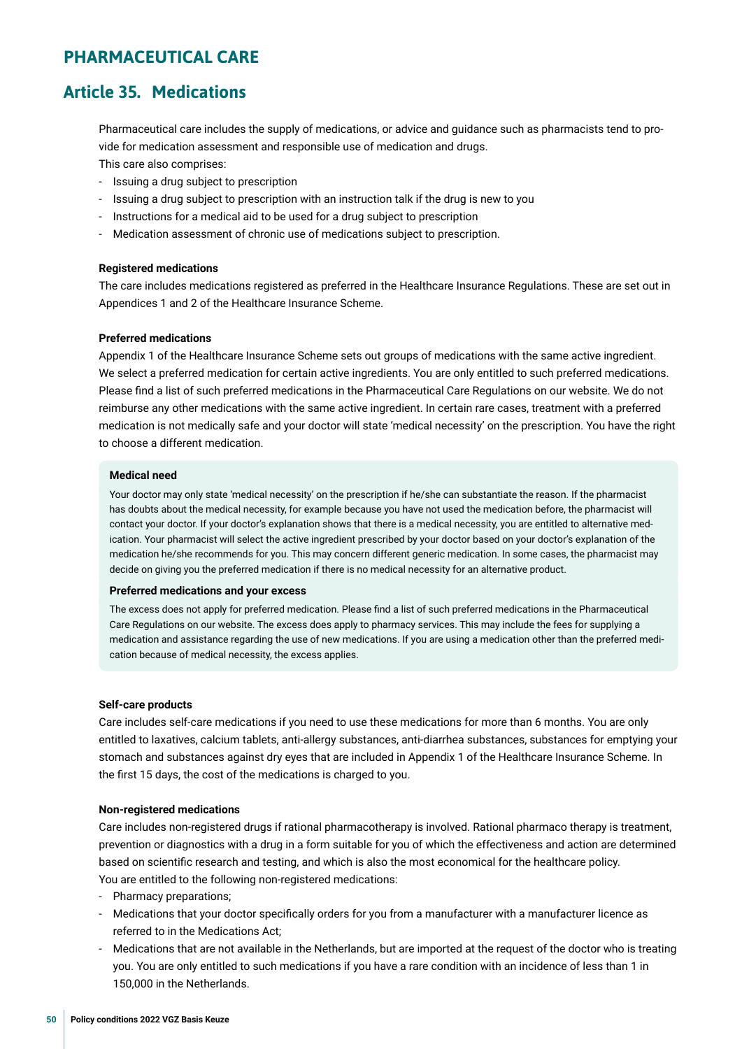# PHARMACEUTICAL CARE

## Article 35. Medications

Pharmaceutical care includes the supply of medications, or advice and guidance such as pharmacists tend to provide for medication assessment and responsible use of medication and drugs.
This care also comprises:

- Issuing a drug subject to prescription
- Issuing a drug subject to prescription with an instruction talk if the drug is new to you
- Instructions for a medical aid to be used for a drug subject to prescription
- Medication assessment of chronic use of medications subject to prescription.

**Registered medications**

The care includes medications registered as preferred in the Healthcare Insurance Regulations. These are set out in Appendices 1 and 2 of the Healthcare Insurance Scheme.

**Preferred medications**

Appendix 1 of the Healthcare Insurance Scheme sets out groups of medications with the same active ingredient. We select a preferred medication for certain active ingredients. You are only entitled to such preferred medications. Please find a list of such preferred medications in the Pharmaceutical Care Regulations on our website. We do not reimburse any other medications with the same active ingredient. In certain rare cases, treatment with a preferred medication is not medically safe and your doctor will state 'medical necessity' on the prescription. You have the right to choose a different medication.

**Medical need**

Your doctor may only state 'medical necessity' on the prescription if he/she can substantiate the reason. If the pharmacist has doubts about the medical necessity, for example because you have not used the medication before, the pharmacist will contact your doctor. If your doctor's explanation shows that there is a medical necessity, you are entitled to alternative medication. Your pharmacist will select the active ingredient prescribed by your doctor based on your doctor's explanation of the medication he/she recommends for you. This may concern different generic medication. In some cases, the pharmacist may decide on giving you the preferred medication if there is no medical necessity for an alternative product.

**Preferred medications and your excess**

The excess does not apply for preferred medication. Please find a list of such preferred medications in the Pharmaceutical Care Regulations on our website. The excess does apply to pharmacy services. This may include the fees for supplying a medication and assistance regarding the use of new medications. If you are using a medication other than the preferred medication because of medical necessity, the excess applies.

**Self-care products**

Care includes self-care medications if you need to use these medications for more than 6 months. You are only entitled to laxatives, calcium tablets, anti-allergy substances, anti-diarrhea substances, substances for emptying your stomach and substances against dry eyes that are included in Appendix 1 of the Healthcare Insurance Scheme. In the first 15 days, the cost of the medications is charged to you.

**Non-registered medications**

Care includes non-registered drugs if rational pharmacotherapy is involved. Rational pharmaco therapy is treatment, prevention or diagnostics with a drug in a form suitable for you of which the effectiveness and action are determined based on scientific research and testing, and which is also the most economical for the healthcare policy.
You are entitled to the following non-registered medications:

- Pharmacy preparations;
- Medications that your doctor specifically orders for you from a manufacturer with a manufacturer licence as referred to in the Medications Act;
- Medications that are not available in the Netherlands, but are imported at the request of the doctor who is treating you. You are only entitled to such medications if you have a rare condition with an incidence of less than 1 in 150,000 in the Netherlands.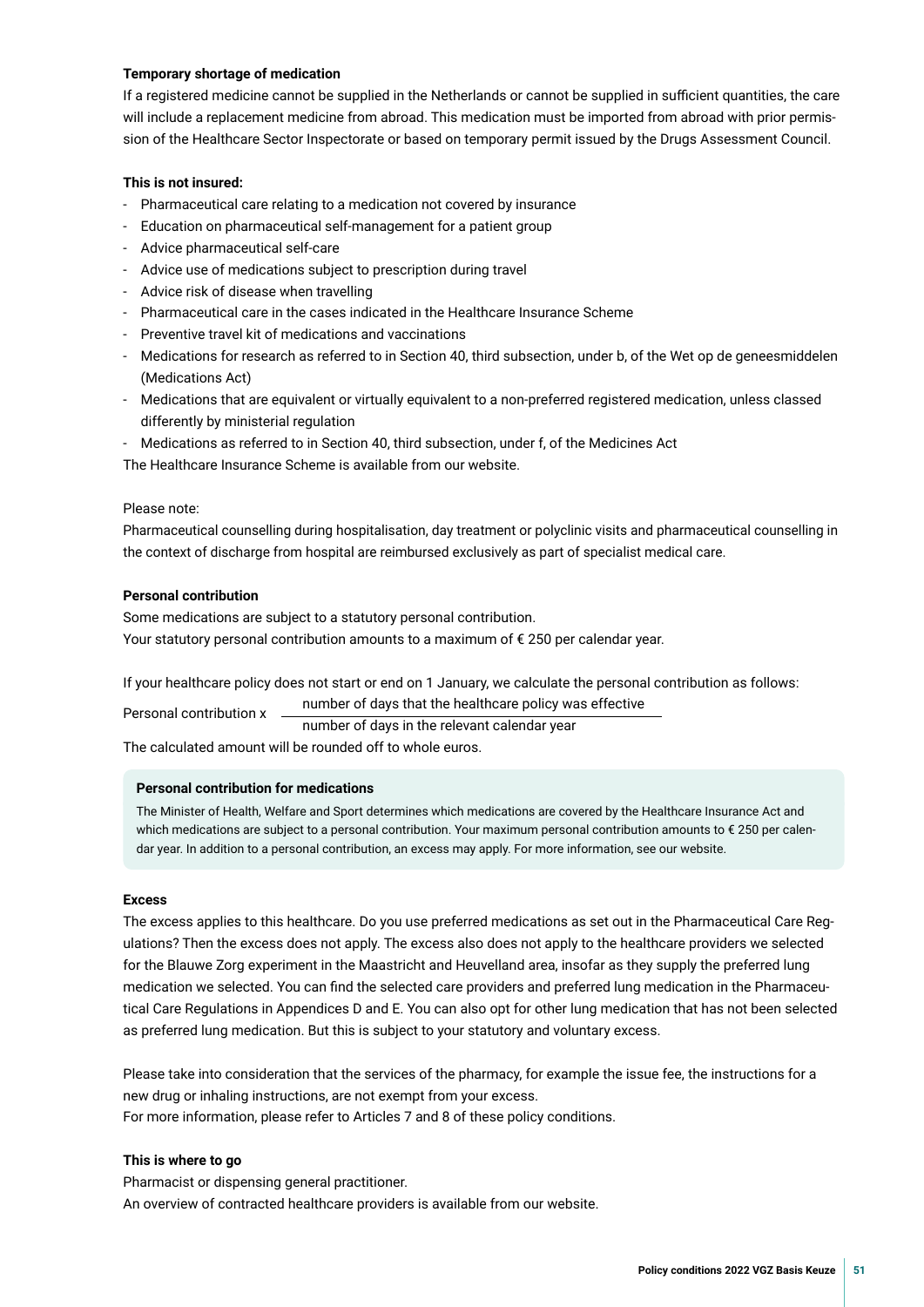**Temporary shortage of medication**

If a registered medicine cannot be supplied in the Netherlands or cannot be supplied in sufficient quantities, the care will include a replacement medicine from abroad. This medication must be imported from abroad with prior permission of the Healthcare Sector Inspectorate or based on temporary permit issued by the Drugs Assessment Council.

**This is not insured:**

- Pharmaceutical care relating to a medication not covered by insurance
- Education on pharmaceutical self-management for a patient group
- Advice pharmaceutical self-care
- Advice use of medications subject to prescription during travel
- Advice risk of disease when travelling
- Pharmaceutical care in the cases indicated in the Healthcare Insurance Scheme
- Preventive travel kit of medications and vaccinations
- Medications for research as referred to in Section 40, third subsection, under b, of the Wet op de geneesmiddelen (Medications Act)
- Medications that are equivalent or virtually equivalent to a non-preferred registered medication, unless classed differently by ministerial regulation
- Medications as referred to in Section 40, third subsection, under f, of the Medicines Act

The Healthcare Insurance Scheme is available from our website.

Please note:

Pharmaceutical counselling during hospitalisation, day treatment or polyclinic visits and pharmaceutical counselling in the context of discharge from hospital are reimbursed exclusively as part of specialist medical care.

**Personal contribution**

Some medications are subject to a statutory personal contribution.
Your statutory personal contribution amounts to a maximum of € 250 per calendar year.

If your healthcare policy does not start or end on 1 January, we calculate the personal contribution as follows:

$$\text{Personal contribution} \times \frac{\text{number of days that the healthcare policy was effective}}{\text{number of days in the relevant calendar year}}$$

The calculated amount will be rounded off to whole euros.

**Personal contribution for medications**

The Minister of Health, Welfare and Sport determines which medications are covered by the Healthcare Insurance Act and which medications are subject to a personal contribution. Your maximum personal contribution amounts to € 250 per calendar year. In addition to a personal contribution, an excess may apply. For more information, see our website.

**Excess**

The excess applies to this healthcare. Do you use preferred medications as set out in the Pharmaceutical Care Regulations? Then the excess does not apply. The excess also does not apply to the healthcare providers we selected for the Blauwe Zorg experiment in the Maastricht and Heuvelland area, insofar as they supply the preferred lung medication we selected. You can find the selected care providers and preferred lung medication in the Pharmaceutical Care Regulations in Appendices D and E. You can also opt for other lung medication that has not been selected as preferred lung medication. But this is subject to your statutory and voluntary excess.

Please take into consideration that the services of the pharmacy, for example the issue fee, the instructions for a new drug or inhaling instructions, are not exempt from your excess.
For more information, please refer to Articles 7 and 8 of these policy conditions.

**This is where to go**

Pharmacist or dispensing general practitioner.
An overview of contracted healthcare providers is available from our website.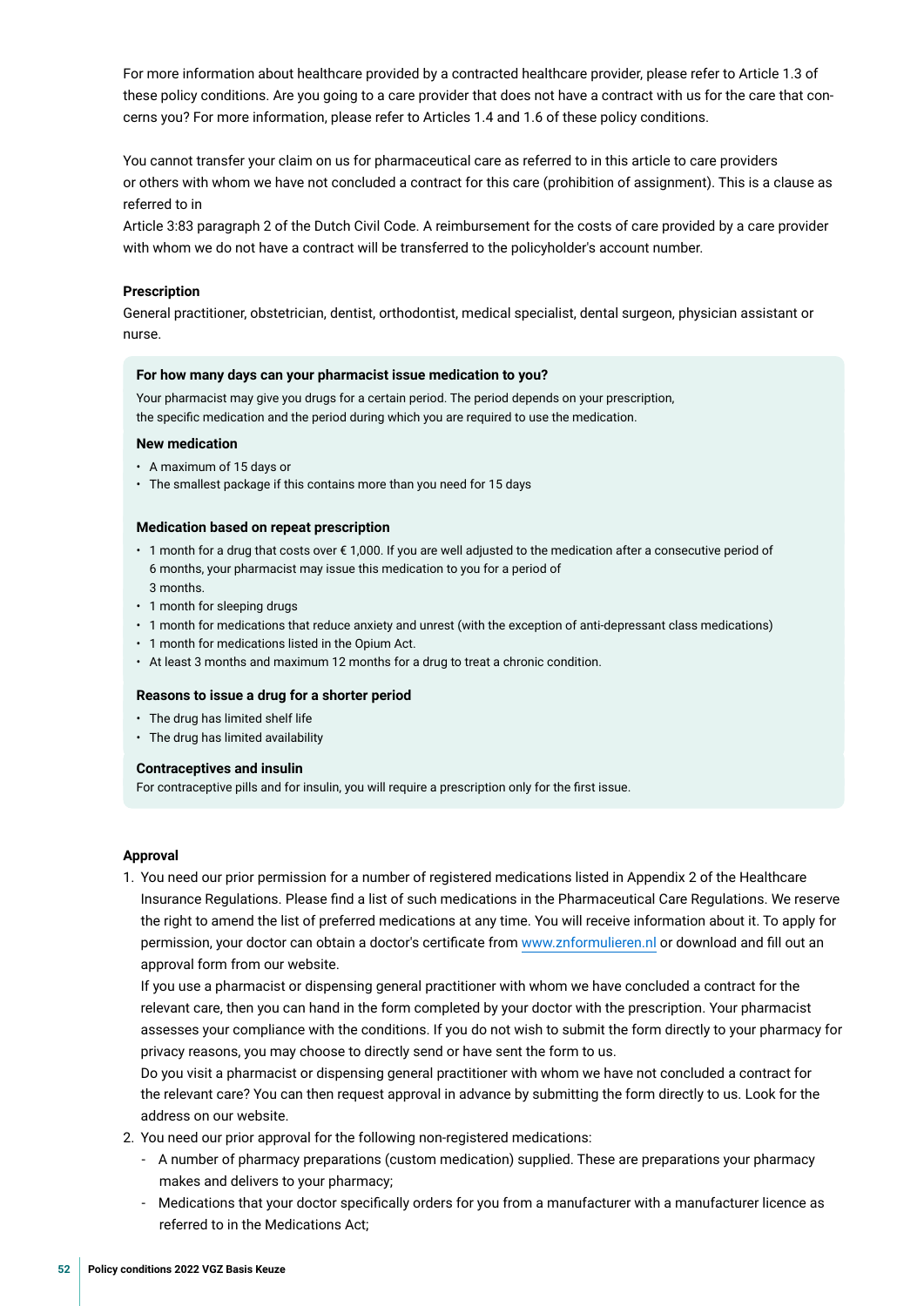For more information about healthcare provided by a contracted healthcare provider, please refer to Article 1.3 of these policy conditions. Are you going to a care provider that does not have a contract with us for the care that concerns you? For more information, please refer to Articles 1.4 and 1.6 of these policy conditions.

You cannot transfer your claim on us for pharmaceutical care as referred to in this article to care providers or others with whom we have not concluded a contract for this care (prohibition of assignment). This is a clause as referred to in
Article 3:83 paragraph 2 of the Dutch Civil Code. A reimbursement for the costs of care provided by a care provider with whom we do not have a contract will be transferred to the policyholder's account number.

**Prescription**

General practitioner, obstetrician, dentist, orthodontist, medical specialist, dental surgeon, physician assistant or nurse.

**For how many days can your pharmacist issue medication to you?**

Your pharmacist may give you drugs for a certain period. The period depends on your prescription, the specific medication and the period during which you are required to use the medication.

**New medication**

- A maximum of 15 days or
- The smallest package if this contains more than you need for 15 days

**Medication based on repeat prescription**

- 1 month for a drug that costs over € 1,000. If you are well adjusted to the medication after a consecutive period of 6 months, your pharmacist may issue this medication to you for a period of 3 months.
- 1 month for sleeping drugs
- 1 month for medications that reduce anxiety and unrest (with the exception of anti-depressant class medications)
- 1 month for medications listed in the Opium Act.
- At least 3 months and maximum 12 months for a drug to treat a chronic condition.

**Reasons to issue a drug for a shorter period**

- The drug has limited shelf life
- The drug has limited availability

**Contraceptives and insulin**

For contraceptive pills and for insulin, you will require a prescription only for the first issue.

**Approval**

1. You need our prior permission for a number of registered medications listed in Appendix 2 of the Healthcare Insurance Regulations. Please find a list of such medications in the Pharmaceutical Care Regulations. We reserve the right to amend the list of preferred medications at any time. You will receive information about it. To apply for permission, your doctor can obtain a doctor's certificate from www.znformulieren.nl or download and fill out an approval form from our website.
   If you use a pharmacist or dispensing general practitioner with whom we have concluded a contract for the relevant care, then you can hand in the form completed by your doctor with the prescription. Your pharmacist assesses your compliance with the conditions. If you do not wish to submit the form directly to your pharmacy for privacy reasons, you may choose to directly send or have sent the form to us.
   Do you visit a pharmacist or dispensing general practitioner with whom we have not concluded a contract for the relevant care? You can then request approval in advance by submitting the form directly to us. Look for the address on our website.
2. You need our prior approval for the following non-registered medications:
   - A number of pharmacy preparations (custom medication) supplied. These are preparations your pharmacy makes and delivers to your pharmacy;
   - Medications that your doctor specifically orders for you from a manufacturer with a manufacturer licence as referred to in the Medications Act;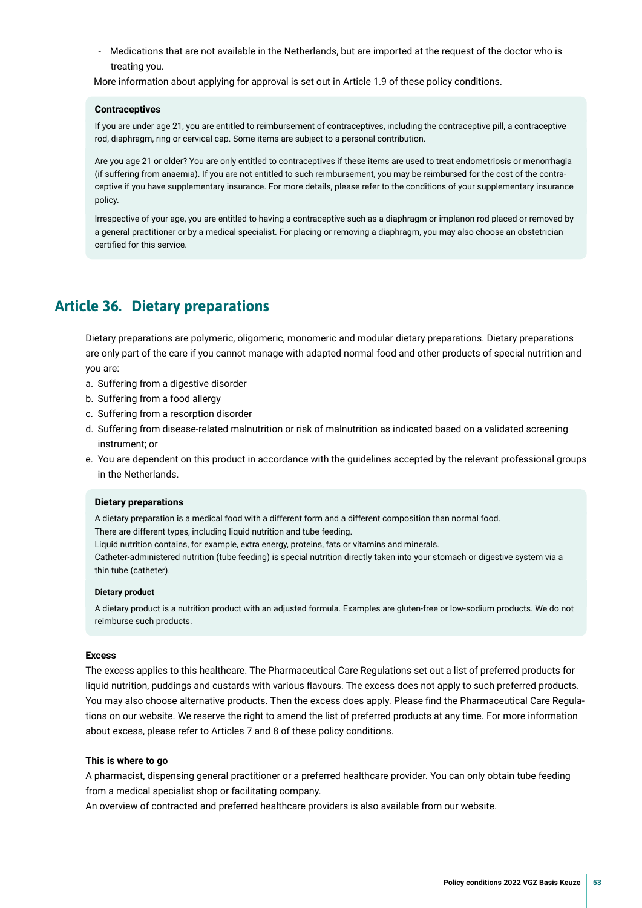- Medications that are not available in the Netherlands, but are imported at the request of the doctor who is treating you.

More information about applying for approval is set out in Article 1.9 of these policy conditions.

**Contraceptives**

If you are under age 21, you are entitled to reimbursement of contraceptives, including the contraceptive pill, a contraceptive rod, diaphragm, ring or cervical cap. Some items are subject to a personal contribution.

Are you age 21 or older? You are only entitled to contraceptives if these items are used to treat endometriosis or menorrhagia (if suffering from anaemia). If you are not entitled to such reimbursement, you may be reimbursed for the cost of the contraceptive if you have supplementary insurance. For more details, please refer to the conditions of your supplementary insurance policy.

Irrespective of your age, you are entitled to having a contraceptive such as a diaphragm or implanon rod placed or removed by a general practitioner or by a medical specialist. For placing or removing a diaphragm, you may also choose an obstetrician certified for this service.

## Article 36. Dietary preparations

Dietary preparations are polymeric, oligomeric, monomeric and modular dietary preparations. Dietary preparations are only part of the care if you cannot manage with adapted normal food and other products of special nutrition and you are:

a. Suffering from a digestive disorder
b. Suffering from a food allergy
c. Suffering from a resorption disorder
d. Suffering from disease-related malnutrition or risk of malnutrition as indicated based on a validated screening instrument; or
e. You are dependent on this product in accordance with the guidelines accepted by the relevant professional groups in the Netherlands.

**Dietary preparations**

A dietary preparation is a medical food with a different form and a different composition than normal food.
There are different types, including liquid nutrition and tube feeding.
Liquid nutrition contains, for example, extra energy, proteins, fats or vitamins and minerals.
Catheter-administered nutrition (tube feeding) is special nutrition directly taken into your stomach or digestive system via a thin tube (catheter).

**Dietary product**

A dietary product is a nutrition product with an adjusted formula. Examples are gluten-free or low-sodium products. We do not reimburse such products.

**Excess**

The excess applies to this healthcare. The Pharmaceutical Care Regulations set out a list of preferred products for liquid nutrition, puddings and custards with various flavours. The excess does not apply to such preferred products. You may also choose alternative products. Then the excess does apply. Please find the Pharmaceutical Care Regulations on our website. We reserve the right to amend the list of preferred products at any time. For more information about excess, please refer to Articles 7 and 8 of these policy conditions.

**This is where to go**

A pharmacist, dispensing general practitioner or a preferred healthcare provider. You can only obtain tube feeding from a medical specialist shop or facilitating company.
An overview of contracted and preferred healthcare providers is also available from our website.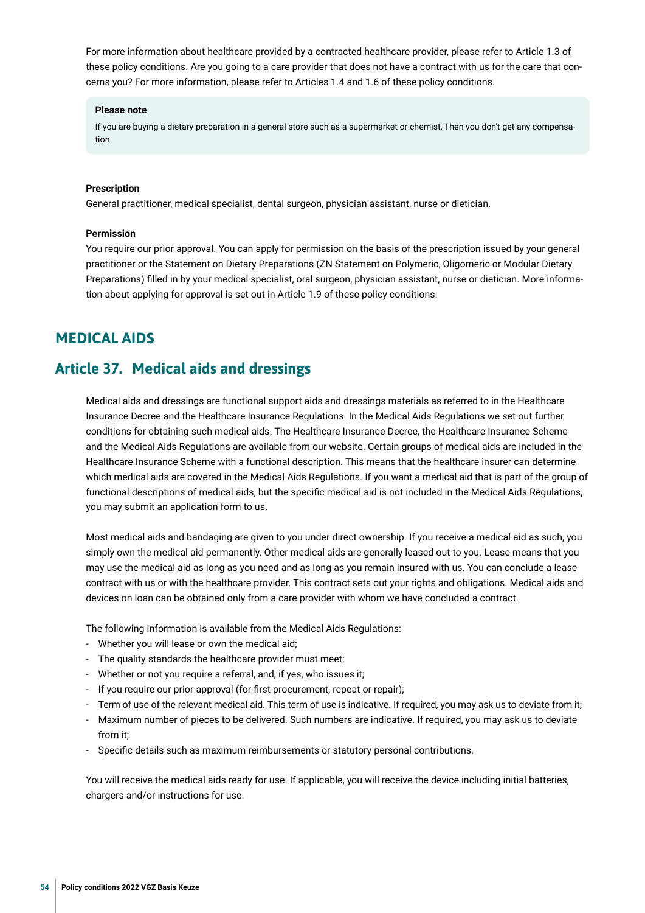For more information about healthcare provided by a contracted healthcare provider, please refer to Article 1.3 of these policy conditions. Are you going to a care provider that does not have a contract with us for the care that concerns you? For more information, please refer to Articles 1.4 and 1.6 of these policy conditions.

> **Please note**
>
> If you are buying a dietary preparation in a general store such as a supermarket or chemist, Then you don't get any compensation.

**Prescription**

General practitioner, medical specialist, dental surgeon, physician assistant, nurse or dietician.

**Permission**

You require our prior approval. You can apply for permission on the basis of the prescription issued by your general practitioner or the Statement on Dietary Preparations (ZN Statement on Polymeric, Oligomeric or Modular Dietary Preparations) filled in by your medical specialist, oral surgeon, physician assistant, nurse or dietician. More information about applying for approval is set out in Article 1.9 of these policy conditions.

# MEDICAL AIDS

## Article 37. Medical aids and dressings

Medical aids and dressings are functional support aids and dressings materials as referred to in the Healthcare Insurance Decree and the Healthcare Insurance Regulations. In the Medical Aids Regulations we set out further conditions for obtaining such medical aids. The Healthcare Insurance Decree, the Healthcare Insurance Scheme and the Medical Aids Regulations are available from our website. Certain groups of medical aids are included in the Healthcare Insurance Scheme with a functional description. This means that the healthcare insurer can determine which medical aids are covered in the Medical Aids Regulations. If you want a medical aid that is part of the group of functional descriptions of medical aids, but the specific medical aid is not included in the Medical Aids Regulations, you may submit an application form to us.

Most medical aids and bandaging are given to you under direct ownership. If you receive a medical aid as such, you simply own the medical aid permanently. Other medical aids are generally leased out to you. Lease means that you may use the medical aid as long as you need and as long as you remain insured with us. You can conclude a lease contract with us or with the healthcare provider. This contract sets out your rights and obligations. Medical aids and devices on loan can be obtained only from a care provider with whom we have concluded a contract.

The following information is available from the Medical Aids Regulations:

- Whether you will lease or own the medical aid;
- The quality standards the healthcare provider must meet;
- Whether or not you require a referral, and, if yes, who issues it;
- If you require our prior approval (for first procurement, repeat or repair);
- Term of use of the relevant medical aid. This term of use is indicative. If required, you may ask us to deviate from it;
- Maximum number of pieces to be delivered. Such numbers are indicative. If required, you may ask us to deviate from it;
- Specific details such as maximum reimbursements or statutory personal contributions.

You will receive the medical aids ready for use. If applicable, you will receive the device including initial batteries, chargers and/or instructions for use.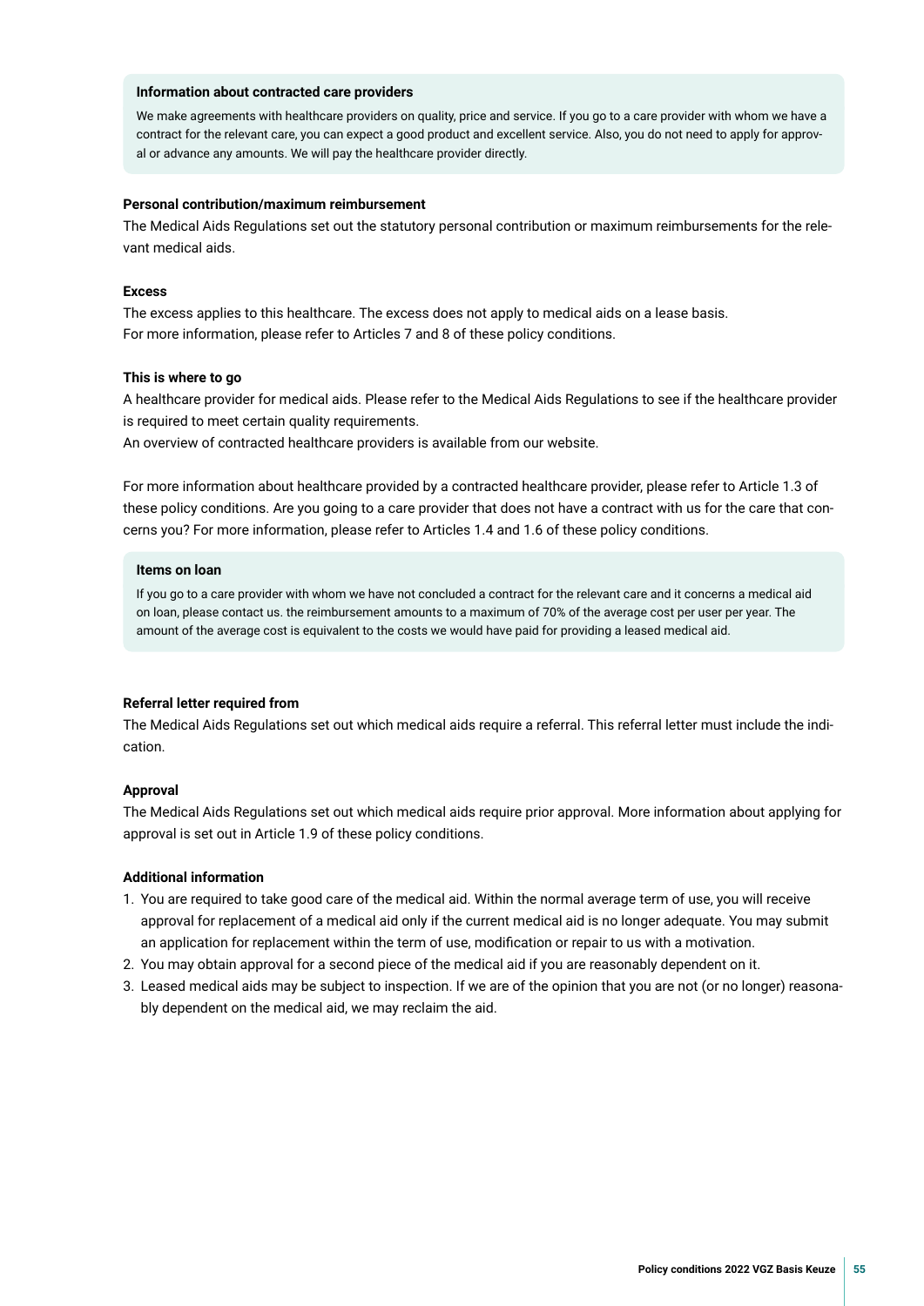**Information about contracted care providers**

We make agreements with healthcare providers on quality, price and service. If you go to a care provider with whom we have a contract for the relevant care, you can expect a good product and excellent service. Also, you do not need to apply for approval or advance any amounts. We will pay the healthcare provider directly.

**Personal contribution/maximum reimbursement**

The Medical Aids Regulations set out the statutory personal contribution or maximum reimbursements for the relevant medical aids.

**Excess**

The excess applies to this healthcare. The excess does not apply to medical aids on a lease basis.
For more information, please refer to Articles 7 and 8 of these policy conditions.

**This is where to go**

A healthcare provider for medical aids. Please refer to the Medical Aids Regulations to see if the healthcare provider is required to meet certain quality requirements.
An overview of contracted healthcare providers is available from our website.

For more information about healthcare provided by a contracted healthcare provider, please refer to Article 1.3 of these policy conditions. Are you going to a care provider that does not have a contract with us for the care that concerns you? For more information, please refer to Articles 1.4 and 1.6 of these policy conditions.

**Items on loan**

If you go to a care provider with whom we have not concluded a contract for the relevant care and it concerns a medical aid on loan, please contact us. the reimbursement amounts to a maximum of 70% of the average cost per user per year. The amount of the average cost is equivalent to the costs we would have paid for providing a leased medical aid.

**Referral letter required from**

The Medical Aids Regulations set out which medical aids require a referral. This referral letter must include the indication.

**Approval**

The Medical Aids Regulations set out which medical aids require prior approval. More information about applying for approval is set out in Article 1.9 of these policy conditions.

**Additional information**

1. You are required to take good care of the medical aid. Within the normal average term of use, you will receive approval for replacement of a medical aid only if the current medical aid is no longer adequate. You may submit an application for replacement within the term of use, modification or repair to us with a motivation.
2. You may obtain approval for a second piece of the medical aid if you are reasonably dependent on it.
3. Leased medical aids may be subject to inspection. If we are of the opinion that you are not (or no longer) reasonably dependent on the medical aid, we may reclaim the aid.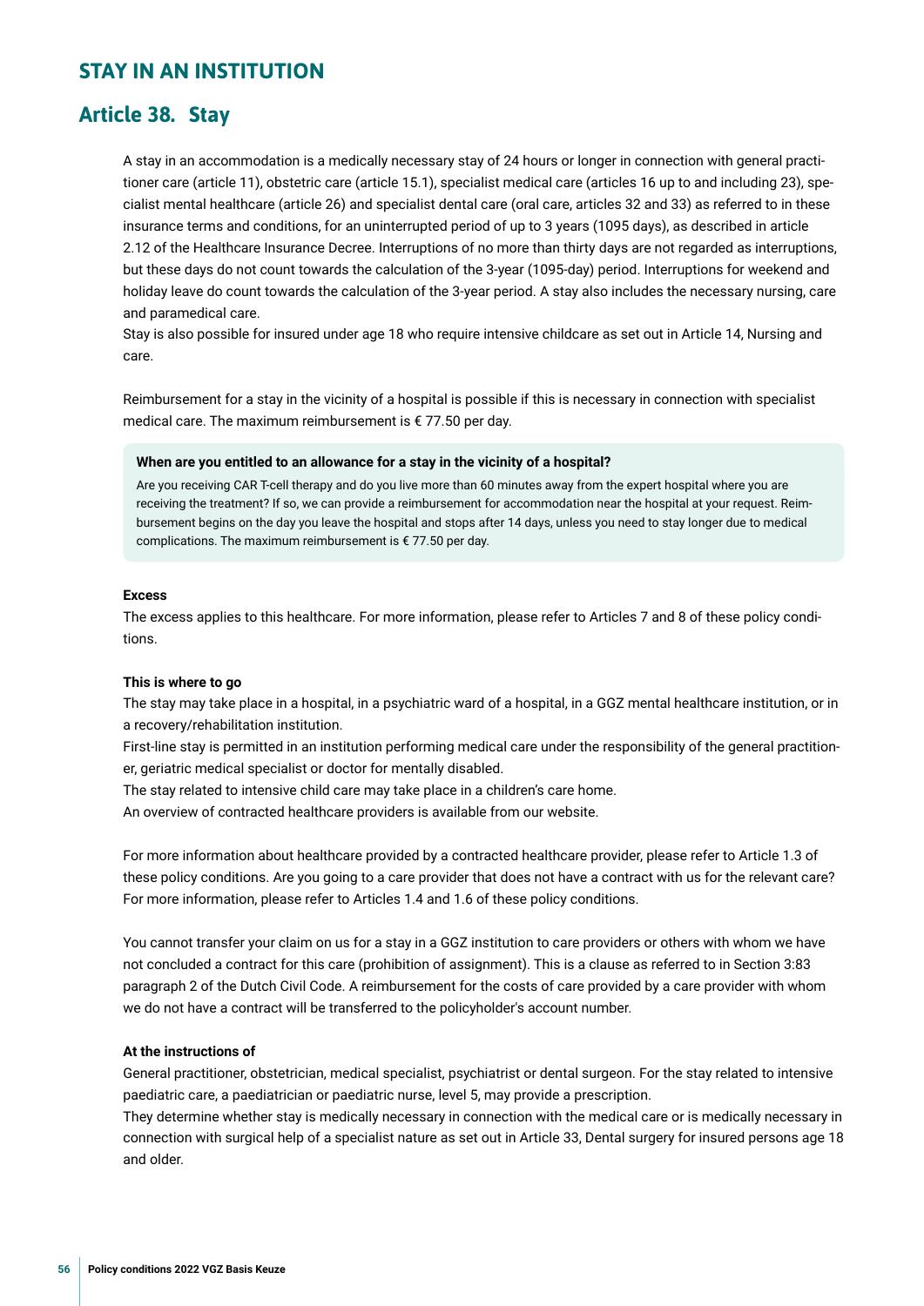# STAY IN AN INSTITUTION

## Article 38. Stay

A stay in an accommodation is a medically necessary stay of 24 hours or longer in connection with general practitioner care (article 11), obstetric care (article 15.1), specialist medical care (articles 16 up to and including 23), specialist mental healthcare (article 26) and specialist dental care (oral care, articles 32 and 33) as referred to in these insurance terms and conditions, for an uninterrupted period of up to 3 years (1095 days), as described in article 2.12 of the Healthcare Insurance Decree. Interruptions of no more than thirty days are not regarded as interruptions, but these days do not count towards the calculation of the 3-year (1095-day) period. Interruptions for weekend and holiday leave do count towards the calculation of the 3-year period. A stay also includes the necessary nursing, care and paramedical care.
Stay is also possible for insured under age 18 who require intensive childcare as set out in Article 14, Nursing and care.

Reimbursement for a stay in the vicinity of a hospital is possible if this is necessary in connection with specialist medical care. The maximum reimbursement is € 77.50 per day.

> **When are you entitled to an allowance for a stay in the vicinity of a hospital?**
>
> Are you receiving CAR T-cell therapy and do you live more than 60 minutes away from the expert hospital where you are receiving the treatment? If so, we can provide a reimbursement for accommodation near the hospital at your request. Reimbursement begins on the day you leave the hospital and stops after 14 days, unless you need to stay longer due to medical complications. The maximum reimbursement is € 77.50 per day.

**Excess**

The excess applies to this healthcare. For more information, please refer to Articles 7 and 8 of these policy conditions.

**This is where to go**

The stay may take place in a hospital, in a psychiatric ward of a hospital, in a GGZ mental healthcare institution, or in a recovery/rehabilitation institution.
First-line stay is permitted in an institution performing medical care under the responsibility of the general practitioner, geriatric medical specialist or doctor for mentally disabled.
The stay related to intensive child care may take place in a children's care home.
An overview of contracted healthcare providers is available from our website.

For more information about healthcare provided by a contracted healthcare provider, please refer to Article 1.3 of these policy conditions. Are you going to a care provider that does not have a contract with us for the relevant care? For more information, please refer to Articles 1.4 and 1.6 of these policy conditions.

You cannot transfer your claim on us for a stay in a GGZ institution to care providers or others with whom we have not concluded a contract for this care (prohibition of assignment). This is a clause as referred to in Section 3:83 paragraph 2 of the Dutch Civil Code. A reimbursement for the costs of care provided by a care provider with whom we do not have a contract will be transferred to the policyholder's account number.

**At the instructions of**

General practitioner, obstetrician, medical specialist, psychiatrist or dental surgeon. For the stay related to intensive paediatric care, a paediatrician or paediatric nurse, level 5, may provide a prescription.
They determine whether stay is medically necessary in connection with the medical care or is medically necessary in connection with surgical help of a specialist nature as set out in Article 33, Dental surgery for insured persons age 18 and older.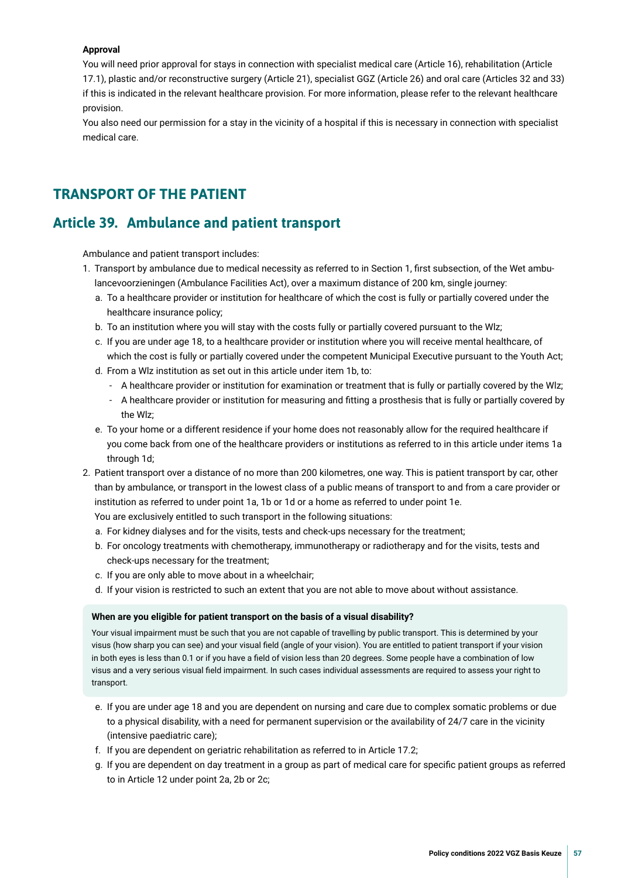**Approval**

You will need prior approval for stays in connection with specialist medical care (Article 16), rehabilitation (Article 17.1), plastic and/or reconstructive surgery (Article 21), specialist GGZ (Article 26) and oral care (Articles 32 and 33) if this is indicated in the relevant healthcare provision. For more information, please refer to the relevant healthcare provision.

You also need our permission for a stay in the vicinity of a hospital if this is necessary in connection with specialist medical care.

# TRANSPORT OF THE PATIENT

## Article 39. Ambulance and patient transport

Ambulance and patient transport includes:

1. Transport by ambulance due to medical necessity as referred to in Section 1, first subsection, of the Wet ambulancevoorzieningen (Ambulance Facilities Act), over a maximum distance of 200 km, single journey:
   a. To a healthcare provider or institution for healthcare of which the cost is fully or partially covered under the healthcare insurance policy;
   b. To an institution where you will stay with the costs fully or partially covered pursuant to the Wlz;
   c. If you are under age 18, to a healthcare provider or institution where you will receive mental healthcare, of which the cost is fully or partially covered under the competent Municipal Executive pursuant to the Youth Act;
   d. From a Wlz institution as set out in this article under item 1b, to:
      - A healthcare provider or institution for examination or treatment that is fully or partially covered by the Wlz;
      - A healthcare provider or institution for measuring and fitting a prosthesis that is fully or partially covered by the Wlz;
   e. To your home or a different residence if your home does not reasonably allow for the required healthcare if you come back from one of the healthcare providers or institutions as referred to in this article under items 1a through 1d;
2. Patient transport over a distance of no more than 200 kilometres, one way. This is patient transport by car, other than by ambulance, or transport in the lowest class of a public means of transport to and from a care provider or institution as referred to under point 1a, 1b or 1d or a home as referred to under point 1e.
   You are exclusively entitled to such transport in the following situations:
   a. For kidney dialyses and for the visits, tests and check-ups necessary for the treatment;
   b. For oncology treatments with chemotherapy, immunotherapy or radiotherapy and for the visits, tests and check-ups necessary for the treatment;
   c. If you are only able to move about in a wheelchair;
   d. If your vision is restricted to such an extent that you are not able to move about without assistance.

**When are you eligible for patient transport on the basis of a visual disability?**

Your visual impairment must be such that you are not capable of travelling by public transport. This is determined by your visus (how sharp you can see) and your visual field (angle of your vision). You are entitled to patient transport if your vision in both eyes is less than 0.1 or if you have a field of vision less than 20 degrees. Some people have a combination of low visus and a very serious visual field impairment. In such cases individual assessments are required to assess your right to transport.

   e. If you are under age 18 and you are dependent on nursing and care due to complex somatic problems or due to a physical disability, with a need for permanent supervision or the availability of 24/7 care in the vicinity (intensive paediatric care);
   f. If you are dependent on geriatric rehabilitation as referred to in Article 17.2;
   g. If you are dependent on day treatment in a group as part of medical care for specific patient groups as referred to in Article 12 under point 2a, 2b or 2c;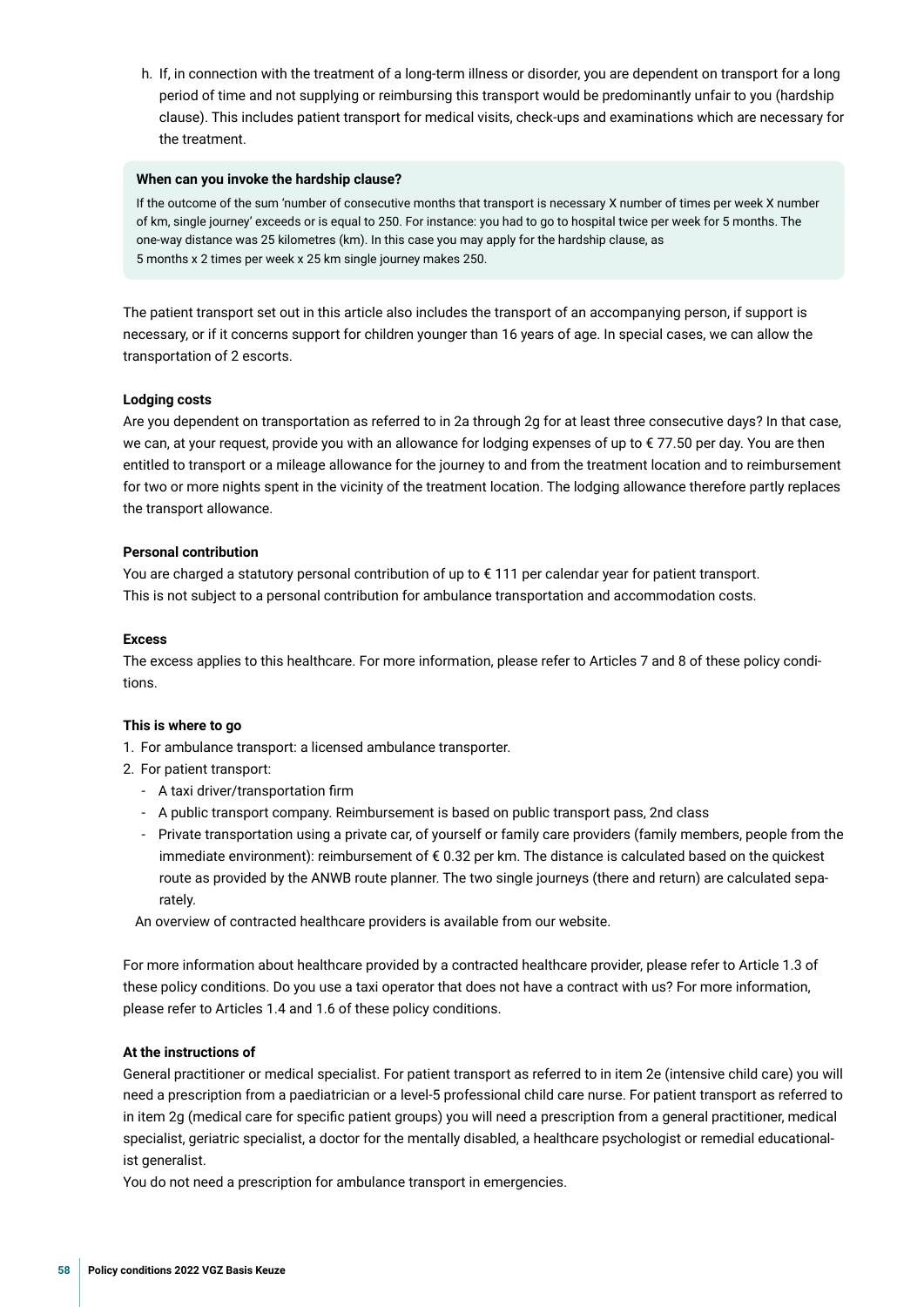h. If, in connection with the treatment of a long-term illness or disorder, you are dependent on transport for a long period of time and not supplying or reimbursing this transport would be predominantly unfair to you (hardship clause). This includes patient transport for medical visits, check-ups and examinations which are necessary for the treatment.

> **When can you invoke the hardship clause?**
>
> If the outcome of the sum 'number of consecutive months that transport is necessary X number of times per week X number of km, single journey' exceeds or is equal to 250. For instance: you had to go to hospital twice per week for 5 months. The one-way distance was 25 kilometres (km). In this case you may apply for the hardship clause, as
> 5 months x 2 times per week x 25 km single journey makes 250.

The patient transport set out in this article also includes the transport of an accompanying person, if support is necessary, or if it concerns support for children younger than 16 years of age. In special cases, we can allow the transportation of 2 escorts.

**Lodging costs**

Are you dependent on transportation as referred to in 2a through 2g for at least three consecutive days? In that case, we can, at your request, provide you with an allowance for lodging expenses of up to € 77.50 per day. You are then entitled to transport or a mileage allowance for the journey to and from the treatment location and to reimbursement for two or more nights spent in the vicinity of the treatment location. The lodging allowance therefore partly replaces the transport allowance.

**Personal contribution**

You are charged a statutory personal contribution of up to € 111 per calendar year for patient transport.
This is not subject to a personal contribution for ambulance transportation and accommodation costs.

**Excess**

The excess applies to this healthcare. For more information, please refer to Articles 7 and 8 of these policy conditions.

**This is where to go**

1. For ambulance transport: a licensed ambulance transporter.
2. For patient transport:
   - A taxi driver/transportation firm
   - A public transport company. Reimbursement is based on public transport pass, 2nd class
   - Private transportation using a private car, of yourself or family care providers (family members, people from the immediate environment): reimbursement of € 0.32 per km. The distance is calculated based on the quickest route as provided by the ANWB route planner. The two single journeys (there and return) are calculated separately.

   An overview of contracted healthcare providers is available from our website.

For more information about healthcare provided by a contracted healthcare provider, please refer to Article 1.3 of these policy conditions. Do you use a taxi operator that does not have a contract with us? For more information, please refer to Articles 1.4 and 1.6 of these policy conditions.

**At the instructions of**

General practitioner or medical specialist. For patient transport as referred to in item 2e (intensive child care) you will need a prescription from a paediatrician or a level-5 professional child care nurse. For patient transport as referred to in item 2g (medical care for specific patient groups) you will need a prescription from a general practitioner, medical specialist, geriatric specialist, a doctor for the mentally disabled, a healthcare psychologist or remedial educationalist generalist.
You do not need a prescription for ambulance transport in emergencies.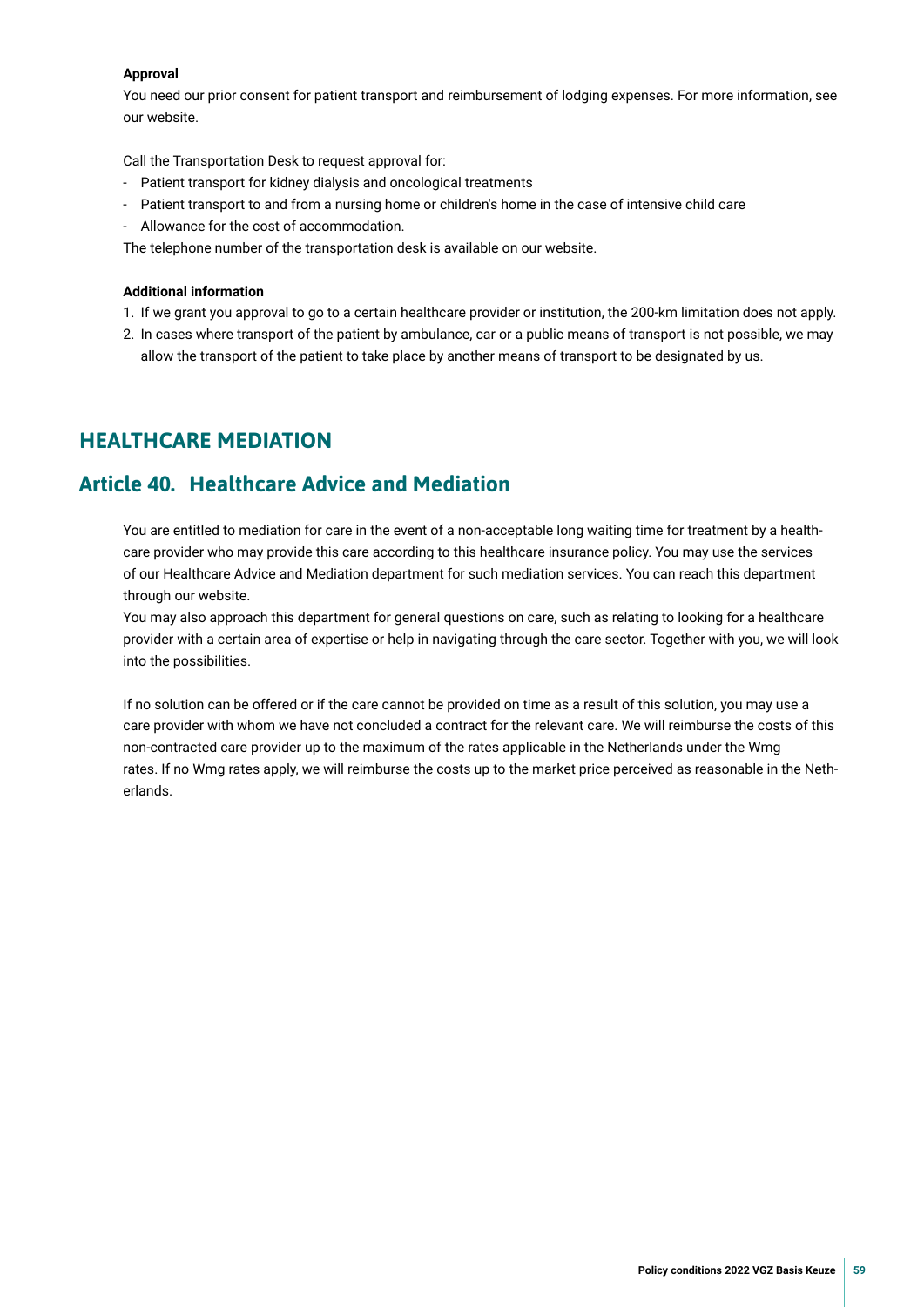**Approval**

You need our prior consent for patient transport and reimbursement of lodging expenses. For more information, see our website.

Call the Transportation Desk to request approval for:

- Patient transport for kidney dialysis and oncological treatments
- Patient transport to and from a nursing home or children's home in the case of intensive child care
- Allowance for the cost of accommodation.

The telephone number of the transportation desk is available on our website.

**Additional information**

1. If we grant you approval to go to a certain healthcare provider or institution, the 200-km limitation does not apply.
2. In cases where transport of the patient by ambulance, car or a public means of transport is not possible, we may allow the transport of the patient to take place by another means of transport to be designated by us.

# HEALTHCARE MEDIATION

## Article 40. Healthcare Advice and Mediation

You are entitled to mediation for care in the event of a non-acceptable long waiting time for treatment by a healthcare provider who may provide this care according to this healthcare insurance policy. You may use the services of our Healthcare Advice and Mediation department for such mediation services. You can reach this department through our website.

You may also approach this department for general questions on care, such as relating to looking for a healthcare provider with a certain area of expertise or help in navigating through the care sector. Together with you, we will look into the possibilities.

If no solution can be offered or if the care cannot be provided on time as a result of this solution, you may use a care provider with whom we have not concluded a contract for the relevant care. We will reimburse the costs of this non-contracted care provider up to the maximum of the rates applicable in the Netherlands under the Wmg rates. If no Wmg rates apply, we will reimburse the costs up to the market price perceived as reasonable in the Netherlands.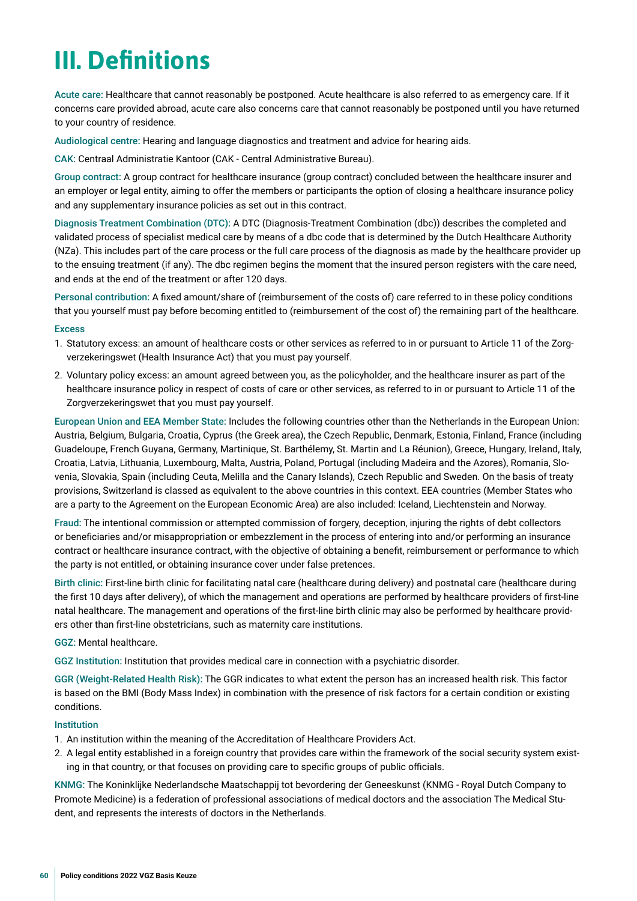# III. Definitions

**Acute care:** Healthcare that cannot reasonably be postponed. Acute healthcare is also referred to as emergency care. If it concerns care provided abroad, acute care also concerns care that cannot reasonably be postponed until you have returned to your country of residence.

**Audiological centre:** Hearing and language diagnostics and treatment and advice for hearing aids.

**CAK:** Centraal Administratie Kantoor (CAK - Central Administrative Bureau).

**Group contract:** A group contract for healthcare insurance (group contract) concluded between the healthcare insurer and an employer or legal entity, aiming to offer the members or participants the option of closing a healthcare insurance policy and any supplementary insurance policies as set out in this contract.

**Diagnosis Treatment Combination (DTC):** A DTC (Diagnosis-Treatment Combination (dbc)) describes the completed and validated process of specialist medical care by means of a dbc code that is determined by the Dutch Healthcare Authority (NZa). This includes part of the care process or the full care process of the diagnosis as made by the healthcare provider up to the ensuing treatment (if any). The dbc regimen begins the moment that the insured person registers with the care need, and ends at the end of the treatment or after 120 days.

**Personal contribution:** A fixed amount/share of (reimbursement of the costs of) care referred to in these policy conditions that you yourself must pay before becoming entitled to (reimbursement of the cost of) the remaining part of the healthcare.

**Excess**

1. Statutory excess: an amount of healthcare costs or other services as referred to in or pursuant to Article 11 of the Zorgverzekeringswet (Health Insurance Act) that you must pay yourself.
2. Voluntary policy excess: an amount agreed between you, as the policyholder, and the healthcare insurer as part of the healthcare insurance policy in respect of costs of care or other services, as referred to in or pursuant to Article 11 of the Zorgverzekeringswet that you must pay yourself.

**European Union and EEA Member State:** Includes the following countries other than the Netherlands in the European Union: Austria, Belgium, Bulgaria, Croatia, Cyprus (the Greek area), the Czech Republic, Denmark, Estonia, Finland, France (including Guadeloupe, French Guyana, Germany, Martinique, St. Barthélemy, St. Martin and La Réunion), Greece, Hungary, Ireland, Italy, Croatia, Latvia, Lithuania, Luxembourg, Malta, Austria, Poland, Portugal (including Madeira and the Azores), Romania, Slovenia, Slovakia, Spain (including Ceuta, Melilla and the Canary Islands), Czech Republic and Sweden. On the basis of treaty provisions, Switzerland is classed as equivalent to the above countries in this context. EEA countries (Member States who are a party to the Agreement on the European Economic Area) are also included: Iceland, Liechtenstein and Norway.

**Fraud:** The intentional commission or attempted commission of forgery, deception, injuring the rights of debt collectors or beneficiaries and/or misappropriation or embezzlement in the process of entering into and/or performing an insurance contract or healthcare insurance contract, with the objective of obtaining a benefit, reimbursement or performance to which the party is not entitled, or obtaining insurance cover under false pretences.

**Birth clinic:** First-line birth clinic for facilitating natal care (healthcare during delivery) and postnatal care (healthcare during the first 10 days after delivery), of which the management and operations are performed by healthcare providers of first-line natal healthcare. The management and operations of the first-line birth clinic may also be performed by healthcare providers other than first-line obstetricians, such as maternity care institutions.

**GGZ:** Mental healthcare.

**GGZ Institution:** Institution that provides medical care in connection with a psychiatric disorder.

**GGR (Weight-Related Health Risk):** The GGR indicates to what extent the person has an increased health risk. This factor is based on the BMI (Body Mass Index) in combination with the presence of risk factors for a certain condition or existing conditions.

**Institution**

1. An institution within the meaning of the Accreditation of Healthcare Providers Act.
2. A legal entity established in a foreign country that provides care within the framework of the social security system existing in that country, or that focuses on providing care to specific groups of public officials.

**KNMG:** The Koninklijke Nederlandsche Maatschappij tot bevordering der Geneeskunst (KNMG - Royal Dutch Company to Promote Medicine) is a federation of professional associations of medical doctors and the association The Medical Student, and represents the interests of doctors in the Netherlands.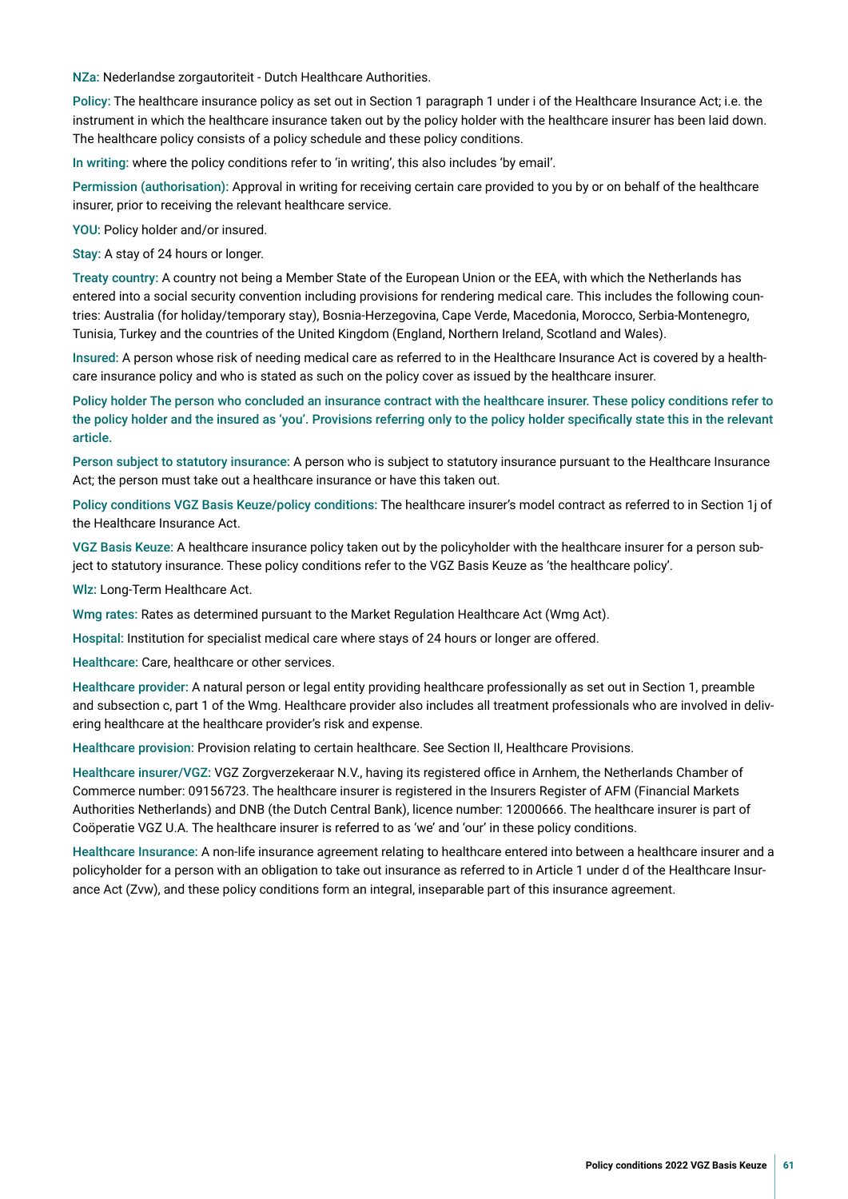**NZa:** Nederlandse zorgautoriteit - Dutch Healthcare Authorities.

**Policy:** The healthcare insurance policy as set out in Section 1 paragraph 1 under i of the Healthcare Insurance Act; i.e. the instrument in which the healthcare insurance taken out by the policy holder with the healthcare insurer has been laid down. The healthcare policy consists of a policy schedule and these policy conditions.

**In writing:** where the policy conditions refer to 'in writing', this also includes 'by email'.

**Permission (authorisation):** Approval in writing for receiving certain care provided to you by or on behalf of the healthcare insurer, prior to receiving the relevant healthcare service.

**YOU:** Policy holder and/or insured.

**Stay:** A stay of 24 hours or longer.

**Treaty country:** A country not being a Member State of the European Union or the EEA, with which the Netherlands has entered into a social security convention including provisions for rendering medical care. This includes the following countries: Australia (for holiday/temporary stay), Bosnia-Herzegovina, Cape Verde, Macedonia, Morocco, Serbia-Montenegro, Tunisia, Turkey and the countries of the United Kingdom (England, Northern Ireland, Scotland and Wales).

**Insured:** A person whose risk of needing medical care as referred to in the Healthcare Insurance Act is covered by a healthcare insurance policy and who is stated as such on the policy cover as issued by the healthcare insurer.

**Policy holder The person who concluded an insurance contract with the healthcare insurer. These policy conditions refer to the policy holder and the insured as 'you'. Provisions referring only to the policy holder specifically state this in the relevant article.**

**Person subject to statutory insurance:** A person who is subject to statutory insurance pursuant to the Healthcare Insurance Act; the person must take out a healthcare insurance or have this taken out.

**Policy conditions VGZ Basis Keuze/policy conditions:** The healthcare insurer's model contract as referred to in Section 1j of the Healthcare Insurance Act.

**VGZ Basis Keuze:** A healthcare insurance policy taken out by the policyholder with the healthcare insurer for a person subject to statutory insurance. These policy conditions refer to the VGZ Basis Keuze as 'the healthcare policy'.

**Wlz:** Long-Term Healthcare Act.

**Wmg rates:** Rates as determined pursuant to the Market Regulation Healthcare Act (Wmg Act).

**Hospital:** Institution for specialist medical care where stays of 24 hours or longer are offered.

**Healthcare:** Care, healthcare or other services.

**Healthcare provider:** A natural person or legal entity providing healthcare professionally as set out in Section 1, preamble and subsection c, part 1 of the Wmg. Healthcare provider also includes all treatment professionals who are involved in delivering healthcare at the healthcare provider's risk and expense.

**Healthcare provision:** Provision relating to certain healthcare. See Section II, Healthcare Provisions.

**Healthcare insurer/VGZ:** VGZ Zorgverzekeraar N.V., having its registered office in Arnhem, the Netherlands Chamber of Commerce number: 09156723. The healthcare insurer is registered in the Insurers Register of AFM (Financial Markets Authorities Netherlands) and DNB (the Dutch Central Bank), licence number: 12000666. The healthcare insurer is part of Coöperatie VGZ U.A. The healthcare insurer is referred to as 'we' and 'our' in these policy conditions.

**Healthcare Insurance:** A non-life insurance agreement relating to healthcare entered into between a healthcare insurer and a policyholder for a person with an obligation to take out insurance as referred to in Article 1 under d of the Healthcare Insurance Act (Zvw), and these policy conditions form an integral, inseparable part of this insurance agreement.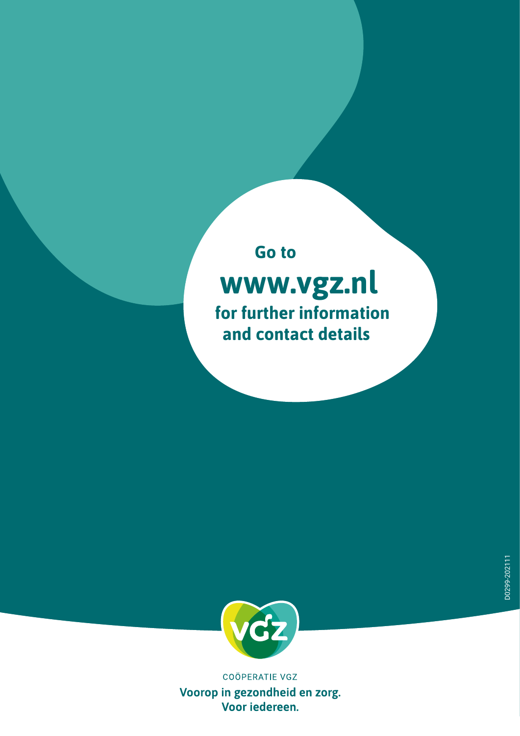Go to

**www.vgz.nl**

**for further information and contact details**

COÖPERATIE VGZ

**Voorop in gezondheid en zorg. Voor iedereen.**

D0299-202111